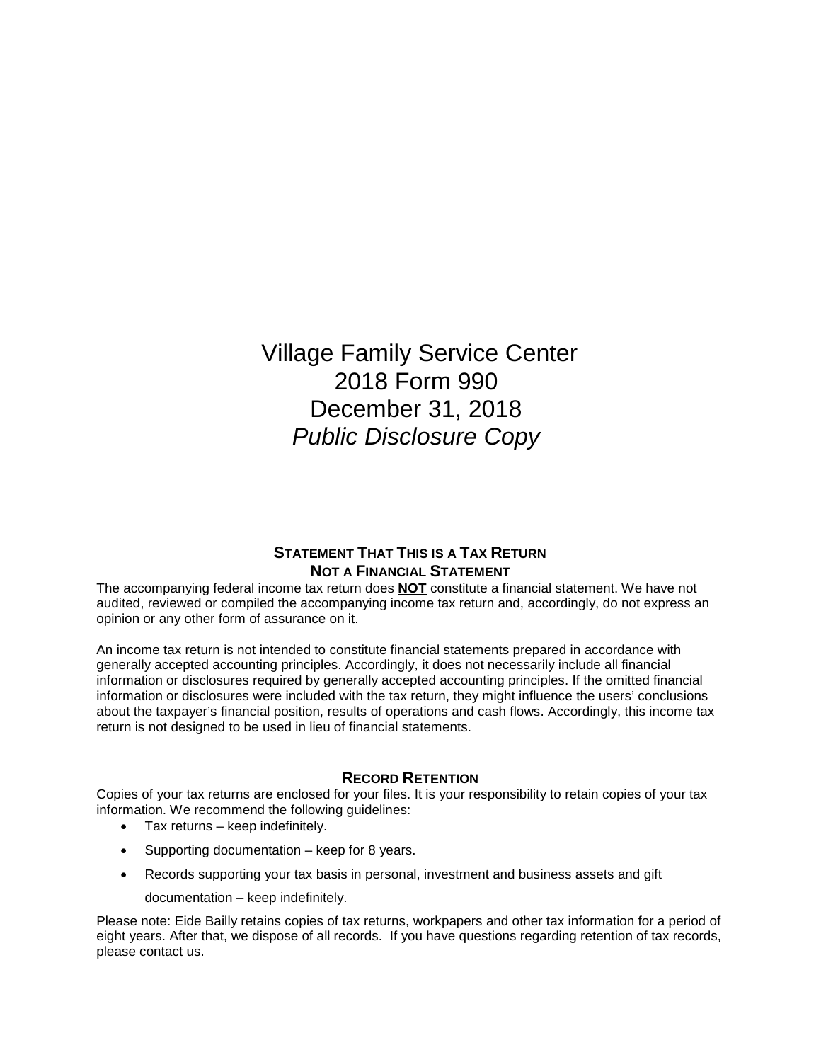# Village Family Service Center
# 2018 Form 990
# December 31, 2018
# *Public Disclosure Copy*

## STATEMENT THAT THIS IS A TAX RETURN NOT A FINANCIAL STATEMENT

The accompanying federal income tax return does **NOT** constitute a financial statement. We have not audited, reviewed or compiled the accompanying income tax return and, accordingly, do not express an opinion or any other form of assurance on it.

An income tax return is not intended to constitute financial statements prepared in accordance with generally accepted accounting principles. Accordingly, it does not necessarily include all financial information or disclosures required by generally accepted accounting principles. If the omitted financial information or disclosures were included with the tax return, they might influence the users' conclusions about the taxpayer's financial position, results of operations and cash flows. Accordingly, this income tax return is not designed to be used in lieu of financial statements.

## RECORD RETENTION

Copies of your tax returns are enclosed for your files. It is your responsibility to retain copies of your tax information. We recommend the following guidelines:

- Tax returns – keep indefinitely.
- Supporting documentation – keep for 8 years.
- Records supporting your tax basis in personal, investment and business assets and gift documentation – keep indefinitely.

Please note: Eide Bailly retains copies of tax returns, workpapers and other tax information for a period of eight years. After that, we dispose of all records. If you have questions regarding retention of tax records, please contact us.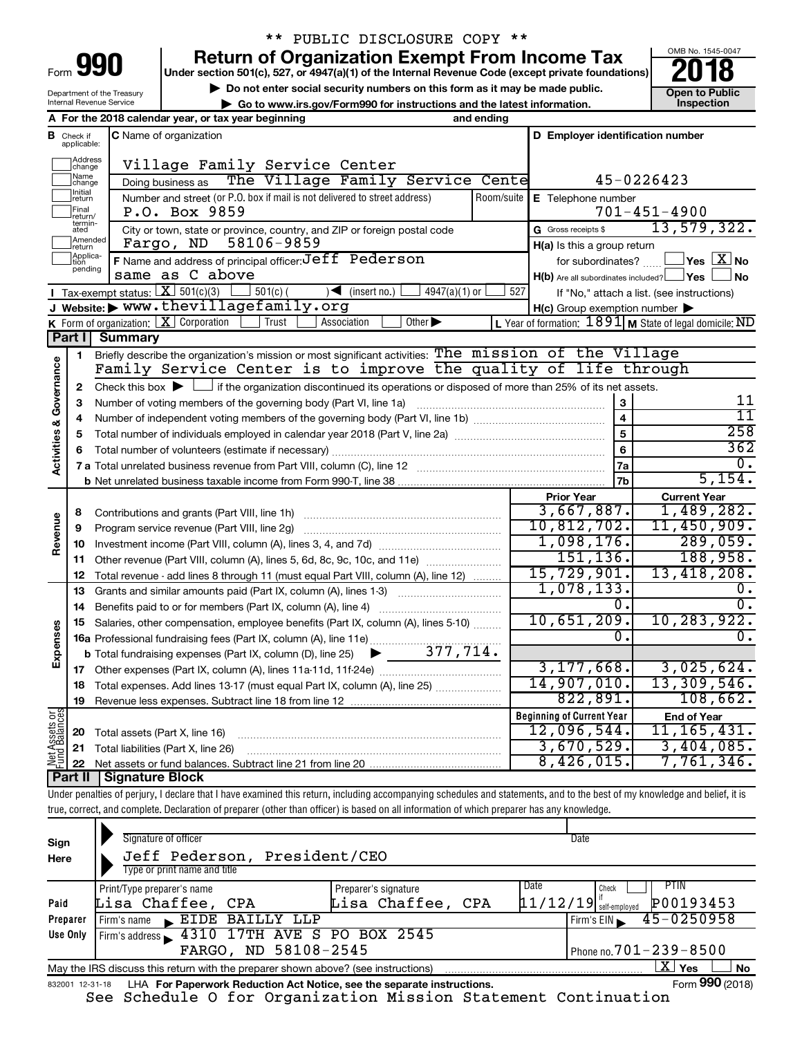\*\* PUBLIC DISCLOSURE COPY \*\*

# Form 990 — Return of Organization Exempt From Income Tax

Under section 501(c), 527, or 4947(a)(1) of the Internal Revenue Code (except private foundations)

▶ Do not enter social security numbers on this form as it may be made public.

▶ Go to www.irs.gov/Form990 for instructions and the latest information.

Department of the Treasury
Internal Revenue Service

OMB No. 1545-0047

**2018**

**Open to Public Inspection**

**A** For the 2018 calendar year, or tax year beginning and ending

**B** Check if applicable: Address change, Name change, Initial return, Final return/terminated, Amended return, Application pending

**C** Name of organization: Village Family Service Center

Doing business as: The Village Family Service Cente

Number and street (or P.O. box if mail is not delivered to street address): P.O. Box 9859 | Room/suite

City or town, state or province, country, and ZIP or foreign postal code: Fargo, ND 58106-9859

**D** Employer identification number: 45-0226423

**E** Telephone number: 701-451-4900

**G** Gross receipts $ 13,579,322.

**F** Name and address of principal officer: Jeff Pederson, same as C above

**H(a)** Is this a group return for subordinates? ☐ Yes ☒ No

**H(b)** Are all subordinates included? ☐ Yes ☐ No — If "No," attach a list. (see instructions)

**H(c)** Group exemption number ▶

**I** Tax-exempt status: ☒ 501(c)(3) ☐ 501(c) ( ) ◀ (insert no.) ☐ 4947(a)(1) or ☐ 527

**J** Website: ▶ www.thevillagefamily.org

**K** Form of organization: ☒ Corporation ☐ Trust ☐ Association ☐ Other ▶

**L** Year of formation: 1891 **M** State of legal domicile: ND

## Part I — Summary

**Activities & Governance**

1. Briefly describe the organization's mission or most significant activities: The mission of the Village Family Service Center is to improve the quality of life through
2. Check this box ▶ ☐ if the organization discontinued its operations or disposed of more than 25% of its net assets.

| | | | |
|---|---|---|---|
| 3 | Number of voting members of the governing body (Part VI, line 1a) | 3 | 11 |
| 4 | Number of independent voting members of the governing body (Part VI, line 1b) | 4 | 11 |
| 5 | Total number of individuals employed in calendar year 2018 (Part V, line 2a) | 5 | 258 |
| 6 | Total number of volunteers (estimate if necessary) | 6 | 362 |
| 7a | Total unrelated business revenue from Part VIII, column (C), line 12 | 7a | 0. |
| b | Net unrelated business taxable income from Form 990-T, line 38 | 7b | 5,154. |

| | | Prior Year | Current Year |
|---|---|---|---|
| **Revenue** | | | |
| 8 | Contributions and grants (Part VIII, line 1h) | 3,667,887. | 1,489,282. |
| 9 | Program service revenue (Part VIII, line 2g) | 10,812,702. | 11,450,909. |
| 10 | Investment income (Part VIII, column (A), lines 3, 4, and 7d) | 1,098,176. | 289,059. |
| 11 | Other revenue (Part VIII, column (A), lines 5, 6d, 8c, 9c, 10c, and 11e) | 151,136. | 188,958. |
| 12 | Total revenue - add lines 8 through 11 (must equal Part VIII, column (A), line 12) | 15,729,901. | 13,418,208. |
| **Expenses** | | | |
| 13 | Grants and similar amounts paid (Part IX, column (A), lines 1-3) | 1,078,133. | 0. |
| 14 | Benefits paid to or for members (Part IX, column (A), line 4) | 0. | 0. |
| 15 | Salaries, other compensation, employee benefits (Part IX, column (A), lines 5-10) | 10,651,209. | 10,283,922. |
| 16a | Professional fundraising fees (Part IX, column (A), line 11e) | 0. | 0. |
| b | Total fundraising expenses (Part IX, column (D), line 25) ▶ 377,714. | | |
| 17 | Other expenses (Part IX, column (A), lines 11a-11d, 11f-24e) | 3,177,668. | 3,025,624. |
| 18 | Total expenses. Add lines 13-17 (must equal Part IX, column (A), line 25) | 14,907,010. | 13,309,546. |
| 19 | Revenue less expenses. Subtract line 18 from line 12 | 822,891. | 108,662. |
| **Net Assets or Fund Balances** | | **Beginning of Current Year** | **End of Year** |
| 20 | Total assets (Part X, line 16) | 12,096,544. | 11,165,431. |
| 21 | Total liabilities (Part X, line 26) | 3,670,529. | 3,404,085. |
| 22 | Net assets or fund balances. Subtract line 21 from line 20 | 8,426,015. | 7,761,346. |

## Part II — Signature Block

Under penalties of perjury, I declare that I have examined this return, including accompanying schedules and statements, and to the best of my knowledge and belief, it is true, correct, and complete. Declaration of preparer (other than officer) is based on all information of which preparer has any knowledge.

**Sign Here**

Signature of officer — Date

Jeff Pederson, President/CEO
Type or print name and title

**Paid Preparer Use Only**

| Print/Type preparer's name | Preparer's signature | Date | Check if self-employed | PTIN |
|---|---|---|---|---|
| Lisa Chaffee, CPA | Lisa Chaffee, CPA | 11/12/19 | ☐ | P00193453 |

Firm's name ▶ EIDE BAILLY LLP — Firm's EIN ▶ 45-0250958

Firm's address ▶ 4310 17TH AVE S PO BOX 2545, FARGO, ND 58108-2545 — Phone no. 701-239-8500

May the IRS discuss this return with the preparer shown above? (see instructions) ☒ Yes ☐ No

832001 12-31-18 LHA For Paperwork Reduction Act Notice, see the separate instructions. Form **990** (2018)

See Schedule O for Organization Mission Statement Continuation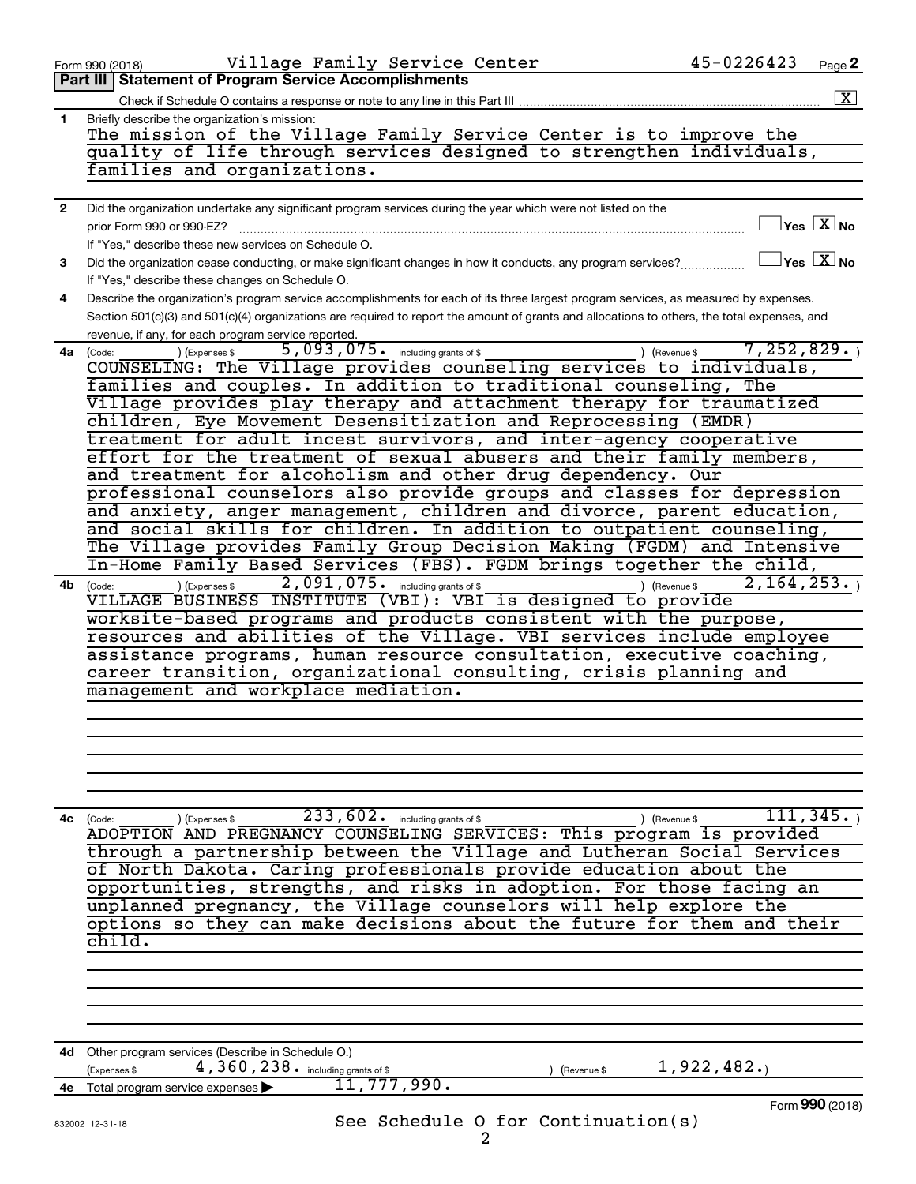Form 990 (2018) Village Family Service Center 45-0226423 Page **2**

## Part III Statement of Program Service Accomplishments

Check if Schedule O contains a response or note to any line in this Part III .......... [X]

**1** Briefly describe the organization's mission:

The mission of the Village Family Service Center is to improve the quality of life through services designed to strengthen individuals, families and organizations.

**2** Did the organization undertake any significant program services during the year which were not listed on the prior Form 990 or 990-EZ? .......... [ ] Yes [X] No

If "Yes," describe these new services on Schedule O.

**3** Did the organization cease conducting, or make significant changes in how it conducts, any program services? .......... [ ] Yes [X] No

If "Yes," describe these changes on Schedule O.

**4** Describe the organization's program service accomplishments for each of its three largest program services, as measured by expenses. Section 501(c)(3) and 501(c)(4) organizations are required to report the amount of grants and allocations to others, the total expenses, and revenue, if any, for each program service reported.

**4a** (Code: ) (Expenses $ 5,093,075. including grants of $ ) (Revenue $ 7,252,829. )

COUNSELING: The Village provides counseling services to individuals, families and couples. In addition to traditional counseling, The Village provides play therapy and attachment therapy for traumatized children, Eye Movement Desensitization and Reprocessing (EMDR) treatment for adult incest survivors, and inter-agency cooperative effort for the treatment of sexual abusers and their family members, and treatment for alcoholism and other drug dependency. Our professional counselors also provide groups and classes for depression and anxiety, anger management, children and divorce, parent education, and social skills for children. In addition to outpatient counseling, The Village provides Family Group Decision Making (FGDM) and Intensive In-Home Family Based Services (FBS). FGDM brings together the child,

**4b** (Code: ) (Expenses $ 2,091,075. including grants of $ ) (Revenue $ 2,164,253. )

VILLAGE BUSINESS INSTITUTE (VBI): VBI is designed to provide worksite-based programs and products consistent with the purpose, resources and abilities of the Village. VBI services include employee assistance programs, human resource consultation, executive coaching, career transition, organizational consulting, crisis planning and management and workplace mediation.

**4c** (Code: ) (Expenses $ 233,602. including grants of $ ) (Revenue $ 111,345. )

ADOPTION AND PREGNANCY COUNSELING SERVICES: This program is provided through a partnership between the Village and Lutheran Social Services of North Dakota. Caring professionals provide education about the opportunities, strengths, and risks in adoption. For those facing an unplanned pregnancy, the Village counselors will help explore the options so they can make decisions about the future for them and their child.

**4d** Other program services (Describe in Schedule O.)

(Expenses $ 4,360,238. including grants of $ ) (Revenue $ 1,922,482.)

**4e** Total program service expenses ▶ 11,777,990.

See Schedule O for Continuation(s)

Form **990** (2018)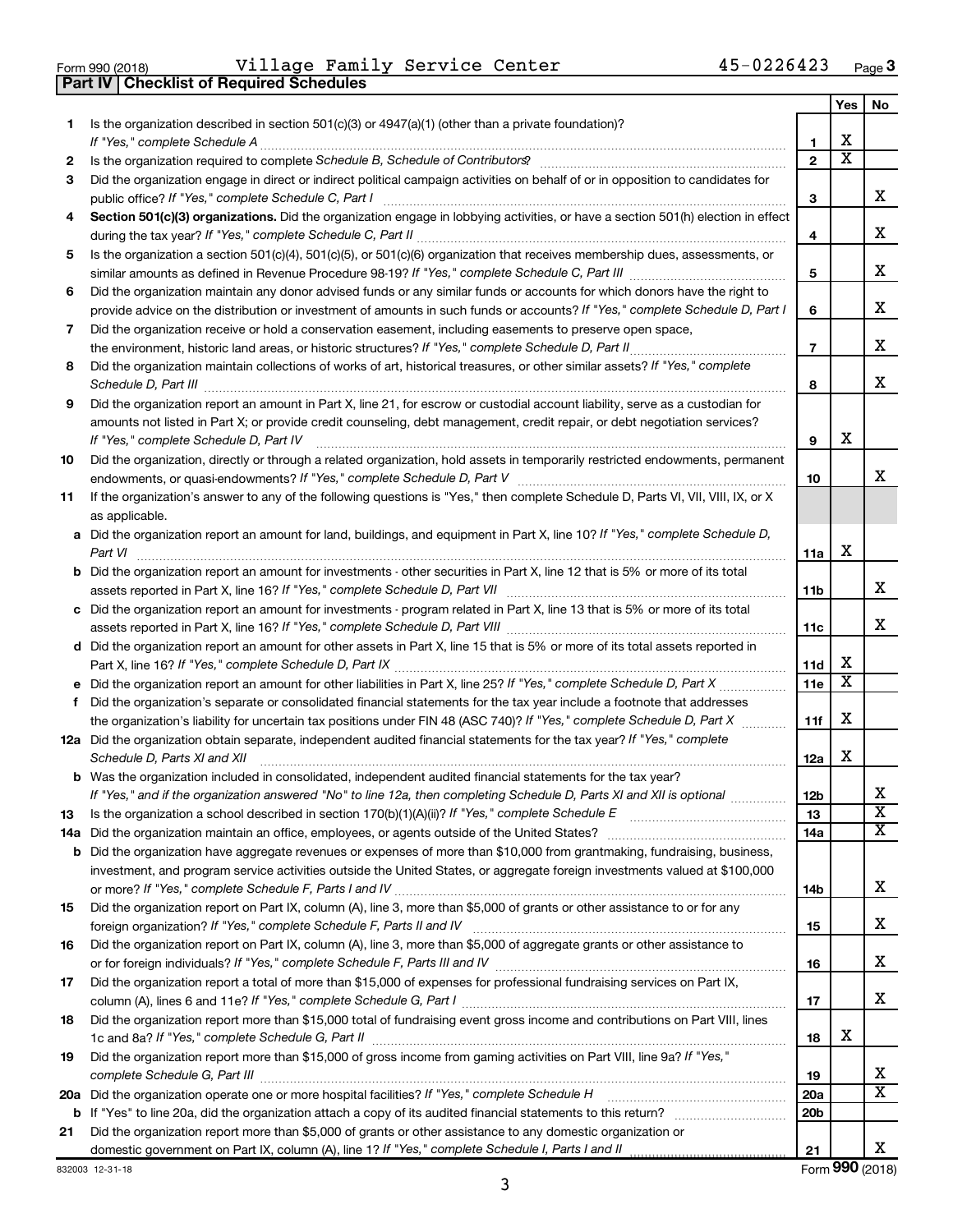Form 990 (2018) Village Family Service Center 45-0226423 Page 3

## Part IV | Checklist of Required Schedules

| | | | Yes | No |
|---|---|---|---|---|
| 1 | Is the organization described in section 501(c)(3) or 4947(a)(1) (other than a private foundation)? *If "Yes," complete Schedule A* | 1 | X | |
| 2 | Is the organization required to complete *Schedule B, Schedule of Contributors*? | 2 | X | |
| 3 | Did the organization engage in direct or indirect political campaign activities on behalf of or in opposition to candidates for public office? *If "Yes," complete Schedule C, Part I* | 3 | | X |
| 4 | **Section 501(c)(3) organizations.** Did the organization engage in lobbying activities, or have a section 501(h) election in effect during the tax year? *If "Yes," complete Schedule C, Part II* | 4 | | X |
| 5 | Is the organization a section 501(c)(4), 501(c)(5), or 501(c)(6) organization that receives membership dues, assessments, or similar amounts as defined in Revenue Procedure 98-19? *If "Yes," complete Schedule C, Part III* | 5 | | X |
| 6 | Did the organization maintain any donor advised funds or any similar funds or accounts for which donors have the right to provide advice on the distribution or investment of amounts in such funds or accounts? *If "Yes," complete Schedule D, Part I* | 6 | | X |
| 7 | Did the organization receive or hold a conservation easement, including easements to preserve open space, the environment, historic land areas, or historic structures? *If "Yes," complete Schedule D, Part II* | 7 | | X |
| 8 | Did the organization maintain collections of works of art, historical treasures, or other similar assets? *If "Yes," complete Schedule D, Part III* | 8 | | X |
| 9 | Did the organization report an amount in Part X, line 21, for escrow or custodial account liability, serve as a custodian for amounts not listed in Part X; or provide credit counseling, debt management, credit repair, or debt negotiation services? *If "Yes," complete Schedule D, Part IV* | 9 | X | |
| 10 | Did the organization, directly or through a related organization, hold assets in temporarily restricted endowments, permanent endowments, or quasi-endowments? *If "Yes," complete Schedule D, Part V* | 10 | | X |
| 11 | If the organization's answer to any of the following questions is "Yes," then complete Schedule D, Parts VI, VII, VIII, IX, or X as applicable. | | | |
| a | Did the organization report an amount for land, buildings, and equipment in Part X, line 10? *If "Yes," complete Schedule D, Part VI* | 11a | X | |
| b | Did the organization report an amount for investments - other securities in Part X, line 12 that is 5% or more of its total assets reported in Part X, line 16? *If "Yes," complete Schedule D, Part VII* | 11b | | X |
| c | Did the organization report an amount for investments - program related in Part X, line 13 that is 5% or more of its total assets reported in Part X, line 16? *If "Yes," complete Schedule D, Part VIII* | 11c | | X |
| d | Did the organization report an amount for other assets in Part X, line 15 that is 5% or more of its total assets reported in Part X, line 16? *If "Yes," complete Schedule D, Part IX* | 11d | X | |
| e | Did the organization report an amount for other liabilities in Part X, line 25? *If "Yes," complete Schedule D, Part X* | 11e | X | |
| f | Did the organization's separate or consolidated financial statements for the tax year include a footnote that addresses the organization's liability for uncertain tax positions under FIN 48 (ASC 740)? *If "Yes," complete Schedule D, Part X* | 11f | X | |
| 12a | Did the organization obtain separate, independent audited financial statements for the tax year? *If "Yes," complete Schedule D, Parts XI and XII* | 12a | X | |
| b | Was the organization included in consolidated, independent audited financial statements for the tax year? *If "Yes," and if the organization answered "No" to line 12a, then completing Schedule D, Parts XI and XII is optional* | 12b | | X |
| 13 | Is the organization a school described in section 170(b)(1)(A)(ii)? *If "Yes," complete Schedule E* | 13 | | X |
| 14a | Did the organization maintain an office, employees, or agents outside of the United States? | 14a | | X |
| b | Did the organization have aggregate revenues or expenses of more than $10,000 from grantmaking, fundraising, business, investment, and program service activities outside the United States, or aggregate foreign investments valued at $100,000 or more? *If "Yes," complete Schedule F, Parts I and IV* | 14b | | X |
| 15 | Did the organization report on Part IX, column (A), line 3, more than $5,000 of grants or other assistance to or for any foreign organization? *If "Yes," complete Schedule F, Parts II and IV* | 15 | | X |
| 16 | Did the organization report on Part IX, column (A), line 3, more than $5,000 of aggregate grants or other assistance to or for foreign individuals? *If "Yes," complete Schedule F, Parts III and IV* | 16 | | X |
| 17 | Did the organization report a total of more than $15,000 of expenses for professional fundraising services on Part IX, column (A), lines 6 and 11e? *If "Yes," complete Schedule G, Part I* | 17 | | X |
| 18 | Did the organization report more than $15,000 total of fundraising event gross income and contributions on Part VIII, lines 1c and 8a? *If "Yes," complete Schedule G, Part II* | 18 | X | |
| 19 | Did the organization report more than $15,000 of gross income from gaming activities on Part VIII, line 9a? *If "Yes," complete Schedule G, Part III* | 19 | | X |
| 20a | Did the organization operate one or more hospital facilities? *If "Yes," complete Schedule H* | 20a | | X |
| b | If "Yes" to line 20a, did the organization attach a copy of its audited financial statements to this return? | 20b | | |
| 21 | Did the organization report more than $5,000 of grants or other assistance to any domestic organization or domestic government on Part IX, column (A), line 1? *If "Yes," complete Schedule I, Parts I and II* | 21 | | X |

832003 12-31-18 Form 990 (2018)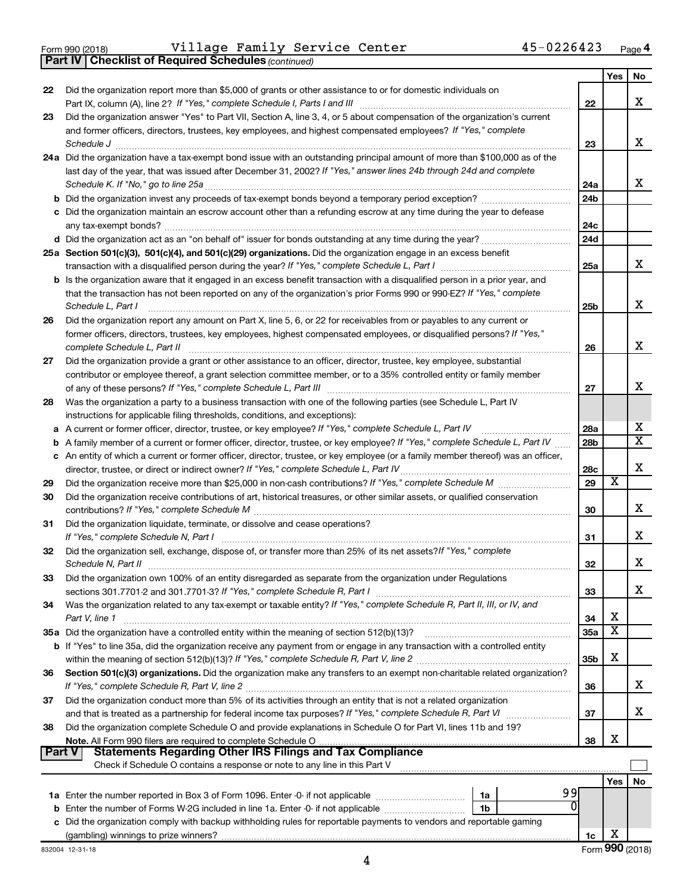Form 990 (2018) Village Family Service Center 45-0226423 Page 4

**Part IV | Checklist of Required Schedules** *(continued)*

| | | | Yes | No |
|---|---|---|---|---|
| 22 | Did the organization report more than $5,000 of grants or other assistance to or for domestic individuals on Part IX, column (A), line 2? *If "Yes," complete Schedule I, Parts I and III* | 22 | | X |
| 23 | Did the organization answer "Yes" to Part VII, Section A, line 3, 4, or 5 about compensation of the organization's current and former officers, directors, trustees, key employees, and highest compensated employees? *If "Yes," complete Schedule J* | 23 | | X |
| 24a | Did the organization have a tax-exempt bond issue with an outstanding principal amount of more than $100,000 as of the last day of the year, that was issued after December 31, 2002? *If "Yes," answer lines 24b through 24d and complete Schedule K. If "No," go to line 25a* | 24a | | X |
| b | Did the organization invest any proceeds of tax-exempt bonds beyond a temporary period exception? | 24b | | |
| c | Did the organization maintain an escrow account other than a refunding escrow at any time during the year to defease any tax-exempt bonds? | 24c | | |
| d | Did the organization act as an "on behalf of" issuer for bonds outstanding at any time during the year? | 24d | | |
| 25a | **Section 501(c)(3), 501(c)(4), and 501(c)(29) organizations.** Did the organization engage in an excess benefit transaction with a disqualified person during the year? *If "Yes," complete Schedule L, Part I* | 25a | | X |
| b | Is the organization aware that it engaged in an excess benefit transaction with a disqualified person in a prior year, and that the transaction has not been reported on any of the organization's prior Forms 990 or 990-EZ? *If "Yes," complete Schedule L, Part I* | 25b | | X |
| 26 | Did the organization report any amount on Part X, line 5, 6, or 22 for receivables from or payables to any current or former officers, directors, trustees, key employees, highest compensated employees, or disqualified persons? *If "Yes," complete Schedule L, Part II* | 26 | | X |
| 27 | Did the organization provide a grant or other assistance to an officer, director, trustee, key employee, substantial contributor or employee thereof, a grant selection committee member, or to a 35% controlled entity or family member of any of these persons? *If "Yes," complete Schedule L, Part III* | 27 | | X |
| 28 | Was the organization a party to a business transaction with one of the following parties (see Schedule L, Part IV instructions for applicable filing thresholds, conditions, and exceptions): | | | |
| a | A current or former officer, director, trustee, or key employee? *If "Yes," complete Schedule L, Part IV* | 28a | | X |
| b | A family member of a current or former officer, director, trustee, or key employee? *If "Yes," complete Schedule L, Part IV* | 28b | | X |
| c | An entity of which a current or former officer, director, trustee, or key employee (or a family member thereof) was an officer, director, trustee, or direct or indirect owner? *If "Yes," complete Schedule L, Part IV* | 28c | | X |
| 29 | Did the organization receive more than $25,000 in non-cash contributions? *If "Yes," complete Schedule M* | 29 | X | |
| 30 | Did the organization receive contributions of art, historical treasures, or other similar assets, or qualified conservation contributions? *If "Yes," complete Schedule M* | 30 | | X |
| 31 | Did the organization liquidate, terminate, or dissolve and cease operations? *If "Yes," complete Schedule N, Part I* | 31 | | X |
| 32 | Did the organization sell, exchange, dispose of, or transfer more than 25% of its net assets?*If "Yes," complete Schedule N, Part II* | 32 | | X |
| 33 | Did the organization own 100% of an entity disregarded as separate from the organization under Regulations sections 301.7701-2 and 301.7701-3? *If "Yes," complete Schedule R, Part I* | 33 | | X |
| 34 | Was the organization related to any tax-exempt or taxable entity? *If "Yes," complete Schedule R, Part II, III, or IV, and Part V, line 1* | 34 | X | |
| 35a | Did the organization have a controlled entity within the meaning of section 512(b)(13)? | 35a | X | |
| b | If "Yes" to line 35a, did the organization receive any payment from or engage in any transaction with a controlled entity within the meaning of section 512(b)(13)? *If "Yes," complete Schedule R, Part V, line 2* | 35b | X | |
| 36 | **Section 501(c)(3) organizations.** Did the organization make any transfers to an exempt non-charitable related organization? *If "Yes," complete Schedule R, Part V, line 2* | 36 | | X |
| 37 | Did the organization conduct more than 5% of its activities through an entity that is not a related organization and that is treated as a partnership for federal income tax purposes? *If "Yes," complete Schedule R, Part VI* | 37 | | X |
| 38 | Did the organization complete Schedule O and provide explanations in Schedule O for Part VI, lines 11b and 19? **Note.** All Form 990 filers are required to complete Schedule O | 38 | X | |

**Part V | Statements Regarding Other IRS Filings and Tax Compliance**

Check if Schedule O contains a response or note to any line in this Part V ☐

| | | | | | Yes | No |
|---|---|---|---|---|---|---|
| 1a | Enter the number reported in Box 3 of Form 1096. Enter -0- if not applicable | 1a | 99 | | | |
| b | Enter the number of Forms W-2G included in line 1a. Enter -0- if not applicable | 1b | 0 | | | |
| c | Did the organization comply with backup withholding rules for reportable payments to vendors and reportable gaming (gambling) winnings to prize winners? | | | 1c | X | |

832004 12-31-18 Form **990** (2018)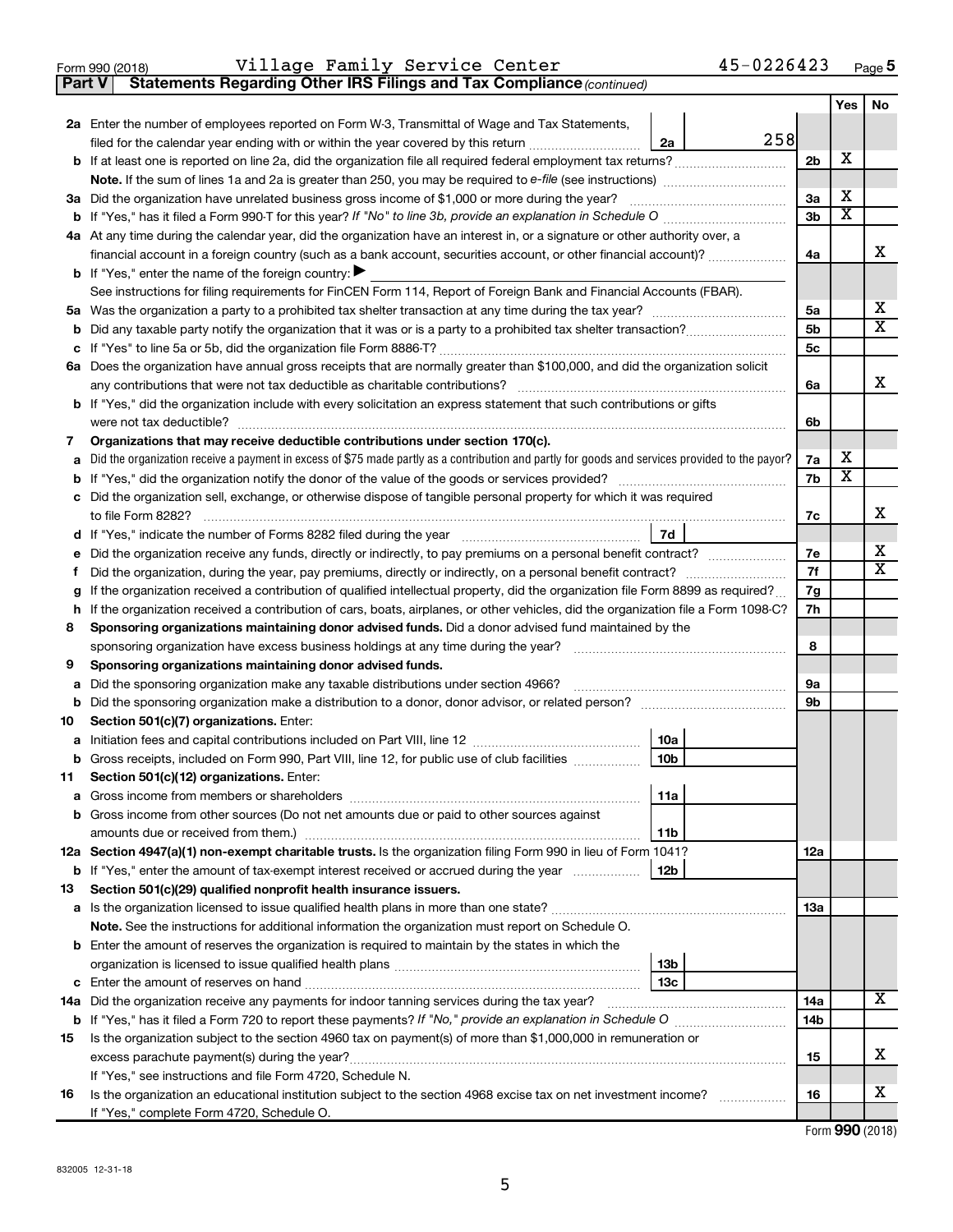Form 990 (2018) Village Family Service Center 45-0226423 Page **5**

**Part V Statements Regarding Other IRS Filings and Tax Compliance** *(continued)*

| | | | | | Yes | No |
|---|---|---|---|---|---|---|
| **2a** | Enter the number of employees reported on Form W-3, Transmittal of Wage and Tax Statements, filed for the calendar year ending with or within the year covered by this return | 2a | 258 | | | |
| **b** | If at least one is reported on line 2a, did the organization file all required federal employment tax returns? | | | 2b | X | |
| | **Note.** If the sum of lines 1a and 2a is greater than 250, you may be required to *e-file* (see instructions) | | | | | |
| **3a** | Did the organization have unrelated business gross income of $1,000 or more during the year? | | | 3a | X | |
| **b** | If "Yes," has it filed a Form 990-T for this year? *If "No" to line 3b, provide an explanation in Schedule O* | | | 3b | X | |
| **4a** | At any time during the calendar year, did the organization have an interest in, or a signature or other authority over, a financial account in a foreign country (such as a bank account, securities account, or other financial account)? | | | 4a | | X |
| **b** | If "Yes," enter the name of the foreign country: ▶ | | | | | |
| | See instructions for filing requirements for FinCEN Form 114, Report of Foreign Bank and Financial Accounts (FBAR). | | | | | |
| **5a** | Was the organization a party to a prohibited tax shelter transaction at any time during the tax year? | | | 5a | | X |
| **b** | Did any taxable party notify the organization that it was or is a party to a prohibited tax shelter transaction? | | | 5b | | X |
| **c** | If "Yes" to line 5a or 5b, did the organization file Form 8886-T? | | | 5c | | |
| **6a** | Does the organization have annual gross receipts that are normally greater than $100,000, and did the organization solicit any contributions that were not tax deductible as charitable contributions? | | | 6a | | X |
| **b** | If "Yes," did the organization include with every solicitation an express statement that such contributions or gifts were not tax deductible? | | | 6b | | |
| **7** | **Organizations that may receive deductible contributions under section 170(c).** | | | | | |
| **a** | Did the organization receive a payment in excess of $75 made partly as a contribution and partly for goods and services provided to the payor? | | | 7a | X | |
| **b** | If "Yes," did the organization notify the donor of the value of the goods or services provided? | | | 7b | X | |
| **c** | Did the organization sell, exchange, or otherwise dispose of tangible personal property for which it was required to file Form 8282? | | | 7c | | X |
| **d** | If "Yes," indicate the number of Forms 8282 filed during the year | 7d | | | | |
| **e** | Did the organization receive any funds, directly or indirectly, to pay premiums on a personal benefit contract? | | | 7e | | X |
| **f** | Did the organization, during the year, pay premiums, directly or indirectly, on a personal benefit contract? | | | 7f | | X |
| **g** | If the organization received a contribution of qualified intellectual property, did the organization file Form 8899 as required? | | | 7g | | |
| **h** | If the organization received a contribution of cars, boats, airplanes, or other vehicles, did the organization file a Form 1098-C? | | | 7h | | |
| **8** | **Sponsoring organizations maintaining donor advised funds.** Did a donor advised fund maintained by the sponsoring organization have excess business holdings at any time during the year? | | | 8 | | |
| **9** | **Sponsoring organizations maintaining donor advised funds.** | | | | | |
| **a** | Did the sponsoring organization make any taxable distributions under section 4966? | | | 9a | | |
| **b** | Did the sponsoring organization make a distribution to a donor, donor advisor, or related person? | | | 9b | | |
| **10** | **Section 501(c)(7) organizations.** Enter: | | | | | |
| **a** | Initiation fees and capital contributions included on Part VIII, line 12 | 10a | | | | |
| **b** | Gross receipts, included on Form 990, Part VIII, line 12, for public use of club facilities | 10b | | | | |
| **11** | **Section 501(c)(12) organizations.** Enter: | | | | | |
| **a** | Gross income from members or shareholders | 11a | | | | |
| **b** | Gross income from other sources (Do not net amounts due or paid to other sources against amounts due or received from them.) | 11b | | | | |
| **12a** | **Section 4947(a)(1) non-exempt charitable trusts.** Is the organization filing Form 990 in lieu of Form 1041? | | | 12a | | |
| **b** | If "Yes," enter the amount of tax-exempt interest received or accrued during the year | 12b | | | | |
| **13** | **Section 501(c)(29) qualified nonprofit health insurance issuers.** | | | | | |
| **a** | Is the organization licensed to issue qualified health plans in more than one state? | | | 13a | | |
| | **Note.** See the instructions for additional information the organization must report on Schedule O. | | | | | |
| **b** | Enter the amount of reserves the organization is required to maintain by the states in which the organization is licensed to issue qualified health plans | 13b | | | | |
| **c** | Enter the amount of reserves on hand | 13c | | | | |
| **14a** | Did the organization receive any payments for indoor tanning services during the tax year? | | | 14a | | X |
| **b** | If "Yes," has it filed a Form 720 to report these payments? *If "No," provide an explanation in Schedule O* | | | 14b | | |
| **15** | Is the organization subject to the section 4960 tax on payment(s) of more than $1,000,000 in remuneration or excess parachute payment(s) during the year? | | | 15 | | X |
| | If "Yes," see instructions and file Form 4720, Schedule N. | | | | | |
| **16** | Is the organization an educational institution subject to the section 4968 excise tax on net investment income? | | | 16 | | X |
| | If "Yes," complete Form 4720, Schedule O. | | | | | |

Form **990** (2018)

832005 12-31-18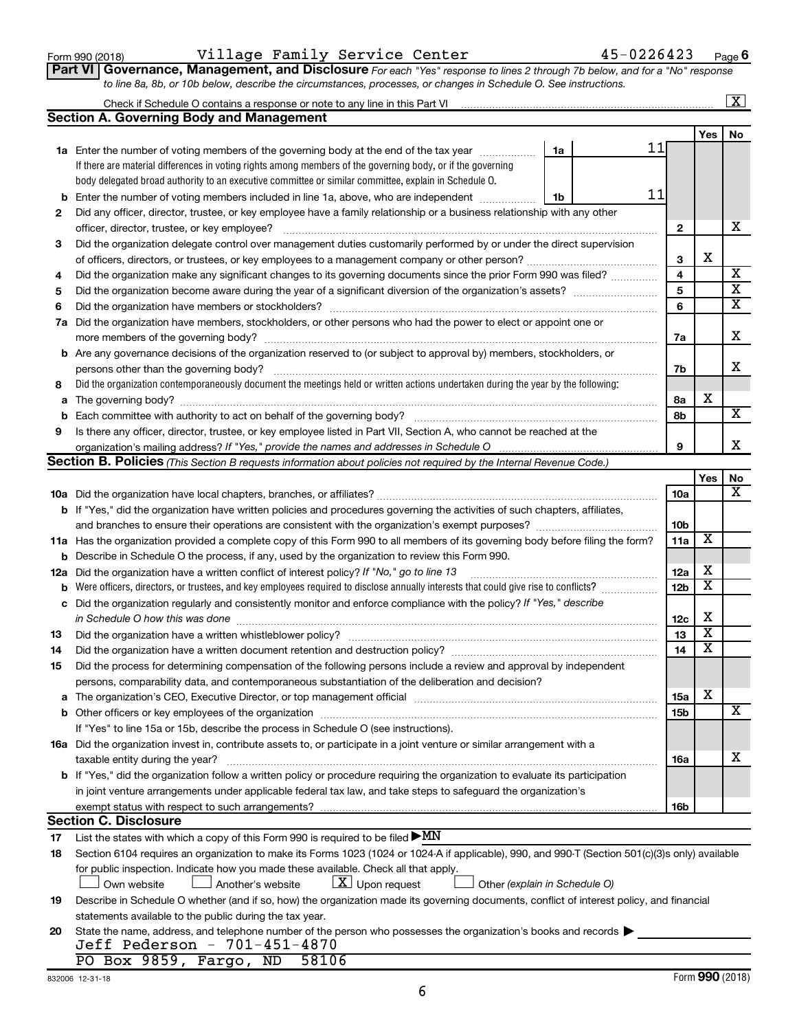Form 990 (2018) Village Family Service Center 45-0226423 Page 6

**Part VI Governance, Management, and Disclosure** *For each "Yes" response to lines 2 through 7b below, and for a "No" response to line 8a, 8b, or 10b below, describe the circumstances, processes, or changes in Schedule O. See instructions.*

Check if Schedule O contains a response or note to any line in this Part VI ..... [X]

## Section A. Governing Body and Management

| | | | | Yes | No |
|---|---|---|---|---|---|
| **1a** | Enter the number of voting members of the governing body at the end of the tax year ..... If there are material differences in voting rights among members of the governing body, or if the governing body delegated broad authority to an executive committee or similar committee, explain in Schedule O. | 1a | 11 | | |
| **b** | Enter the number of voting members included in line 1a, above, who are independent ..... | 1b | 11 | | |
| **2** | Did any officer, director, trustee, or key employee have a family relationship or a business relationship with any other officer, director, trustee, or key employee? ..... | 2 | | | X |
| **3** | Did the organization delegate control over management duties customarily performed by or under the direct supervision of officers, directors, or trustees, or key employees to a management company or other person? ..... | 3 | | X | |
| **4** | Did the organization make any significant changes to its governing documents since the prior Form 990 was filed? ..... | 4 | | | X |
| **5** | Did the organization become aware during the year of a significant diversion of the organization's assets? ..... | 5 | | | X |
| **6** | Did the organization have members or stockholders? ..... | 6 | | | X |
| **7a** | Did the organization have members, stockholders, or other persons who had the power to elect or appoint one or more members of the governing body? ..... | 7a | | | X |
| **b** | Are any governance decisions of the organization reserved to (or subject to approval by) members, stockholders, or persons other than the governing body? ..... | 7b | | | X |
| **8** | Did the organization contemporaneously document the meetings held or written actions undertaken during the year by the following: | | | | |
| **a** | The governing body? ..... | 8a | | X | |
| **b** | Each committee with authority to act on behalf of the governing body? ..... | 8b | | | X |
| **9** | Is there any officer, director, trustee, or key employee listed in Part VII, Section A, who cannot be reached at the organization's mailing address? *If "Yes," provide the names and addresses in Schedule O* ..... | 9 | | | X |

## Section B. Policies *(This Section B requests information about policies not required by the Internal Revenue Code.)*

| | | | Yes | No |
|---|---|---|---|---|
| **10a** | Did the organization have local chapters, branches, or affiliates? ..... | 10a | | X |
| **b** | If "Yes," did the organization have written policies and procedures governing the activities of such chapters, affiliates, and branches to ensure their operations are consistent with the organization's exempt purposes? ..... | 10b | | |
| **11a** | Has the organization provided a complete copy of this Form 990 to all members of its governing body before filing the form? | 11a | X | |
| **b** | Describe in Schedule O the process, if any, used by the organization to review this Form 990. | | | |
| **12a** | Did the organization have a written conflict of interest policy? *If "No," go to line 13* ..... | 12a | X | |
| **b** | Were officers, directors, or trustees, and key employees required to disclose annually interests that could give rise to conflicts? ..... | 12b | X | |
| **c** | Did the organization regularly and consistently monitor and enforce compliance with the policy? *If "Yes," describe in Schedule O how this was done* ..... | 12c | X | |
| **13** | Did the organization have a written whistleblower policy? ..... | 13 | X | |
| **14** | Did the organization have a written document retention and destruction policy? ..... | 14 | X | |
| **15** | Did the process for determining compensation of the following persons include a review and approval by independent persons, comparability data, and contemporaneous substantiation of the deliberation and decision? | | | |
| **a** | The organization's CEO, Executive Director, or top management official ..... | 15a | X | |
| **b** | Other officers or key employees of the organization ..... | 15b | | X |
| | If "Yes" to line 15a or 15b, describe the process in Schedule O (see instructions). | | | |
| **16a** | Did the organization invest in, contribute assets to, or participate in a joint venture or similar arrangement with a taxable entity during the year? ..... | 16a | | X |
| **b** | If "Yes," did the organization follow a written policy or procedure requiring the organization to evaluate its participation in joint venture arrangements under applicable federal tax law, and take steps to safeguard the organization's exempt status with respect to such arrangements? ..... | 16b | | |

## Section C. Disclosure

**17** List the states with which a copy of this Form 990 is required to be filed ▶ MN

**18** Section 6104 requires an organization to make its Forms 1023 (1024 or 1024-A if applicable), 990, and 990-T (Section 501(c)(3)s only) available for public inspection. Indicate how you made these available. Check all that apply.

[ ] Own website [ ] Another's website [X] Upon request [ ] Other *(explain in Schedule O)*

**19** Describe in Schedule O whether (and if so, how) the organization made its governing documents, conflict of interest policy, and financial statements available to the public during the tax year.

**20** State the name, address, and telephone number of the person who possesses the organization's books and records ▶

Jeff Pederson - 701-451-4870
PO Box 9859, Fargo, ND 58106

832006 12-31-18 Form **990** (2018)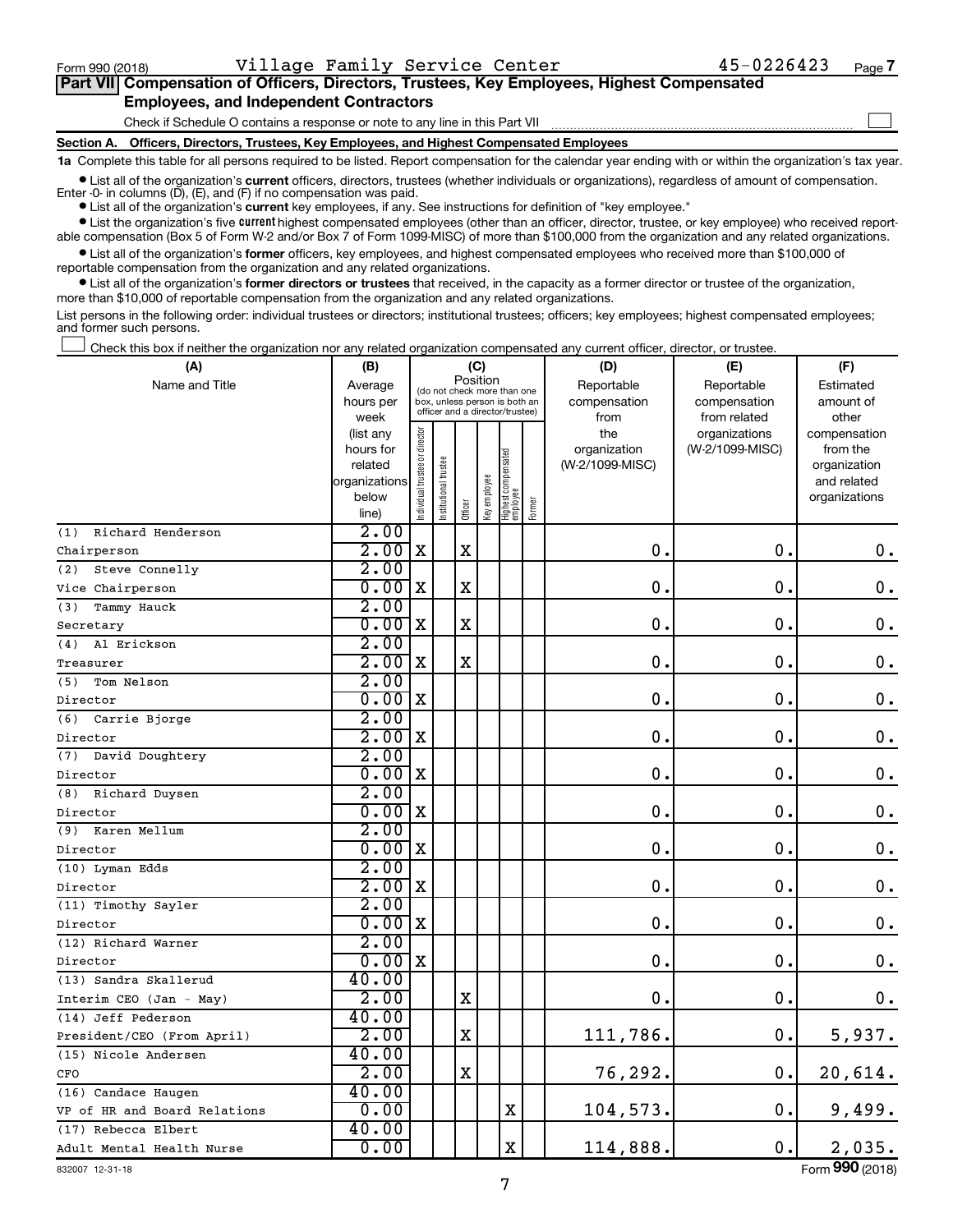Form 990 (2018) Village Family Service Center 45-0226423 Page 7

**Part VII Compensation of Officers, Directors, Trustees, Key Employees, Highest Compensated Employees, and Independent Contractors**

Check if Schedule O contains a response or note to any line in this Part VII ☐

**Section A. Officers, Directors, Trustees, Key Employees, and Highest Compensated Employees**

**1a** Complete this table for all persons required to be listed. Report compensation for the calendar year ending with or within the organization's tax year.

- List all of the organization's **current** officers, directors, trustees (whether individuals or organizations), regardless of amount of compensation. Enter -0- in columns (D), (E), and (F) if no compensation was paid.
- List all of the organization's **current** key employees, if any. See instructions for definition of "key employee."
- List the organization's five **current** highest compensated employees (other than an officer, director, trustee, or key employee) who received reportable compensation (Box 5 of Form W-2 and/or Box 7 of Form 1099-MISC) of more than $100,000 from the organization and any related organizations.
- List all of the organization's **former** officers, key employees, and highest compensated employees who received more than $100,000 of reportable compensation from the organization and any related organizations.
- List all of the organization's **former directors or trustees** that received, in the capacity as a former director or trustee of the organization, more than $10,000 of reportable compensation from the organization and any related organizations.

List persons in the following order: individual trustees or directors; institutional trustees; officers; key employees; highest compensated employees; and former such persons.

☐ Check this box if neither the organization nor any related organization compensated any current officer, director, or trustee.

| (A) Name and Title | (B) Average hours per week (list any hours for related organizations below line) | (C) Individual trustee or director | Institutional trustee | Officer | Key employee | Highest compensated employee | Former | (D) Reportable compensation from the organization (W-2/1099-MISC) | (E) Reportable compensation from related organizations (W-2/1099-MISC) | (F) Estimated amount of other compensation from the organization and related organizations |
|---|---|---|---|---|---|---|---|---|---|---|
| (1) Richard Henderson<br>Chairperson | 2.00<br>2.00 | X | | X | | | | 0. | 0. | 0. |
| (2) Steve Connelly<br>Vice Chairperson | 2.00<br>0.00 | X | | X | | | | 0. | 0. | 0. |
| (3) Tammy Hauck<br>Secretary | 2.00<br>0.00 | X | | X | | | | 0. | 0. | 0. |
| (4) Al Erickson<br>Treasurer | 2.00<br>2.00 | X | | X | | | | 0. | 0. | 0. |
| (5) Tom Nelson<br>Director | 2.00<br>0.00 | X | | | | | | 0. | 0. | 0. |
| (6) Carrie Bjorge<br>Director | 2.00<br>2.00 | X | | | | | | 0. | 0. | 0. |
| (7) David Doughtery<br>Director | 2.00<br>0.00 | X | | | | | | 0. | 0. | 0. |
| (8) Richard Duysen<br>Director | 2.00<br>0.00 | X | | | | | | 0. | 0. | 0. |
| (9) Karen Mellum<br>Director | 2.00<br>0.00 | X | | | | | | 0. | 0. | 0. |
| (10) Lyman Edds<br>Director | 2.00<br>2.00 | X | | | | | | 0. | 0. | 0. |
| (11) Timothy Sayler<br>Director | 2.00<br>0.00 | X | | | | | | 0. | 0. | 0. |
| (12) Richard Warner<br>Director | 2.00<br>0.00 | X | | | | | | 0. | 0. | 0. |
| (13) Sandra Skallerud<br>Interim CEO (Jan - May) | 40.00<br>2.00 | | | X | | | | 0. | 0. | 0. |
| (14) Jeff Pederson<br>President/CEO (From April) | 40.00<br>2.00 | | | X | | | | 111,786. | 0. | 5,937. |
| (15) Nicole Andersen<br>CFO | 40.00<br>2.00 | | | X | | | | 76,292. | 0. | 20,614. |
| (16) Candace Haugen<br>VP of HR and Board Relations | 40.00<br>0.00 | | | | | X | | 104,573. | 0. | 9,499. |
| (17) Rebecca Elbert<br>Adult Mental Health Nurse | 40.00<br>0.00 | | | | | X | | 114,888. | 0. | 2,035. |

832007 12-31-18 Form **990** (2018)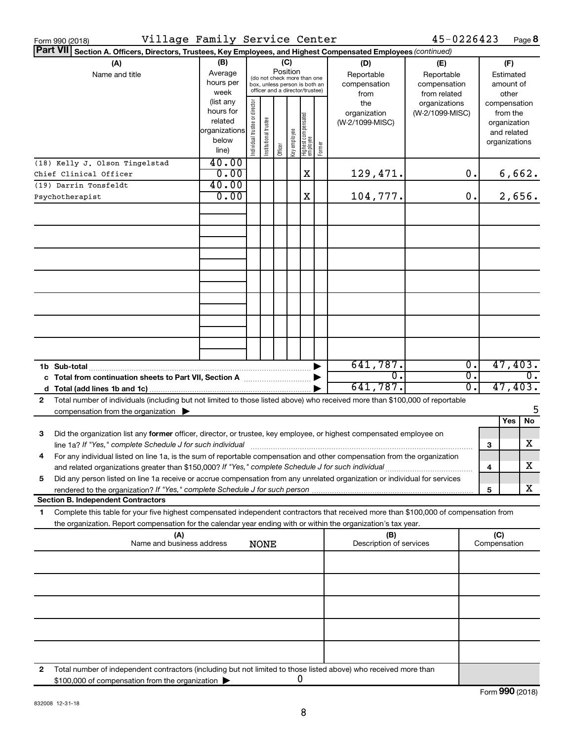Form 990 (2018) Village Family Service Center 45-0226423 Page 8

**Part VII Section A. Officers, Directors, Trustees, Key Employees, and Highest Compensated Employees** *(continued)*

| (A) Name and title | (B) Average hours per week (list any hours for related organizations below line) | (C) Position: Individual trustee or director | Institutional trustee | Officer | Key employee | Highest compensated employee | Former | (D) Reportable compensation from the organization (W-2/1099-MISC) | (E) Reportable compensation from related organizations (W-2/1099-MISC) | (F) Estimated amount of other compensation from the organization and related organizations |
|---|---|---|---|---|---|---|---|---|---|---|
| (18) Kelly J. Olson Tingelstad<br>Chief Clinical Officer | 40.00<br>0.00 | | | | | X | | 129,471. | 0. | 6,662. |
| (19) Darrin Tonsfeldt<br>Psychotherapist | 40.00<br>0.00 | | | | | X | | 104,777. | 0. | 2,656. |
| | | | | | | | | | | |
| | | | | | | | | | | |
| | | | | | | | | | | |
| | | | | | | | | | | |
| | | | | | | | | | | |
| | | | | | | | | | | |
| | | | | | | | | | | |
| **1b Sub-total** | | | | | | | | 641,787. | 0. | 47,403. |
| **c Total from continuation sheets to Part VII, Section A** | | | | | | | | 0. | 0. | 0. |
| **d Total (add lines 1b and 1c)** | | | | | | | | 641,787. | 0. | 47,403. |

**2** Total number of individuals (including but not limited to those listed above) who received more than $100,000 of reportable compensation from the organization ▶ 5

| | | | Yes | No |
|---|---|---|---|---|
| **3** | Did the organization list any **former** officer, director, or trustee, key employee, or highest compensated employee on line 1a? *If "Yes," complete Schedule J for such individual* | 3 | | X |
| **4** | For any individual listed on line 1a, is the sum of reportable compensation and other compensation from the organization and related organizations greater than $150,000? *If "Yes," complete Schedule J for such individual* | 4 | | X |
| **5** | Did any person listed on line 1a receive or accrue compensation from any unrelated organization or individual for services rendered to the organization? *If "Yes," complete Schedule J for such person* | 5 | | X |

**Section B. Independent Contractors**

**1** Complete this table for your five highest compensated independent contractors that received more than $100,000 of compensation from the organization. Report compensation for the calendar year ending with or within the organization's tax year.

| (A) Name and business address | (B) Description of services | (C) Compensation |
|---|---|---|
| NONE | | |
| | | |
| | | |
| | | |
| | | |
| | | |

**2** Total number of independent contractors (including but not limited to those listed above) who received more than $100,000 of compensation from the organization ▶ 0

Form **990** (2018)

832008 12-31-18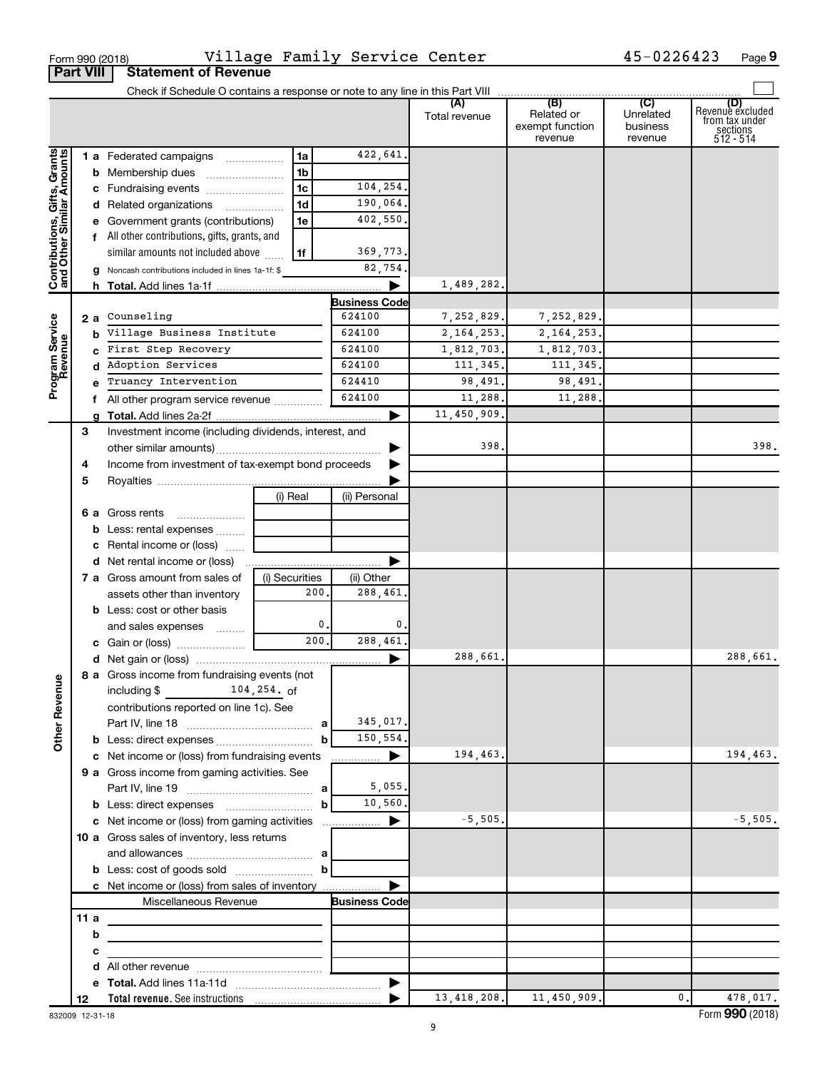Form 990 (2018) Village Family Service Center 45-0226423 Page 9

**Part VIII Statement of Revenue**

Check if Schedule O contains a response or note to any line in this Part VIII

| | | | | (A) Total revenue | (B) Related or exempt function revenue | (C) Unrelated business revenue | (D) Revenue excluded from tax under sections 512 - 514 |
|---|---|---|---|---|---|---|---|
| **Contributions, Gifts, Grants and Other Similar Amounts** | 1 a Federated campaigns | 1a | 422,641. | | | | |
| | b Membership dues | 1b | | | | | |
| | c Fundraising events | 1c | 104,254. | | | | |
| | d Related organizations | 1d | 190,064. | | | | |
| | e Government grants (contributions) | 1e | 402,550. | | | | |
| | f All other contributions, gifts, grants, and similar amounts not included above | 1f | 369,773. | | | | |
| | g Noncash contributions included in lines 1a-1f: $ | | 82,754. | | | | |
| | h **Total.** Add lines 1a-1f | | ▶ | 1,489,282. | | | |
| **Program Service Revenue** | | | **Business Code** | | | | |
| | 2 a Counseling | | 624100 | 7,252,829. | 7,252,829. | | |
| | b Village Business Institute | | 624100 | 2,164,253. | 2,164,253. | | |
| | c First Step Recovery | | 624100 | 1,812,703. | 1,812,703. | | |
| | d Adoption Services | | 624100 | 111,345. | 111,345. | | |
| | e Truancy Intervention | | 624410 | 98,491. | 98,491. | | |
| | f All other program service revenue | | 624100 | 11,288. | 11,288. | | |
| | g **Total.** Add lines 2a-2f | | ▶ | 11,450,909. | | | |
| **Other Revenue** | 3 Investment income (including dividends, interest, and other similar amounts) | | ▶ | 398. | | | 398. |
| | 4 Income from investment of tax-exempt bond proceeds | | ▶ | | | | |
| | 5 Royalties | | ▶ | | | | |
| | | (i) Real | (ii) Personal | | | | |
| | 6 a Gross rents | | | | | | |
| | b Less: rental expenses | | | | | | |
| | c Rental income or (loss) | | | | | | |
| | d Net rental income or (loss) | | ▶ | | | | |
| | 7 a Gross amount from sales of assets other than inventory | (i) Securities 200. | (ii) Other 288,461. | | | | |
| | b Less: cost or other basis and sales expenses | 0. | 0. | | | | |
| | c Gain or (loss) | 200. | 288,461. | | | | |
| | d Net gain or (loss) | | ▶ | 288,661. | | | 288,661. |
| | 8 a Gross income from fundraising events (not including $ 104,254. of contributions reported on line 1c). See Part IV, line 18 | a | 345,017. | | | | |
| | b Less: direct expenses | b | 150,554. | | | | |
| | c Net income or (loss) from fundraising events | | ▶ | 194,463. | | | 194,463. |
| | 9 a Gross income from gaming activities. See Part IV, line 19 | a | 5,055. | | | | |
| | b Less: direct expenses | b | 10,560. | | | | |
| | c Net income or (loss) from gaming activities | | ▶ | -5,505. | | | -5,505. |
| | 10 a Gross sales of inventory, less returns and allowances | a | | | | | |
| | b Less: cost of goods sold | b | | | | | |
| | c Net income or (loss) from sales of inventory | | ▶ | | | | |
| | Miscellaneous Revenue | | **Business Code** | | | | |
| | 11 a | | | | | | |
| | b | | | | | | |
| | c | | | | | | |
| | d All other revenue | | | | | | |
| | e **Total.** Add lines 11a-11d | | ▶ | | | | |
| | 12 **Total revenue.** See instructions | | ▶ | 13,418,208. | 11,450,909. | 0. | 478,017. |

832009 12-31-18 Form **990** (2018)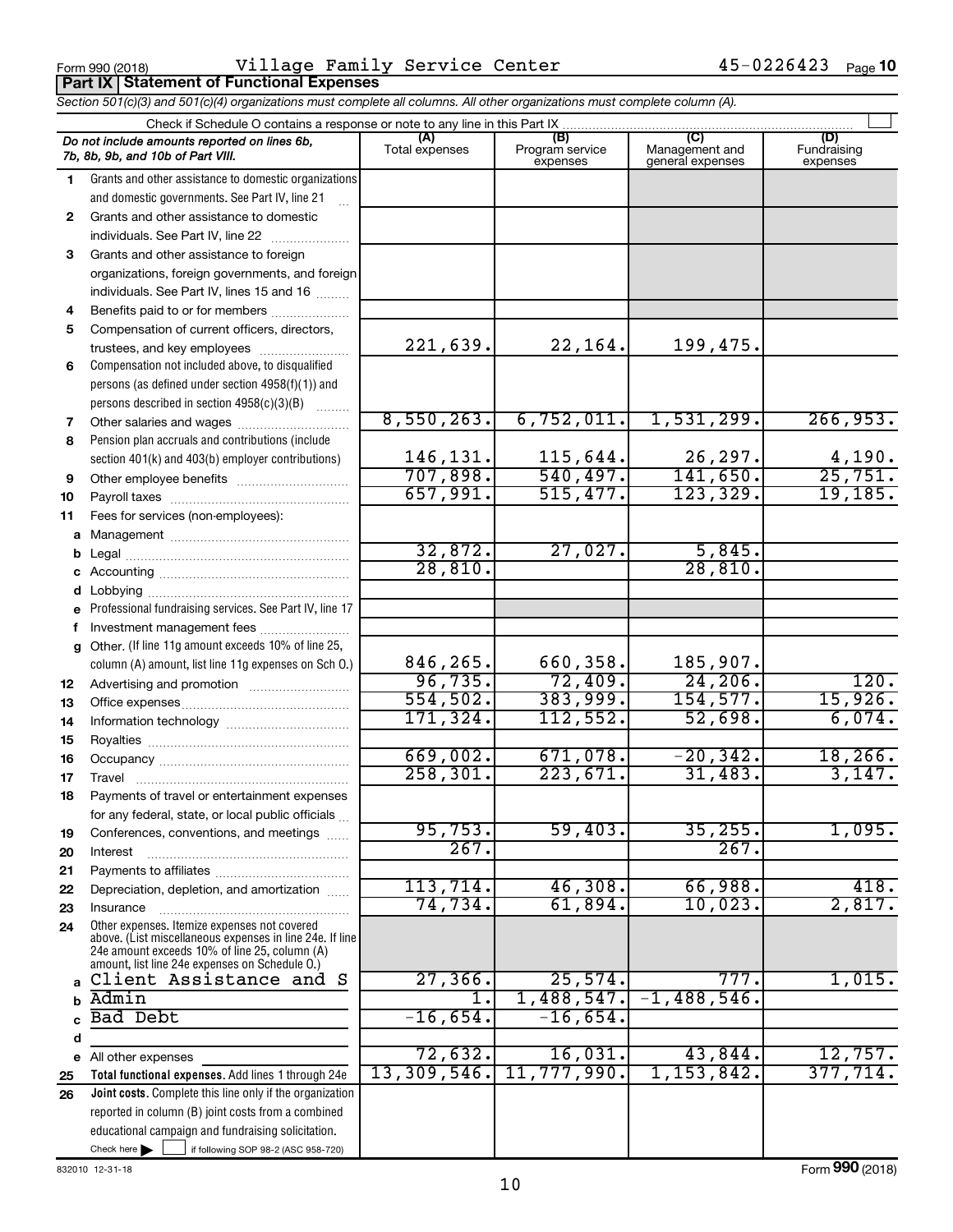Form 990 (2018) Village Family Service Center 45-0226423 Page **10**

**Part IX Statement of Functional Expenses**

*Section 501(c)(3) and 501(c)(4) organizations must complete all columns. All other organizations must complete column (A).*

Check if Schedule O contains a response or note to any line in this Part IX

| *Do not include amounts reported on lines 6b, 7b, 8b, 9b, and 10b of Part VIII.* | (A) Total expenses | (B) Program service expenses | (C) Management and general expenses | (D) Fundraising expenses |
|---|---|---|---|---|
| 1 Grants and other assistance to domestic organizations and domestic governments. See Part IV, line 21 | | | | |
| 2 Grants and other assistance to domestic individuals. See Part IV, line 22 | | | | |
| 3 Grants and other assistance to foreign organizations, foreign governments, and foreign individuals. See Part IV, lines 15 and 16 | | | | |
| 4 Benefits paid to or for members | | | | |
| 5 Compensation of current officers, directors, trustees, and key employees | 221,639. | 22,164. | 199,475. | |
| 6 Compensation not included above, to disqualified persons (as defined under section 4958(f)(1)) and persons described in section 4958(c)(3)(B) | | | | |
| 7 Other salaries and wages | 8,550,263. | 6,752,011. | 1,531,299. | 266,953. |
| 8 Pension plan accruals and contributions (include section 401(k) and 403(b) employer contributions) | 146,131. | 115,644. | 26,297. | 4,190. |
| 9 Other employee benefits | 707,898. | 540,497. | 141,650. | 25,751. |
| 10 Payroll taxes | 657,991. | 515,477. | 123,329. | 19,185. |
| 11 Fees for services (non-employees): | | | | |
| a Management | | | | |
| b Legal | 32,872. | 27,027. | 5,845. | |
| c Accounting | 28,810. | | 28,810. | |
| d Lobbying | | | | |
| e Professional fundraising services. See Part IV, line 17 | | | | |
| f Investment management fees | | | | |
| g Other. (If line 11g amount exceeds 10% of line 25, column (A) amount, list line 11g expenses on Sch O.) | 846,265. | 660,358. | 185,907. | |
| 12 Advertising and promotion | 96,735. | 72,409. | 24,206. | 120. |
| 13 Office expenses | 554,502. | 383,999. | 154,577. | 15,926. |
| 14 Information technology | 171,324. | 112,552. | 52,698. | 6,074. |
| 15 Royalties | | | | |
| 16 Occupancy | 669,002. | 671,078. | -20,342. | 18,266. |
| 17 Travel | 258,301. | 223,671. | 31,483. | 3,147. |
| 18 Payments of travel or entertainment expenses for any federal, state, or local public officials | | | | |
| 19 Conferences, conventions, and meetings | 95,753. | 59,403. | 35,255. | 1,095. |
| 20 Interest | 267. | | 267. | |
| 21 Payments to affiliates | | | | |
| 22 Depreciation, depletion, and amortization | 113,714. | 46,308. | 66,988. | 418. |
| 23 Insurance | 74,734. | 61,894. | 10,023. | 2,817. |
| 24 Other expenses. Itemize expenses not covered above. (List miscellaneous expenses in line 24e. If line 24e amount exceeds 10% of line 25, column (A) amount, list line 24e expenses on Schedule O.) | | | | |
| a Client Assistance and S | 27,366. | 25,574. | 777. | 1,015. |
| b Admin | 1. | 1,488,547. | -1,488,546. | |
| c Bad Debt | -16,654. | -16,654. | | |
| d | | | | |
| e All other expenses | 72,632. | 16,031. | 43,844. | 12,757. |
| 25 **Total functional expenses.** Add lines 1 through 24e | 13,309,546. | 11,777,990. | 1,153,842. | 377,714. |
| 26 **Joint costs.** Complete this line only if the organization reported in column (B) joint costs from a combined educational campaign and fundraising solicitation. Check here ☐ if following SOP 98-2 (ASC 958-720) | | | | |

832010 12-31-18

Form **990** (2018)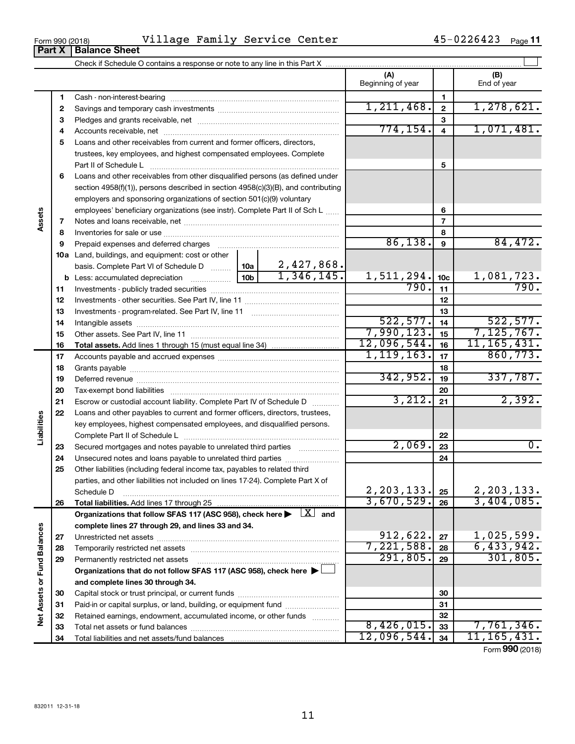Form 990 (2018) Village Family Service Center 45-0226423 Page **11**

## Part X | Balance Sheet

Check if Schedule O contains a response or note to any line in this Part X ☐

| | | | (A) Beginning of year | | (B) End of year |
|---|---|---|---|---|---|
| **Assets** | 1 | Cash - non-interest-bearing | | 1 | |
| | 2 | Savings and temporary cash investments | 1,211,468. | 2 | 1,278,621. |
| | 3 | Pledges and grants receivable, net | | 3 | |
| | 4 | Accounts receivable, net | 774,154. | 4 | 1,071,481. |
| | 5 | Loans and other receivables from current and former officers, directors, trustees, key employees, and highest compensated employees. Complete Part II of Schedule L | | 5 | |
| | 6 | Loans and other receivables from other disqualified persons (as defined under section 4958(f)(1)), persons described in section 4958(c)(3)(B), and contributing employers and sponsoring organizations of section 501(c)(9) voluntary employees' beneficiary organizations (see instr). Complete Part II of Sch L | | 6 | |
| | 7 | Notes and loans receivable, net | | 7 | |
| | 8 | Inventories for sale or use | | 8 | |
| | 9 | Prepaid expenses and deferred charges | 86,138. | 9 | 84,472. |
| | 10a | Land, buildings, and equipment: cost or other basis. Complete Part VI of Schedule D ... 10a 2,427,868. | | | |
| | b | Less: accumulated depreciation ... 10b 1,346,145. | 1,511,294. | 10c | 1,081,723. |
| | 11 | Investments - publicly traded securities | 790. | 11 | 790. |
| | 12 | Investments - other securities. See Part IV, line 11 | | 12 | |
| | 13 | Investments - program-related. See Part IV, line 11 | | 13 | |
| | 14 | Intangible assets | 522,577. | 14 | 522,577. |
| | 15 | Other assets. See Part IV, line 11 | 7,990,123. | 15 | 7,125,767. |
| | 16 | **Total assets.** Add lines 1 through 15 (must equal line 34) | 12,096,544. | 16 | 11,165,431. |
| **Liabilities** | 17 | Accounts payable and accrued expenses | 1,119,163. | 17 | 860,773. |
| | 18 | Grants payable | | 18 | |
| | 19 | Deferred revenue | 342,952. | 19 | 337,787. |
| | 20 | Tax-exempt bond liabilities | | 20 | |
| | 21 | Escrow or custodial account liability. Complete Part IV of Schedule D | 3,212. | 21 | 2,392. |
| | 22 | Loans and other payables to current and former officers, directors, trustees, key employees, highest compensated employees, and disqualified persons. Complete Part II of Schedule L | | 22 | |
| | 23 | Secured mortgages and notes payable to unrelated third parties | 2,069. | 23 | 0. |
| | 24 | Unsecured notes and loans payable to unrelated third parties | | 24 | |
| | 25 | Other liabilities (including federal income tax, payables to related third parties, and other liabilities not included on lines 17-24). Complete Part X of Schedule D | 2,203,133. | 25 | 2,203,133. |
| | 26 | **Total liabilities.** Add lines 17 through 25 | 3,670,529. | 26 | 3,404,085. |
| **Net Assets or Fund Balances** | | **Organizations that follow SFAS 117 (ASC 958), check here ▶ [X] and complete lines 27 through 29, and lines 33 and 34.** | | | |
| | 27 | Unrestricted net assets | 912,622. | 27 | 1,025,599. |
| | 28 | Temporarily restricted net assets | 7,221,588. | 28 | 6,433,942. |
| | 29 | Permanently restricted net assets | 291,805. | 29 | 301,805. |
| | | **Organizations that do not follow SFAS 117 (ASC 958), check here ▶ ☐ and complete lines 30 through 34.** | | | |
| | 30 | Capital stock or trust principal, or current funds | | 30 | |
| | 31 | Paid-in or capital surplus, or land, building, or equipment fund | | 31 | |
| | 32 | Retained earnings, endowment, accumulated income, or other funds | | 32 | |
| | 33 | Total net assets or fund balances | 8,426,015. | 33 | 7,761,346. |
| | 34 | Total liabilities and net assets/fund balances | 12,096,544. | 34 | 11,165,431. |

Form **990** (2018)

832011 12-31-18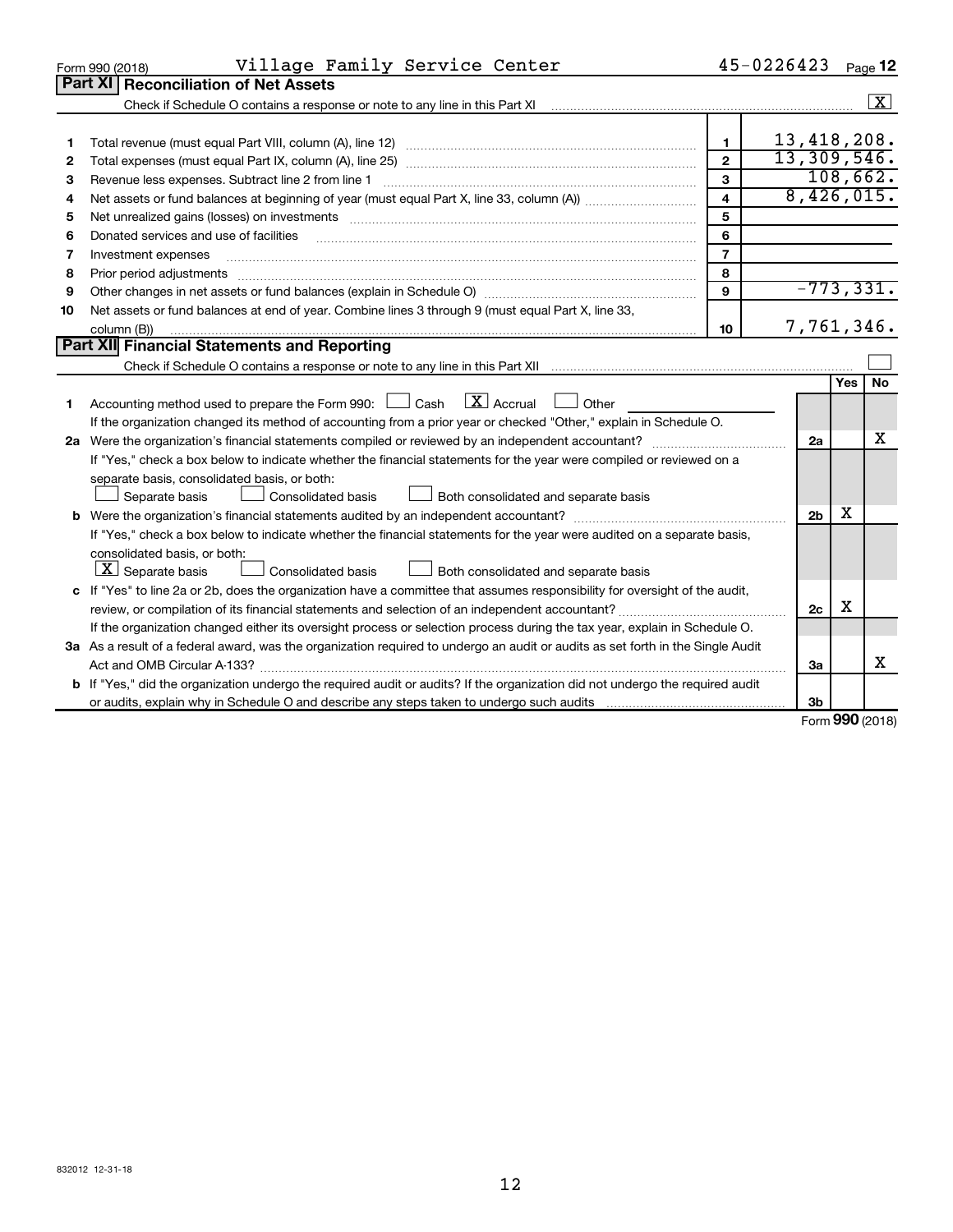Form 990 (2018) Village Family Service Center 45-0226423 Page 12

## Part XI Reconciliation of Net Assets

Check if Schedule O contains a response or note to any line in this Part XI [X]

| | | | |
|---|---|---|---|
| 1 | Total revenue (must equal Part VIII, column (A), line 12) | 1 | 13,418,208. |
| 2 | Total expenses (must equal Part IX, column (A), line 25) | 2 | 13,309,546. |
| 3 | Revenue less expenses. Subtract line 2 from line 1 | 3 | 108,662. |
| 4 | Net assets or fund balances at beginning of year (must equal Part X, line 33, column (A)) | 4 | 8,426,015. |
| 5 | Net unrealized gains (losses) on investments | 5 | |
| 6 | Donated services and use of facilities | 6 | |
| 7 | Investment expenses | 7 | |
| 8 | Prior period adjustments | 8 | |
| 9 | Other changes in net assets or fund balances (explain in Schedule O) | 9 | -773,331. |
| 10 | Net assets or fund balances at end of year. Combine lines 3 through 9 (must equal Part X, line 33, column (B)) | 10 | 7,761,346. |

## Part XII Financial Statements and Reporting

Check if Schedule O contains a response or note to any line in this Part XII [ ]

| | | | Yes | No |
|---|---|---|---|---|
| 1 | Accounting method used to prepare the Form 990: [ ] Cash [X] Accrual [ ] Other<br>If the organization changed its method of accounting from a prior year or checked "Other," explain in Schedule O. | | | |
| 2a | Were the organization's financial statements compiled or reviewed by an independent accountant?<br>If "Yes," check a box below to indicate whether the financial statements for the year were compiled or reviewed on a separate basis, consolidated basis, or both:<br>[ ] Separate basis [ ] Consolidated basis [ ] Both consolidated and separate basis | 2a | | X |
| b | Were the organization's financial statements audited by an independent accountant?<br>If "Yes," check a box below to indicate whether the financial statements for the year were audited on a separate basis, consolidated basis, or both:<br>[X] Separate basis [ ] Consolidated basis [ ] Both consolidated and separate basis | 2b | X | |
| c | If "Yes" to line 2a or 2b, does the organization have a committee that assumes responsibility for oversight of the audit, review, or compilation of its financial statements and selection of an independent accountant?<br>If the organization changed either its oversight process or selection process during the tax year, explain in Schedule O. | 2c | X | |
| 3a | As a result of a federal award, was the organization required to undergo an audit or audits as set forth in the Single Audit Act and OMB Circular A-133? | 3a | | X |
| b | If "Yes," did the organization undergo the required audit or audits? If the organization did not undergo the required audit or audits, explain why in Schedule O and describe any steps taken to undergo such audits | 3b | | |

Form **990** (2018)

832012 12-31-18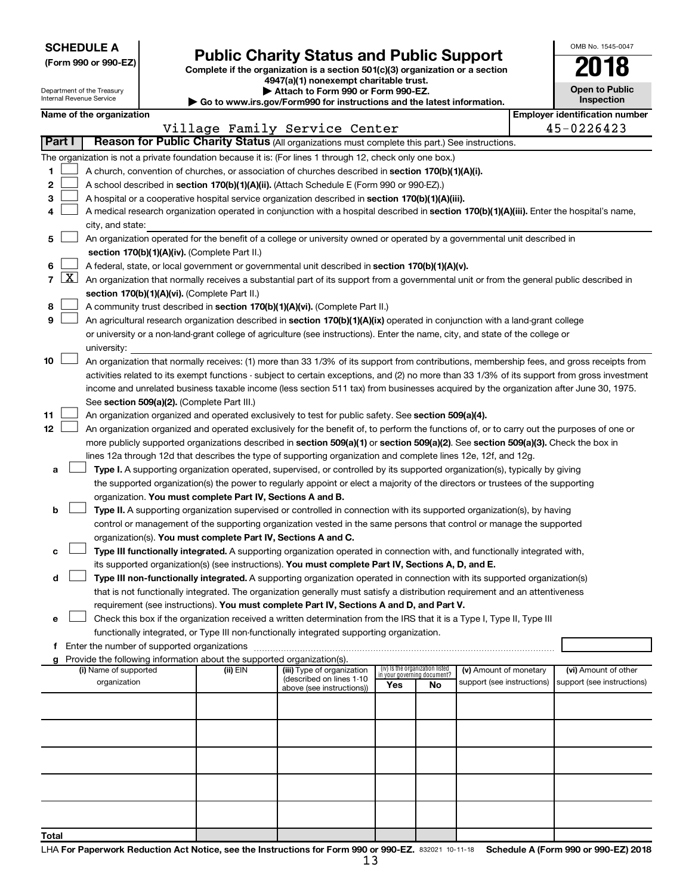**SCHEDULE A**
**(Form 990 or 990-EZ)**

Department of the Treasury
Internal Revenue Service

# Public Charity Status and Public Support

**Complete if the organization is a section 501(c)(3) organization or a section 4947(a)(1) nonexempt charitable trust.**
**▶ Attach to Form 990 or Form 990-EZ.**
**▶ Go to www.irs.gov/Form990 for instructions and the latest information.**

OMB No. 1545-0047
**2018**
**Open to Public Inspection**

**Name of the organization**
Village Family Service Center

**Employer identification number**
45-0226423

**Part I** **Reason for Public Charity Status** (All organizations must complete this part.) See instructions.

The organization is not a private foundation because it is: (For lines 1 through 12, check only one box.)

1 [ ] A church, convention of churches, or association of churches described in **section 170(b)(1)(A)(i).**

2 [ ] A school described in **section 170(b)(1)(A)(ii).** (Attach Schedule E (Form 990 or 990-EZ).)

3 [ ] A hospital or a cooperative hospital service organization described in **section 170(b)(1)(A)(iii).**

4 [ ] A medical research organization operated in conjunction with a hospital described in **section 170(b)(1)(A)(iii).** Enter the hospital's name, city, and state:

5 [ ] An organization operated for the benefit of a college or university owned or operated by a governmental unit described in **section 170(b)(1)(A)(iv).** (Complete Part II.)

6 [ ] A federal, state, or local government or governmental unit described in **section 170(b)(1)(A)(v).**

7 [X] An organization that normally receives a substantial part of its support from a governmental unit or from the general public described in **section 170(b)(1)(A)(vi).** (Complete Part II.)

8 [ ] A community trust described in **section 170(b)(1)(A)(vi).** (Complete Part II.)

9 [ ] An agricultural research organization described in **section 170(b)(1)(A)(ix)** operated in conjunction with a land-grant college or university or a non-land-grant college of agriculture (see instructions). Enter the name, city, and state of the college or university:

10 [ ] An organization that normally receives: (1) more than 33 1/3% of its support from contributions, membership fees, and gross receipts from activities related to its exempt functions - subject to certain exceptions, and (2) no more than 33 1/3% of its support from gross investment income and unrelated business taxable income (less section 511 tax) from businesses acquired by the organization after June 30, 1975. See **section 509(a)(2).** (Complete Part III.)

11 [ ] An organization organized and operated exclusively to test for public safety. See **section 509(a)(4).**

12 [ ] An organization organized and operated exclusively for the benefit of, to perform the functions of, or to carry out the purposes of one or more publicly supported organizations described in **section 509(a)(1)** or **section 509(a)(2).** See **section 509(a)(3).** Check the box in lines 12a through 12d that describes the type of supporting organization and complete lines 12e, 12f, and 12g.

**a** [ ] **Type I.** A supporting organization operated, supervised, or controlled by its supported organization(s), typically by giving the supported organization(s) the power to regularly appoint or elect a majority of the directors or trustees of the supporting organization. **You must complete Part IV, Sections A and B.**

**b** [ ] **Type II.** A supporting organization supervised or controlled in connection with its supported organization(s), by having control or management of the supporting organization vested in the same persons that control or manage the supported organization(s). **You must complete Part IV, Sections A and C.**

**c** [ ] **Type III functionally integrated.** A supporting organization operated in connection with, and functionally integrated with, its supported organization(s) (see instructions). **You must complete Part IV, Sections A, D, and E.**

**d** [ ] **Type III non-functionally integrated.** A supporting organization operated in connection with its supported organization(s) that is not functionally integrated. The organization generally must satisfy a distribution requirement and an attentiveness requirement (see instructions). **You must complete Part IV, Sections A and D, and Part V.**

**e** [ ] Check this box if the organization received a written determination from the IRS that it is a Type I, Type II, Type III functionally integrated, or Type III non-functionally integrated supporting organization.

**f** Enter the number of supported organizations

**g** Provide the following information about the supported organization(s).

| (i) Name of supported organization | (ii) EIN | (iii) Type of organization (described on lines 1-10 above (see instructions)) | (iv) Is the organization listed in your governing document? | | (v) Amount of monetary support (see instructions) | (vi) Amount of other support (see instructions) |
|---|---|---|---|---|---|---|
| | | | Yes | No | | |
| | | | | | | |
| | | | | | | |
| | | | | | | |
| | | | | | | |
| | | | | | | |
| Total | | | | | | |

LHA **For Paperwork Reduction Act Notice, see the Instructions for Form 990 or 990-EZ.** 832021 10-11-18 **Schedule A (Form 990 or 990-EZ) 2018**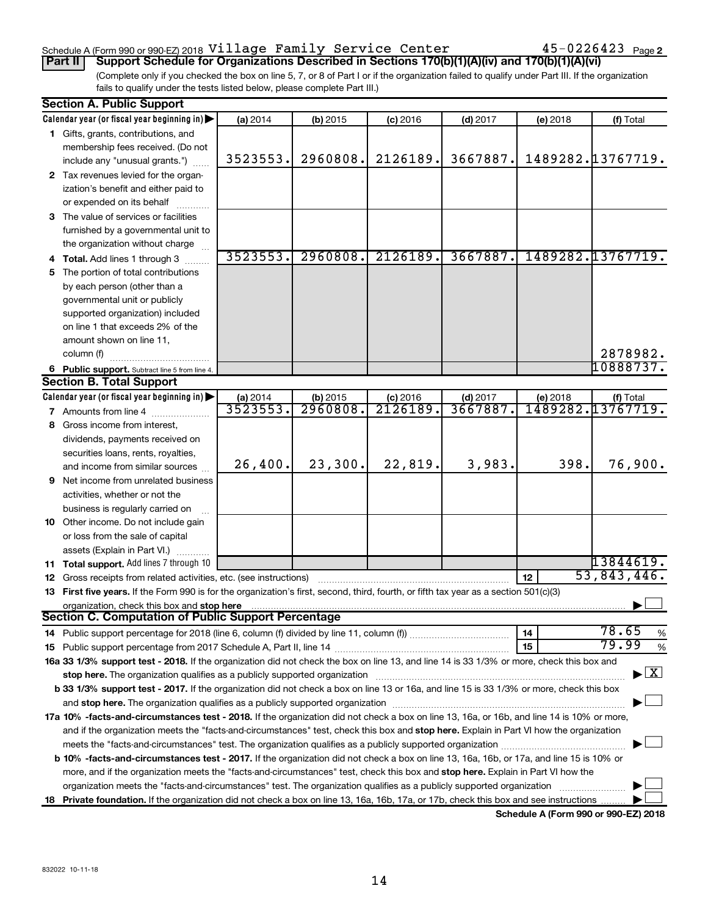Schedule A (Form 990 or 990-EZ) 2018 Village Family Service Center 45-0226423 Page 2

**Part II Support Schedule for Organizations Described in Sections 170(b)(1)(A)(iv) and 170(b)(1)(A)(vi)**

(Complete only if you checked the box on line 5, 7, or 8 of Part I or if the organization failed to qualify under Part III. If the organization fails to qualify under the tests listed below, please complete Part III.)

**Section A. Public Support**

| Calendar year (or fiscal year beginning in) | (a) 2014 | (b) 2015 | (c) 2016 | (d) 2017 | (e) 2018 | (f) Total |
|---|---|---|---|---|---|---|
| **1** Gifts, grants, contributions, and membership fees received. (Do not include any "unusual grants.") | 3523553. | 2960808. | 2126189. | 3667887. | 1489282. | 13767719. |
| **2** Tax revenues levied for the organization's benefit and either paid to or expended on its behalf | | | | | | |
| **3** The value of services or facilities furnished by a governmental unit to the organization without charge | | | | | | |
| **4 Total.** Add lines 1 through 3 | 3523553. | 2960808. | 2126189. | 3667887. | 1489282. | 13767719. |
| **5** The portion of total contributions by each person (other than a governmental unit or publicly supported organization) included on line 1 that exceeds 2% of the amount shown on line 11, column (f) | | | | | | 2878982. |
| **6 Public support.** Subtract line 5 from line 4. | | | | | | 10888737. |

**Section B. Total Support**

| Calendar year (or fiscal year beginning in) | (a) 2014 | (b) 2015 | (c) 2016 | (d) 2017 | (e) 2018 | (f) Total |
|---|---|---|---|---|---|---|
| **7** Amounts from line 4 | 3523553. | 2960808. | 2126189. | 3667887. | 1489282. | 13767719. |
| **8** Gross income from interest, dividends, payments received on securities loans, rents, royalties, and income from similar sources | 26,400. | 23,300. | 22,819. | 3,983. | 398. | 76,900. |
| **9** Net income from unrelated business activities, whether or not the business is regularly carried on | | | | | | |
| **10** Other income. Do not include gain or loss from the sale of capital assets (Explain in Part VI.) | | | | | | |
| **11 Total support.** Add lines 7 through 10 | | | | | | 13844619. |

**12** Gross receipts from related activities, etc. (see instructions) — **12** — 53,843,446.

**13 First five years.** If the Form 990 is for the organization's first, second, third, fourth, or fifth tax year as a section 501(c)(3) organization, check this box and **stop here** ☐

**Section C. Computation of Public Support Percentage**

**14** Public support percentage for 2018 (line 6, column (f) divided by line 11, column (f)) — **14** — 78.65 %

**15** Public support percentage from 2017 Schedule A, Part II, line 14 — **15** — 79.99 %

**16a 33 1/3% support test - 2018.** If the organization did not check the box on line 13, and line 14 is 33 1/3% or more, check this box and **stop here.** The organization qualifies as a publicly supported organization ☒

**b 33 1/3% support test - 2017.** If the organization did not check a box on line 13 or 16a, and line 15 is 33 1/3% or more, check this box and **stop here.** The organization qualifies as a publicly supported organization ☐

**17a 10% -facts-and-circumstances test - 2018.** If the organization did not check a box on line 13, 16a, or 16b, and line 14 is 10% or more, and if the organization meets the "facts-and-circumstances" test, check this box and **stop here.** Explain in Part VI how the organization meets the "facts-and-circumstances" test. The organization qualifies as a publicly supported organization ☐

**b 10% -facts-and-circumstances test - 2017.** If the organization did not check a box on line 13, 16a, 16b, or 17a, and line 15 is 10% or more, and if the organization meets the "facts-and-circumstances" test, check this box and **stop here.** Explain in Part VI how the organization meets the "facts-and-circumstances" test. The organization qualifies as a publicly supported organization ☐

**18 Private foundation.** If the organization did not check a box on line 13, 16a, 16b, 17a, or 17b, check this box and see instructions ☐

**Schedule A (Form 990 or 990-EZ) 2018**

832022 10-11-18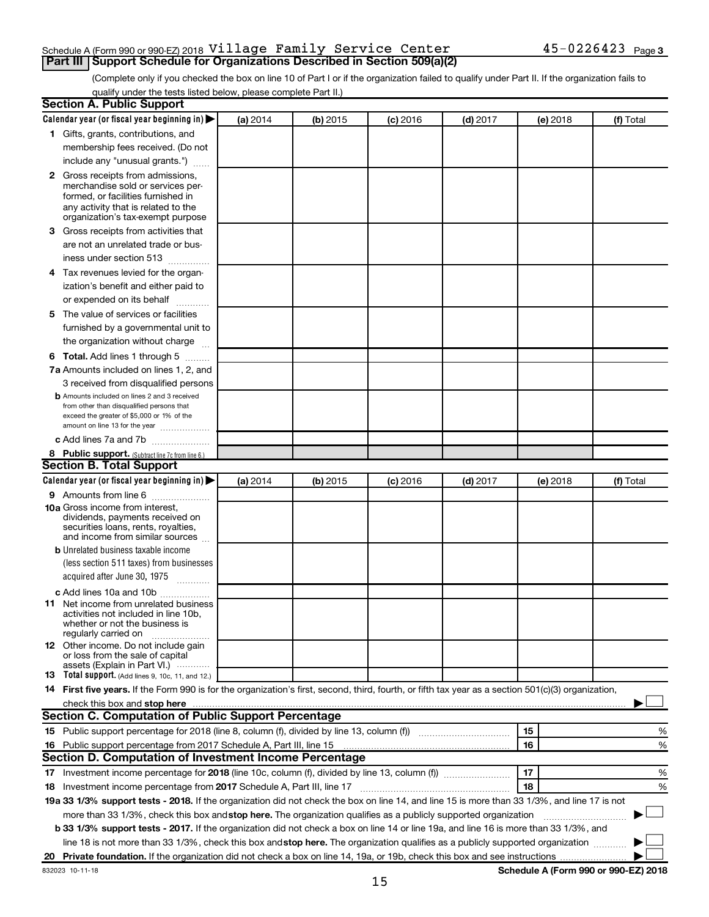Schedule A (Form 990 or 990-EZ) 2018 Village Family Service Center 45-0226423 Page 3

## Part III Support Schedule for Organizations Described in Section 509(a)(2)

(Complete only if you checked the box on line 10 of Part I or if the organization failed to qualify under Part II. If the organization fails to qualify under the tests listed below, please complete Part II.)

### Section A. Public Support

| Calendar year (or fiscal year beginning in) ▶ | (a) 2014 | (b) 2015 | (c) 2016 | (d) 2017 | (e) 2018 | (f) Total |
|---|---|---|---|---|---|---|
| 1 Gifts, grants, contributions, and membership fees received. (Do not include any "unusual grants.") | | | | | | |
| 2 Gross receipts from admissions, merchandise sold or services performed, or facilities furnished in any activity that is related to the organization's tax-exempt purpose | | | | | | |
| 3 Gross receipts from activities that are not an unrelated trade or business under section 513 | | | | | | |
| 4 Tax revenues levied for the organization's benefit and either paid to or expended on its behalf | | | | | | |
| 5 The value of services or facilities furnished by a governmental unit to the organization without charge | | | | | | |
| 6 **Total.** Add lines 1 through 5 | | | | | | |
| 7a Amounts included on lines 1, 2, and 3 received from disqualified persons | | | | | | |
| b Amounts included on lines 2 and 3 received from other than disqualified persons that exceed the greater of $5,000 or 1% of the amount on line 13 for the year | | | | | | |
| c Add lines 7a and 7b | | | | | | |
| 8 **Public support.** (Subtract line 7c from line 6.) | | | | | | |

### Section B. Total Support

| Calendar year (or fiscal year beginning in) ▶ | (a) 2014 | (b) 2015 | (c) 2016 | (d) 2017 | (e) 2018 | (f) Total |
|---|---|---|---|---|---|---|
| 9 Amounts from line 6 | | | | | | |
| 10a Gross income from interest, dividends, payments received on securities loans, rents, royalties, and income from similar sources | | | | | | |
| b Unrelated business taxable income (less section 511 taxes) from businesses acquired after June 30, 1975 | | | | | | |
| c Add lines 10a and 10b | | | | | | |
| 11 Net income from unrelated business activities not included in line 10b, whether or not the business is regularly carried on | | | | | | |
| 12 Other income. Do not include gain or loss from the sale of capital assets (Explain in Part VI.) | | | | | | |
| 13 **Total support.** (Add lines 9, 10c, 11, and 12.) | | | | | | |

14 **First five years.** If the Form 990 is for the organization's first, second, third, fourth, or fifth tax year as a section 501(c)(3) organization, check this box and **stop here** ▶ ☐

### Section C. Computation of Public Support Percentage

| | | | |
|---|---|---|---|
| 15 Public support percentage for 2018 (line 8, column (f), divided by line 13, column (f)) | 15 | | % |
| 16 Public support percentage from 2017 Schedule A, Part III, line 15 | 16 | | % |

### Section D. Computation of Investment Income Percentage

| | | | |
|---|---|---|---|
| 17 Investment income percentage for **2018** (line 10c, column (f), divided by line 13, column (f)) | 17 | | % |
| 18 Investment income percentage from **2017** Schedule A, Part III, line 17 | 18 | | % |

**19a 33 1/3% support tests - 2018.** If the organization did not check the box on line 14, and line 15 is more than 33 1/3%, and line 17 is not more than 33 1/3%, check this box and **stop here.** The organization qualifies as a publicly supported organization ▶ ☐

**b 33 1/3% support tests - 2017.** If the organization did not check a box on line 14 or line 19a, and line 16 is more than 33 1/3%, and line 18 is not more than 33 1/3%, check this box and **stop here.** The organization qualifies as a publicly supported organization ▶ ☐

**20 Private foundation.** If the organization did not check a box on line 14, 19a, or 19b, check this box and see instructions ▶ ☐

832023 10-11-18 **Schedule A (Form 990 or 990-EZ) 2018**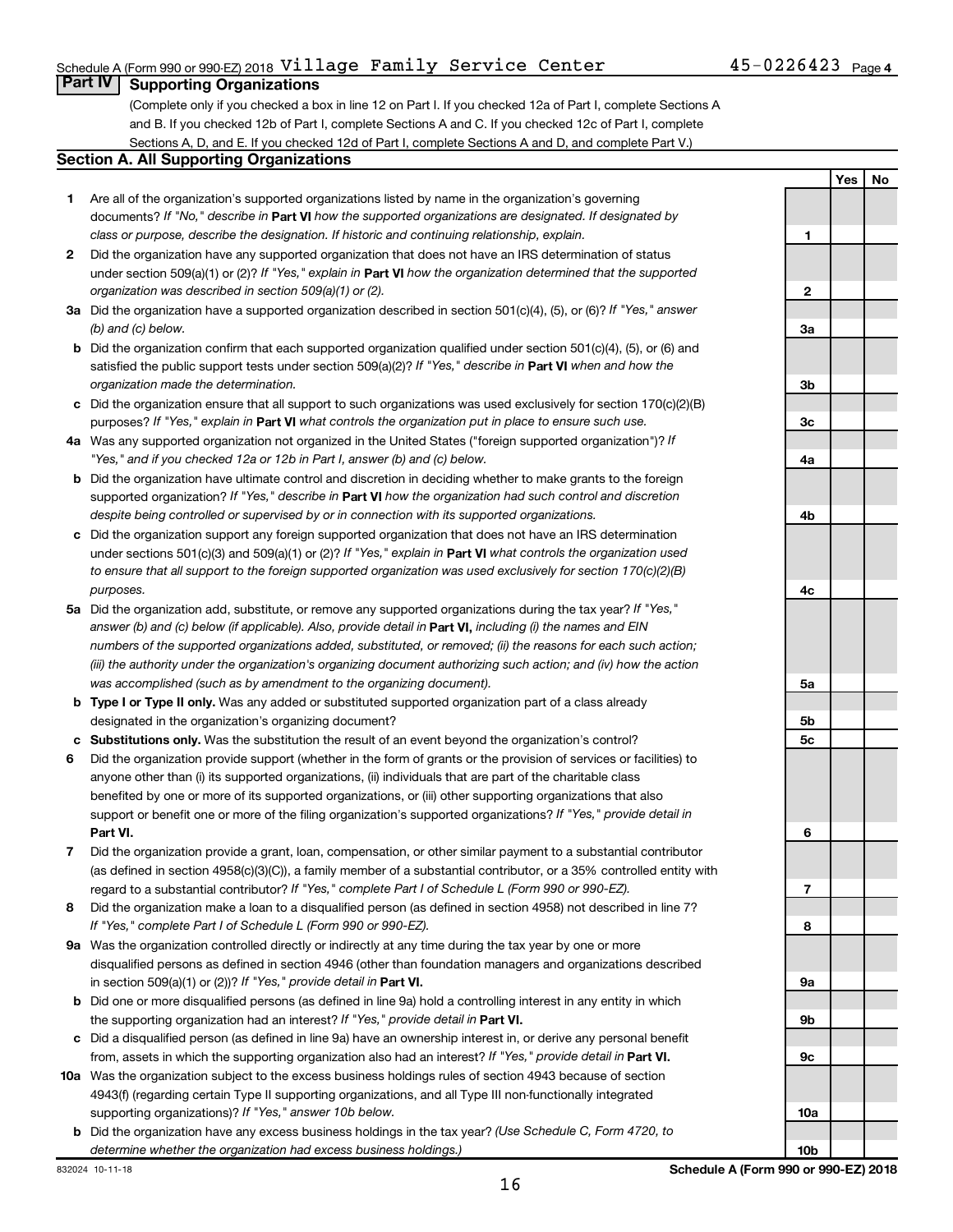Schedule A (Form 990 or 990-EZ) 2018 Village Family Service Center 45-0226423 Page 4

## Part IV Supporting Organizations

(Complete only if you checked a box in line 12 on Part I. If you checked 12a of Part I, complete Sections A and B. If you checked 12b of Part I, complete Sections A and C. If you checked 12c of Part I, complete Sections A, D, and E. If you checked 12d of Part I, complete Sections A and D, and complete Part V.)

### Section A. All Supporting Organizations

| | | | Yes | No |
|---|---|---|---|---|
| **1** | Are all of the organization's supported organizations listed by name in the organization's governing documents? *If "No," describe in* **Part VI** *how the supported organizations are designated. If designated by class or purpose, describe the designation. If historic and continuing relationship, explain.* | 1 | | |
| **2** | Did the organization have any supported organization that does not have an IRS determination of status under section 509(a)(1) or (2)? *If "Yes," explain in* **Part VI** *how the organization determined that the supported organization was described in section 509(a)(1) or (2).* | 2 | | |
| **3a** | Did the organization have a supported organization described in section 501(c)(4), (5), or (6)? *If "Yes," answer (b) and (c) below.* | 3a | | |
| **b** | Did the organization confirm that each supported organization qualified under section 501(c)(4), (5), or (6) and satisfied the public support tests under section 509(a)(2)? *If "Yes," describe in* **Part VI** *when and how the organization made the determination.* | 3b | | |
| **c** | Did the organization ensure that all support to such organizations was used exclusively for section 170(c)(2)(B) purposes? *If "Yes," explain in* **Part VI** *what controls the organization put in place to ensure such use.* | 3c | | |
| **4a** | Was any supported organization not organized in the United States ("foreign supported organization")? *If "Yes," and if you checked 12a or 12b in Part I, answer (b) and (c) below.* | 4a | | |
| **b** | Did the organization have ultimate control and discretion in deciding whether to make grants to the foreign supported organization? *If "Yes," describe in* **Part VI** *how the organization had such control and discretion despite being controlled or supervised by or in connection with its supported organizations.* | 4b | | |
| **c** | Did the organization support any foreign supported organization that does not have an IRS determination under sections 501(c)(3) and 509(a)(1) or (2)? *If "Yes," explain in* **Part VI** *what controls the organization used to ensure that all support to the foreign supported organization was used exclusively for section 170(c)(2)(B) purposes.* | 4c | | |
| **5a** | Did the organization add, substitute, or remove any supported organizations during the tax year? *If "Yes," answer (b) and (c) below (if applicable). Also, provide detail in* **Part VI,** *including (i) the names and EIN numbers of the supported organizations added, substituted, or removed; (ii) the reasons for each such action; (iii) the authority under the organization's organizing document authorizing such action; and (iv) how the action was accomplished (such as by amendment to the organizing document).* | 5a | | |
| **b** | **Type I or Type II only.** Was any added or substituted supported organization part of a class already designated in the organization's organizing document? | 5b | | |
| **c** | **Substitutions only.** Was the substitution the result of an event beyond the organization's control? | 5c | | |
| **6** | Did the organization provide support (whether in the form of grants or the provision of services or facilities) to anyone other than (i) its supported organizations, (ii) individuals that are part of the charitable class benefited by one or more of its supported organizations, or (iii) other supporting organizations that also support or benefit one or more of the filing organization's supported organizations? *If "Yes," provide detail in* **Part VI.** | 6 | | |
| **7** | Did the organization provide a grant, loan, compensation, or other similar payment to a substantial contributor (as defined in section 4958(c)(3)(C)), a family member of a substantial contributor, or a 35% controlled entity with regard to a substantial contributor? *If "Yes," complete Part I of Schedule L (Form 990 or 990-EZ).* | 7 | | |
| **8** | Did the organization make a loan to a disqualified person (as defined in section 4958) not described in line 7? *If "Yes," complete Part I of Schedule L (Form 990 or 990-EZ).* | 8 | | |
| **9a** | Was the organization controlled directly or indirectly at any time during the tax year by one or more disqualified persons as defined in section 4946 (other than foundation managers and organizations described in section 509(a)(1) or (2))? *If "Yes," provide detail in* **Part VI.** | 9a | | |
| **b** | Did one or more disqualified persons (as defined in line 9a) hold a controlling interest in any entity in which the supporting organization had an interest? *If "Yes," provide detail in* **Part VI.** | 9b | | |
| **c** | Did a disqualified person (as defined in line 9a) have an ownership interest in, or derive any personal benefit from, assets in which the supporting organization also had an interest? *If "Yes," provide detail in* **Part VI.** | 9c | | |
| **10a** | Was the organization subject to the excess business holdings rules of section 4943 because of section 4943(f) (regarding certain Type II supporting organizations, and all Type III non-functionally integrated supporting organizations)? *If "Yes," answer 10b below.* | 10a | | |
| **b** | Did the organization have any excess business holdings in the tax year? *(Use Schedule C, Form 4720, to determine whether the organization had excess business holdings.)* | 10b | | |

832024 10-11-18 **Schedule A (Form 990 or 990-EZ) 2018**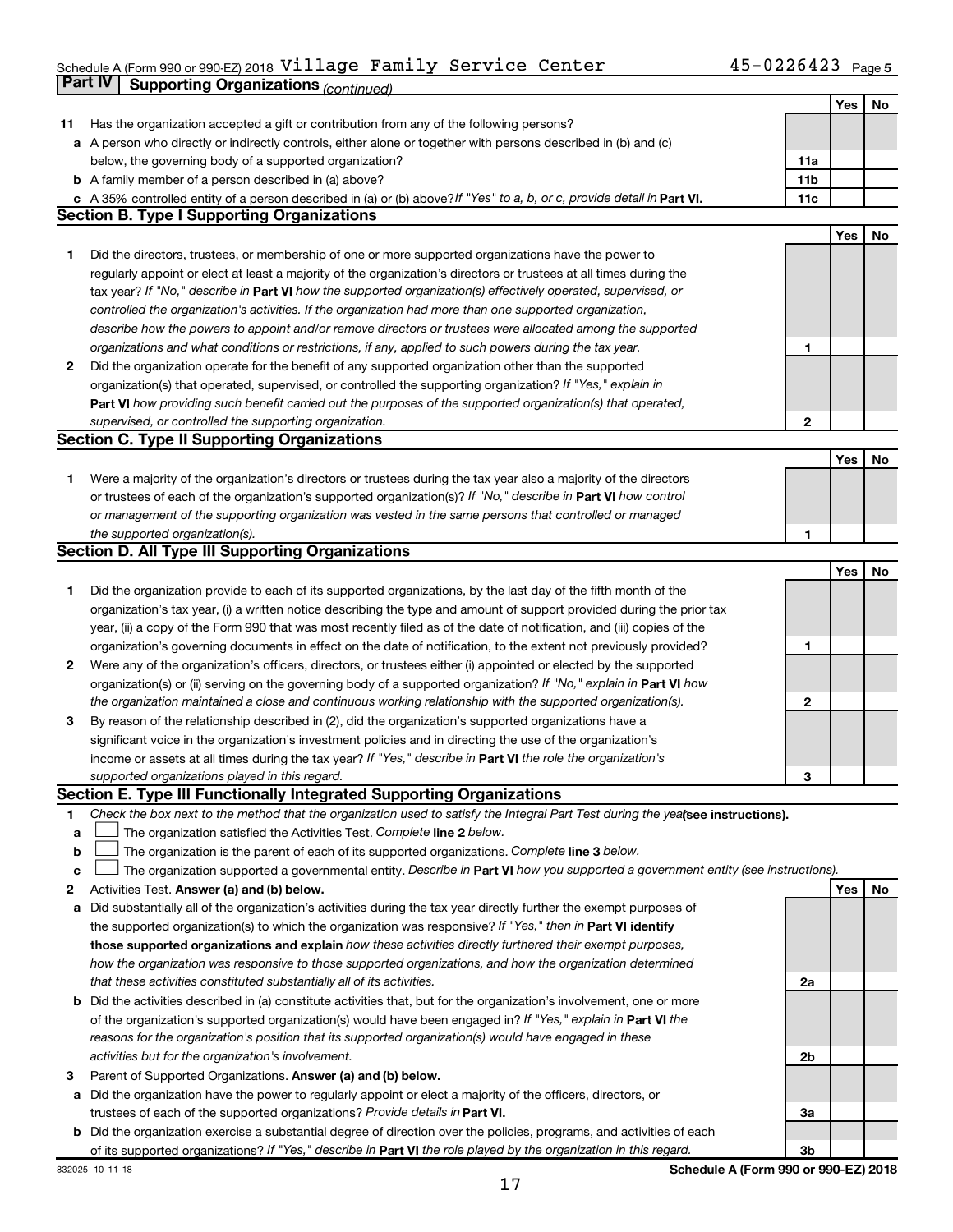Schedule A (Form 990 or 990-EZ) 2018 Village Family Service Center 45-0226423 Page 5

**Part IV | Supporting Organizations** *(continued)*

| | | | Yes | No |
|---|---|---|---|---|
| **11** | Has the organization accepted a gift or contribution from any of the following persons? | | | |
| **a** | A person who directly or indirectly controls, either alone or together with persons described in (b) and (c) below, the governing body of a supported organization? | **11a** | | |
| **b** | A family member of a person described in (a) above? | **11b** | | |
| **c** | A 35% controlled entity of a person described in (a) or (b) above? *If "Yes" to a, b, or c, provide detail in* **Part VI.** | **11c** | | |

### Section B. Type I Supporting Organizations

| | | | Yes | No |
|---|---|---|---|---|
| **1** | Did the directors, trustees, or membership of one or more supported organizations have the power to regularly appoint or elect at least a majority of the organization's directors or trustees at all times during the tax year? *If "No," describe in* **Part VI** *how the supported organization(s) effectively operated, supervised, or controlled the organization's activities. If the organization had more than one supported organization, describe how the powers to appoint and/or remove directors or trustees were allocated among the supported organizations and what conditions or restrictions, if any, applied to such powers during the tax year.* | **1** | | |
| **2** | Did the organization operate for the benefit of any supported organization other than the supported organization(s) that operated, supervised, or controlled the supporting organization? *If "Yes," explain in* **Part VI** *how providing such benefit carried out the purposes of the supported organization(s) that operated, supervised, or controlled the supporting organization.* | **2** | | |

### Section C. Type II Supporting Organizations

| | | | Yes | No |
|---|---|---|---|---|
| **1** | Were a majority of the organization's directors or trustees during the tax year also a majority of the directors or trustees of each of the organization's supported organization(s)? *If "No," describe in* **Part VI** *how control or management of the supporting organization was vested in the same persons that controlled or managed the supported organization(s).* | **1** | | |

### Section D. All Type III Supporting Organizations

| | | | Yes | No |
|---|---|---|---|---|
| **1** | Did the organization provide to each of its supported organizations, by the last day of the fifth month of the organization's tax year, (i) a written notice describing the type and amount of support provided during the prior tax year, (ii) a copy of the Form 990 that was most recently filed as of the date of notification, and (iii) copies of the organization's governing documents in effect on the date of notification, to the extent not previously provided? | **1** | | |
| **2** | Were any of the organization's officers, directors, or trustees either (i) appointed or elected by the supported organization(s) or (ii) serving on the governing body of a supported organization? *If "No," explain in* **Part VI** *how the organization maintained a close and continuous working relationship with the supported organization(s).* | **2** | | |
| **3** | By reason of the relationship described in (2), did the organization's supported organizations have a significant voice in the organization's investment policies and in directing the use of the organization's income or assets at all times during the tax year? *If "Yes," describe in* **Part VI** *the role the organization's supported organizations played in this regard.* | **3** | | |

### Section E. Type III Functionally Integrated Supporting Organizations

**1** *Check the box next to the method that the organization used to satisfy the Integral Part Test during the year* **(see instructions).**

**a** ☐ The organization satisfied the Activities Test. *Complete* **line 2** *below.*

**b** ☐ The organization is the parent of each of its supported organizations. *Complete* **line 3** *below.*

**c** ☐ The organization supported a governmental entity. *Describe in* **Part VI** *how you supported a government entity (see instructions).*

| | | | Yes | No |
|---|---|---|---|---|
| **2** | Activities Test. **Answer (a) and (b) below.** | | | |
| **a** | Did substantially all of the organization's activities during the tax year directly further the exempt purposes of the supported organization(s) to which the organization was responsive? *If "Yes," then in* **Part VI identify those supported organizations and explain** *how these activities directly furthered their exempt purposes, how the organization was responsive to those supported organizations, and how the organization determined that these activities constituted substantially all of its activities.* | **2a** | | |
| **b** | Did the activities described in (a) constitute activities that, but for the organization's involvement, one or more of the organization's supported organization(s) would have been engaged in? *If "Yes," explain in* **Part VI** *the reasons for the organization's position that its supported organization(s) would have engaged in these activities but for the organization's involvement.* | **2b** | | |
| **3** | Parent of Supported Organizations. **Answer (a) and (b) below.** | | | |
| **a** | Did the organization have the power to regularly appoint or elect a majority of the officers, directors, or trustees of each of the supported organizations? *Provide details in* **Part VI.** | **3a** | | |
| **b** | Did the organization exercise a substantial degree of direction over the policies, programs, and activities of each of its supported organizations? *If "Yes," describe in* **Part VI** *the role played by the organization in this regard.* | **3b** | | |

832025 10-11-18 **Schedule A (Form 990 or 990-EZ) 2018**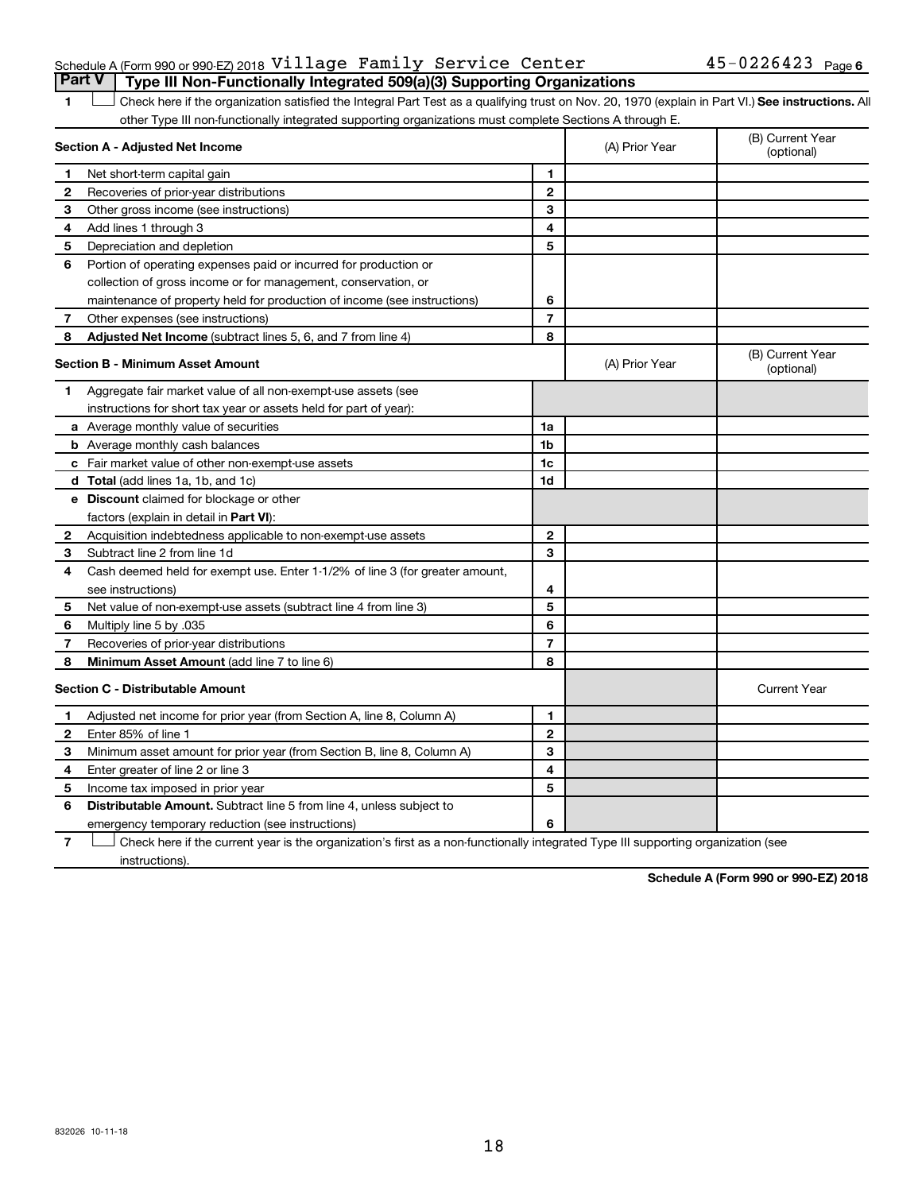Schedule A (Form 990 or 990-EZ) 2018 Village Family Service Center 45-0226423 Page 6

## Part V Type III Non-Functionally Integrated 509(a)(3) Supporting Organizations

1 ☐ Check here if the organization satisfied the Integral Part Test as a qualifying trust on Nov. 20, 1970 (explain in Part VI.) **See instructions.** All other Type III non-functionally integrated supporting organizations must complete Sections A through E.

| **Section A - Adjusted Net Income** | | (A) Prior Year | (B) Current Year (optional) |
|---|---|---|---|
| 1 Net short-term capital gain | 1 | | |
| 2 Recoveries of prior-year distributions | 2 | | |
| 3 Other gross income (see instructions) | 3 | | |
| 4 Add lines 1 through 3 | 4 | | |
| 5 Depreciation and depletion | 5 | | |
| 6 Portion of operating expenses paid or incurred for production or collection of gross income or for management, conservation, or maintenance of property held for production of income (see instructions) | 6 | | |
| 7 Other expenses (see instructions) | 7 | | |
| 8 **Adjusted Net Income** (subtract lines 5, 6, and 7 from line 4) | 8 | | |

| **Section B - Minimum Asset Amount** | | (A) Prior Year | (B) Current Year (optional) |
|---|---|---|---|
| 1 Aggregate fair market value of all non-exempt-use assets (see instructions for short tax year or assets held for part of year): | | | |
| a Average monthly value of securities | 1a | | |
| b Average monthly cash balances | 1b | | |
| c Fair market value of other non-exempt-use assets | 1c | | |
| d **Total** (add lines 1a, 1b, and 1c) | 1d | | |
| e **Discount** claimed for blockage or other factors (explain in detail in **Part VI**): | | | |
| 2 Acquisition indebtedness applicable to non-exempt-use assets | 2 | | |
| 3 Subtract line 2 from line 1d | 3 | | |
| 4 Cash deemed held for exempt use. Enter 1-1/2% of line 3 (for greater amount, see instructions) | 4 | | |
| 5 Net value of non-exempt-use assets (subtract line 4 from line 3) | 5 | | |
| 6 Multiply line 5 by .035 | 6 | | |
| 7 Recoveries of prior-year distributions | 7 | | |
| 8 **Minimum Asset Amount** (add line 7 to line 6) | 8 | | |

| **Section C - Distributable Amount** | | | Current Year |
|---|---|---|---|
| 1 Adjusted net income for prior year (from Section A, line 8, Column A) | 1 | | |
| 2 Enter 85% of line 1 | 2 | | |
| 3 Minimum asset amount for prior year (from Section B, line 8, Column A) | 3 | | |
| 4 Enter greater of line 2 or line 3 | 4 | | |
| 5 Income tax imposed in prior year | 5 | | |
| 6 **Distributable Amount.** Subtract line 5 from line 4, unless subject to emergency temporary reduction (see instructions) | 6 | | |

7 ☐ Check here if the current year is the organization's first as a non-functionally integrated Type III supporting organization (see instructions).

**Schedule A (Form 990 or 990-EZ) 2018**

832026 10-11-18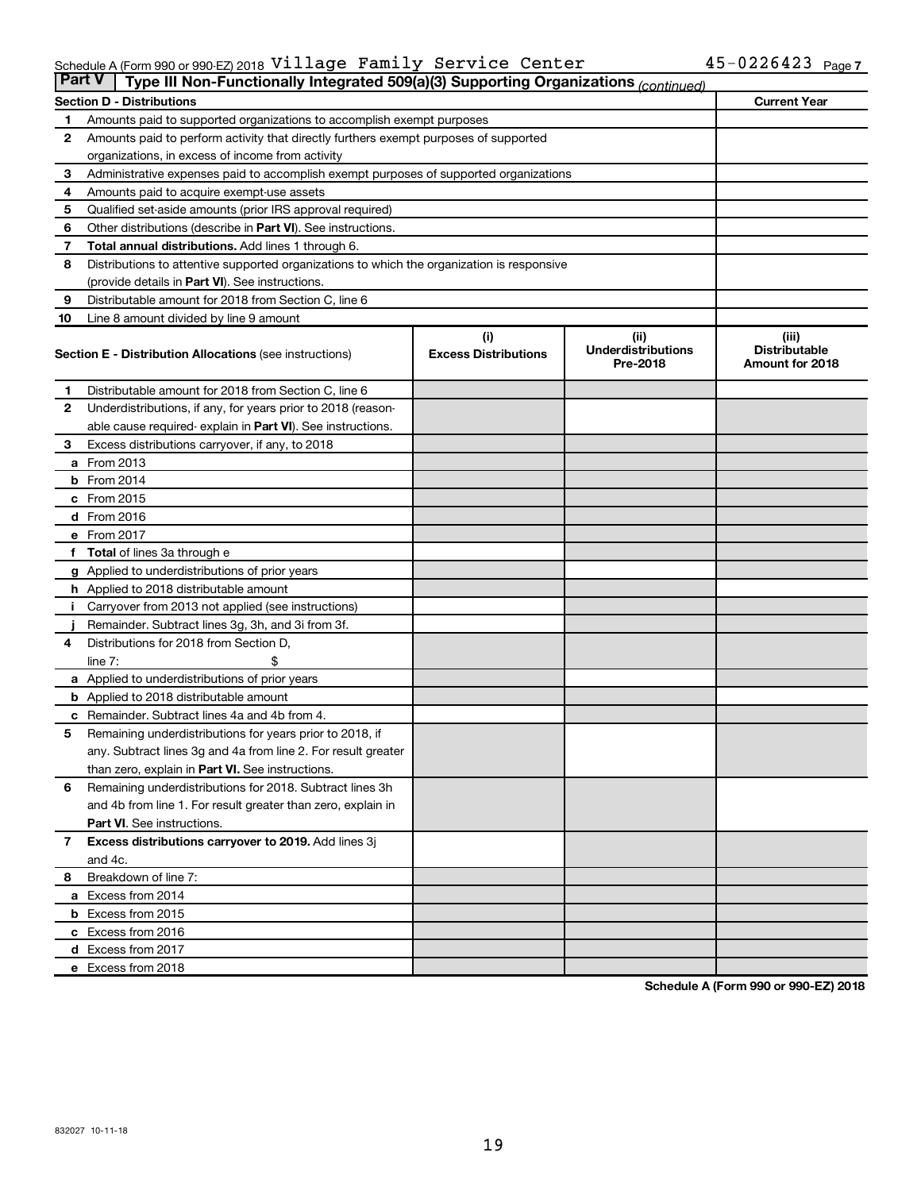Schedule A (Form 990 or 990-EZ) 2018 Village Family Service Center 45-0226423 Page 7

**Part V | Type III Non-Functionally Integrated 509(a)(3) Supporting Organizations** *(continued)*

| **Section D - Distributions** | | **Current Year** |
|---|---|---|
| 1 | Amounts paid to supported organizations to accomplish exempt purposes | |
| 2 | Amounts paid to perform activity that directly furthers exempt purposes of supported organizations, in excess of income from activity | |
| 3 | Administrative expenses paid to accomplish exempt purposes of supported organizations | |
| 4 | Amounts paid to acquire exempt-use assets | |
| 5 | Qualified set-aside amounts (prior IRS approval required) | |
| 6 | Other distributions (describe in **Part VI**). See instructions. | |
| 7 | **Total annual distributions.** Add lines 1 through 6. | |
| 8 | Distributions to attentive supported organizations to which the organization is responsive (provide details in **Part VI**). See instructions. | |
| 9 | Distributable amount for 2018 from Section C, line 6 | |
| 10 | Line 8 amount divided by line 9 amount | |

| | **Section E - Distribution Allocations** (see instructions) | **(i) Excess Distributions** | **(ii) Underdistributions Pre-2018** | **(iii) Distributable Amount for 2018** |
|---|---|---|---|---|
| 1 | Distributable amount for 2018 from Section C, line 6 | | | |
| 2 | Underdistributions, if any, for years prior to 2018 (reasonable cause required- explain in **Part VI**). See instructions. | | | |
| 3 | Excess distributions carryover, if any, to 2018 | | | |
| a | From 2013 | | | |
| b | From 2014 | | | |
| c | From 2015 | | | |
| d | From 2016 | | | |
| e | From 2017 | | | |
| f | **Total** of lines 3a through e | | | |
| g | Applied to underdistributions of prior years | | | |
| h | Applied to 2018 distributable amount | | | |
| i | Carryover from 2013 not applied (see instructions) | | | |
| j | Remainder. Subtract lines 3g, 3h, and 3i from 3f. | | | |
| 4 | Distributions for 2018 from Section D, line 7: $ | | | |
| a | Applied to underdistributions of prior years | | | |
| b | Applied to 2018 distributable amount | | | |
| c | Remainder. Subtract lines 4a and 4b from 4. | | | |
| 5 | Remaining underdistributions for years prior to 2018, if any. Subtract lines 3g and 4a from line 2. For result greater than zero, explain in **Part VI.** See instructions. | | | |
| 6 | Remaining underdistributions for 2018. Subtract lines 3h and 4b from line 1. For result greater than zero, explain in **Part VI**. See instructions. | | | |
| 7 | **Excess distributions carryover to 2019.** Add lines 3j and 4c. | | | |
| 8 | Breakdown of line 7: | | | |
| a | Excess from 2014 | | | |
| b | Excess from 2015 | | | |
| c | Excess from 2016 | | | |
| d | Excess from 2017 | | | |
| e | Excess from 2018 | | | |

**Schedule A (Form 990 or 990-EZ) 2018**

832027 10-11-18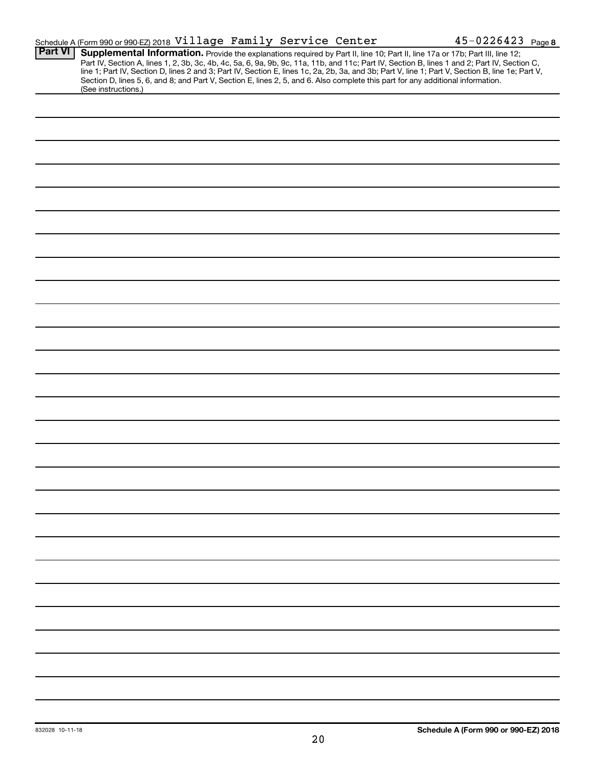Schedule A (Form 990 or 990-EZ) 2018 Village Family Service Center 45-0226423 Page 8

**Part VI** **Supplemental Information.** Provide the explanations required by Part II, line 10; Part II, line 17a or 17b; Part III, line 12; Part IV, Section A, lines 1, 2, 3b, 3c, 4b, 4c, 5a, 6, 9a, 9b, 9c, 11a, 11b, and 11c; Part IV, Section B, lines 1 and 2; Part IV, Section C, line 1; Part IV, Section D, lines 2 and 3; Part IV, Section E, lines 1c, 2a, 2b, 3a, and 3b; Part V, line 1; Part V, Section B, line 1e; Part V, Section D, lines 5, 6, and 8; and Part V, Section E, lines 2, 5, and 6. Also complete this part for any additional information. (See instructions.)

832028 10-11-18

**Schedule A (Form 990 or 990-EZ) 2018**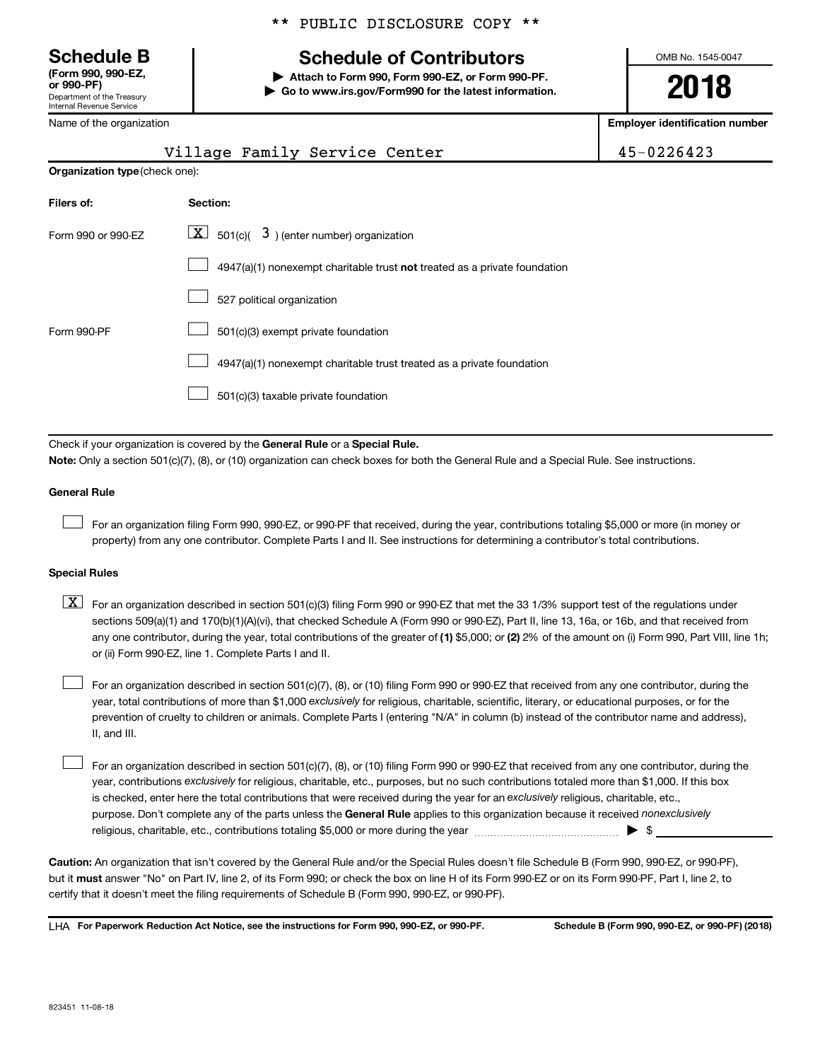\*\* PUBLIC DISCLOSURE COPY \*\*

# Schedule B

**(Form 990, 990-EZ, or 990-PF)**
Department of the Treasury
Internal Revenue Service

## Schedule of Contributors

▶ **Attach to Form 990, Form 990-EZ, or Form 990-PF.**
▶ **Go to www.irs.gov/Form990 for the latest information.**

OMB No. 1545-0047

**2018**

| Name of the organization | Employer identification number |
|---|---|
| Village Family Service Center | 45-0226423 |

**Organization type** (check one):

| Filers of: | Section: |
|---|---|
| Form 990 or 990-EZ | [X] 501(c)( 3 ) (enter number) organization |
| | [ ] 4947(a)(1) nonexempt charitable trust **not** treated as a private foundation |
| | [ ] 527 political organization |
| Form 990-PF | [ ] 501(c)(3) exempt private foundation |
| | [ ] 4947(a)(1) nonexempt charitable trust treated as a private foundation |
| | [ ] 501(c)(3) taxable private foundation |

Check if your organization is covered by the **General Rule** or a **Special Rule.**

**Note:** Only a section 501(c)(7), (8), or (10) organization can check boxes for both the General Rule and a Special Rule. See instructions.

### General Rule

[ ] For an organization filing Form 990, 990-EZ, or 990-PF that received, during the year, contributions totaling $5,000 or more (in money or property) from any one contributor. Complete Parts I and II. See instructions for determining a contributor's total contributions.

### Special Rules

[X] For an organization described in section 501(c)(3) filing Form 990 or 990-EZ that met the 33 1/3% support test of the regulations under sections 509(a)(1) and 170(b)(1)(A)(vi), that checked Schedule A (Form 990 or 990-EZ), Part II, line 13, 16a, or 16b, and that received from any one contributor, during the year, total contributions of the greater of **(1)** $5,000; or **(2)** 2% of the amount on (i) Form 990, Part VIII, line 1h; or (ii) Form 990-EZ, line 1. Complete Parts I and II.

[ ] For an organization described in section 501(c)(7), (8), or (10) filing Form 990 or 990-EZ that received from any one contributor, during the year, total contributions of more than $1,000 *exclusively* for religious, charitable, scientific, literary, or educational purposes, or for the prevention of cruelty to children or animals. Complete Parts I (entering "N/A" in column (b) instead of the contributor name and address), II, and III.

[ ] For an organization described in section 501(c)(7), (8), or (10) filing Form 990 or 990-EZ that received from any one contributor, during the year, contributions *exclusively* for religious, charitable, etc., purposes, but no such contributions totaled more than $1,000. If this box is checked, enter here the total contributions that were received during the year for an *exclusively* religious, charitable, etc., purpose. Don't complete any of the parts unless the **General Rule** applies to this organization because it received *nonexclusively* religious, charitable, etc., contributions totaling $5,000 or more during the year ▶ $ \_\_\_\_\_\_\_\_\_\_

**Caution:** An organization that isn't covered by the General Rule and/or the Special Rules doesn't file Schedule B (Form 990, 990-EZ, or 990-PF), but it **must** answer "No" on Part IV, line 2, of its Form 990; or check the box on line H of its Form 990-EZ or on its Form 990-PF, Part I, line 2, to certify that it doesn't meet the filing requirements of Schedule B (Form 990, 990-EZ, or 990-PF).

LHA **For Paperwork Reduction Act Notice, see the instructions for Form 990, 990-EZ, or 990-PF.** **Schedule B (Form 990, 990-EZ, or 990-PF) (2018)**

823451 11-08-18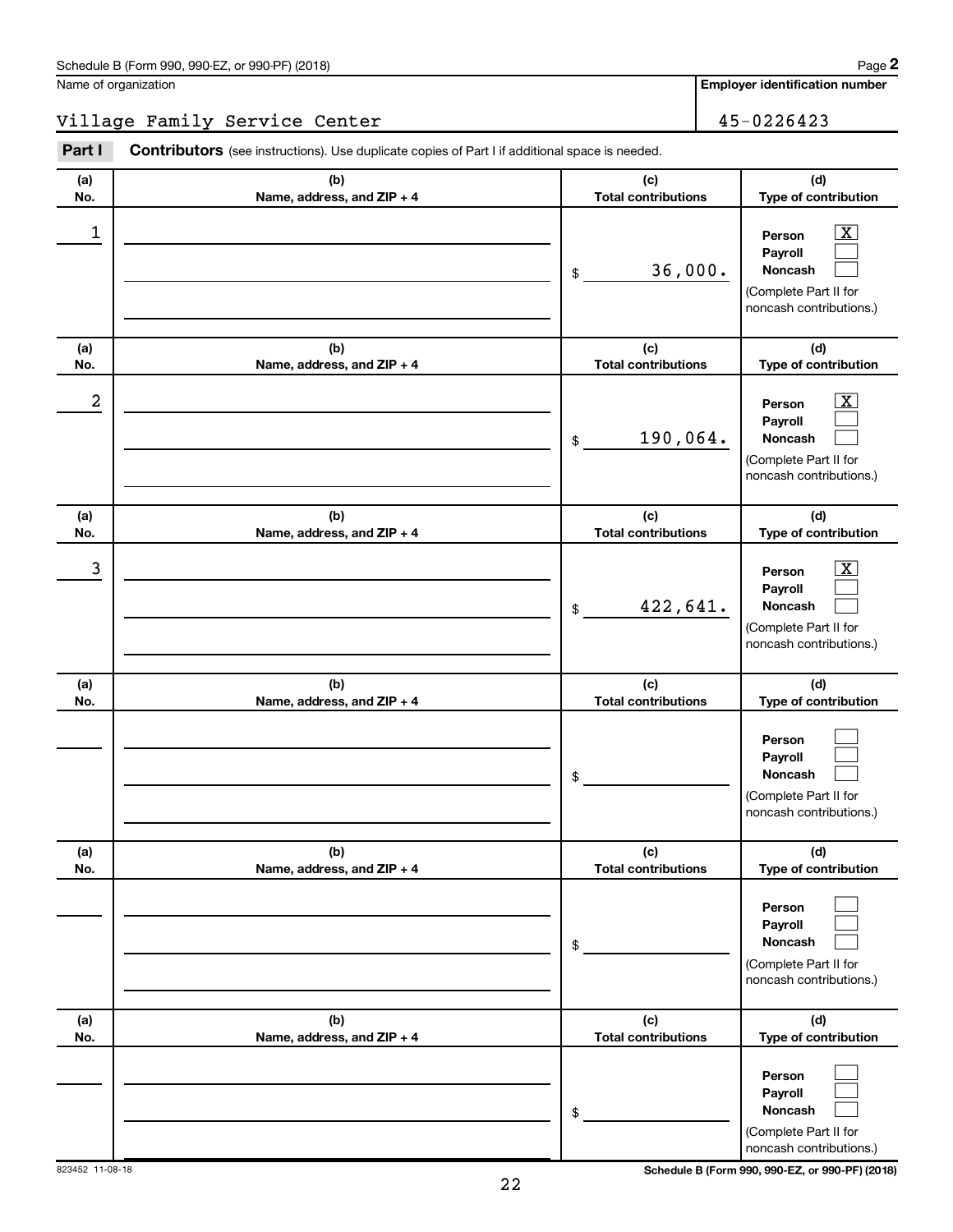Schedule B (Form 990, 990-EZ, or 990-PF) (2018)

Name of organization: Village Family Service Center

Employer identification number: 45-0226423

**Part I** **Contributors** (see instructions). Use duplicate copies of Part I if additional space is needed.

| (a) No. | (b) Name, address, and ZIP + 4 | (c) Total contributions | (d) Type of contribution |
|---|---|---|---|
| 1 | | $ 36,000. | Person [X] Payroll [ ] Noncash [ ] (Complete Part II for noncash contributions.) |
| 2 | | $ 190,064. | Person [X] Payroll [ ] Noncash [ ] (Complete Part II for noncash contributions.) |
| 3 | | $ 422,641. | Person [X] Payroll [ ] Noncash [ ] (Complete Part II for noncash contributions.) |
| | | $ | Person [ ] Payroll [ ] Noncash [ ] (Complete Part II for noncash contributions.) |
| | | $ | Person [ ] Payroll [ ] Noncash [ ] (Complete Part II for noncash contributions.) |
| | | $ | Person [ ] Payroll [ ] Noncash [ ] (Complete Part II for noncash contributions.) |

823452 11-08-18

Schedule B (Form 990, 990-EZ, or 990-PF) (2018)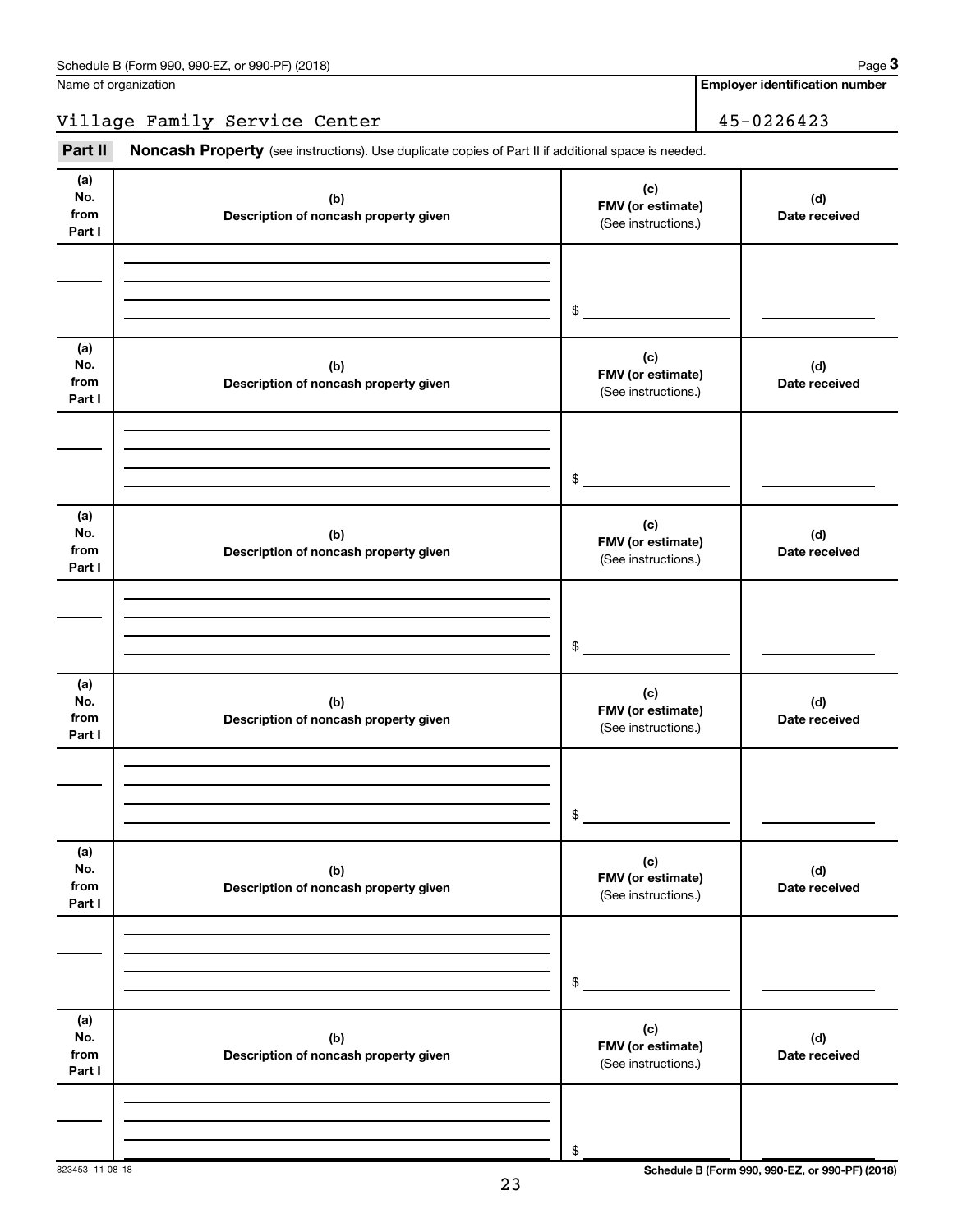Schedule B (Form 990, 990-EZ, or 990-PF) (2018) Page **3**

Name of organization | **Employer identification number**

Village Family Service Center | 45-0226423

**Part II** **Noncash Property** (see instructions). Use duplicate copies of Part II if additional space is needed.

| (a) No. from Part I | (b) Description of noncash property given | (c) FMV (or estimate) (See instructions.) | (d) Date received |
|---|---|---|---|
| | | $ | |

| (a) No. from Part I | (b) Description of noncash property given | (c) FMV (or estimate) (See instructions.) | (d) Date received |
|---|---|---|---|
| | | $ | |

| (a) No. from Part I | (b) Description of noncash property given | (c) FMV (or estimate) (See instructions.) | (d) Date received |
|---|---|---|---|
| | | $ | |

| (a) No. from Part I | (b) Description of noncash property given | (c) FMV (or estimate) (See instructions.) | (d) Date received |
|---|---|---|---|
| | | $ | |

| (a) No. from Part I | (b) Description of noncash property given | (c) FMV (or estimate) (See instructions.) | (d) Date received |
|---|---|---|---|
| | | $ | |

| (a) No. from Part I | (b) Description of noncash property given | (c) FMV (or estimate) (See instructions.) | (d) Date received |
|---|---|---|---|
| | | $ | |

823453 11-08-18

**Schedule B (Form 990, 990-EZ, or 990-PF) (2018)**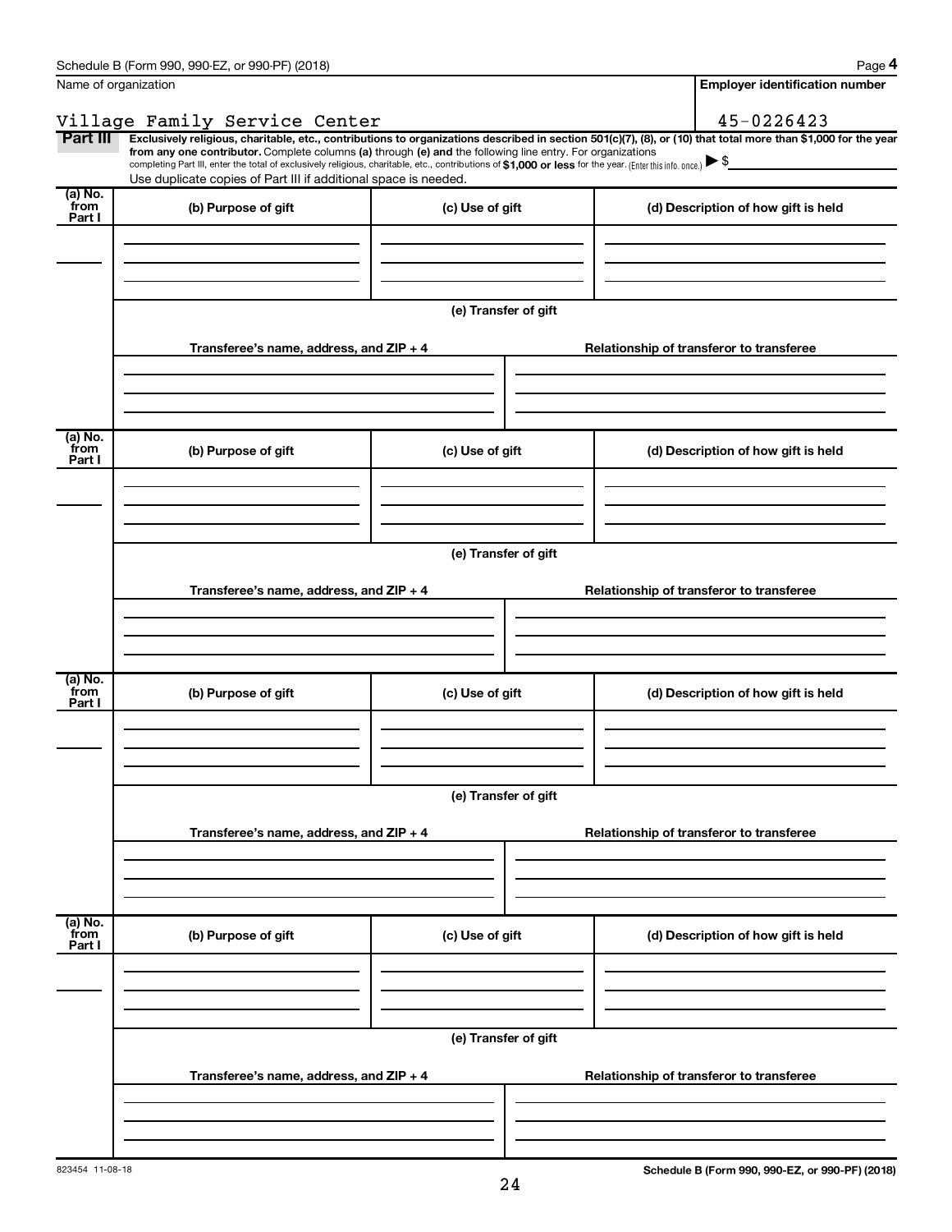Name of organization

Village Family Service Center

Employer identification number

45-0226423

**Part III** **Exclusively religious, charitable, etc., contributions to organizations described in section 501(c)(7), (8), or (10) that total more than $1,000 for the year from any one contributor.** Complete columns **(a)** through **(e)** and the following line entry. For organizations completing Part III, enter the total of exclusively religious, charitable, etc., contributions of **$1,000 or less** for the year. (Enter this info. once.) ▶ $

Use duplicate copies of Part III if additional space is needed.

| (a) No. from Part I | (b) Purpose of gift | (c) Use of gift | (d) Description of how gift is held |
|---|---|---|---|
| | | | |

(e) Transfer of gift

| Transferee's name, address, and ZIP + 4 | Relationship of transferor to transferee |
|---|---|
| | |

| (a) No. from Part I | (b) Purpose of gift | (c) Use of gift | (d) Description of how gift is held |
|---|---|---|---|
| | | | |

(e) Transfer of gift

| Transferee's name, address, and ZIP + 4 | Relationship of transferor to transferee |
|---|---|
| | |

| (a) No. from Part I | (b) Purpose of gift | (c) Use of gift | (d) Description of how gift is held |
|---|---|---|---|
| | | | |

(e) Transfer of gift

| Transferee's name, address, and ZIP + 4 | Relationship of transferor to transferee |
|---|---|
| | |

| (a) No. from Part I | (b) Purpose of gift | (c) Use of gift | (d) Description of how gift is held |
|---|---|---|---|
| | | | |

(e) Transfer of gift

| Transferee's name, address, and ZIP + 4 | Relationship of transferor to transferee |
|---|---|
| | |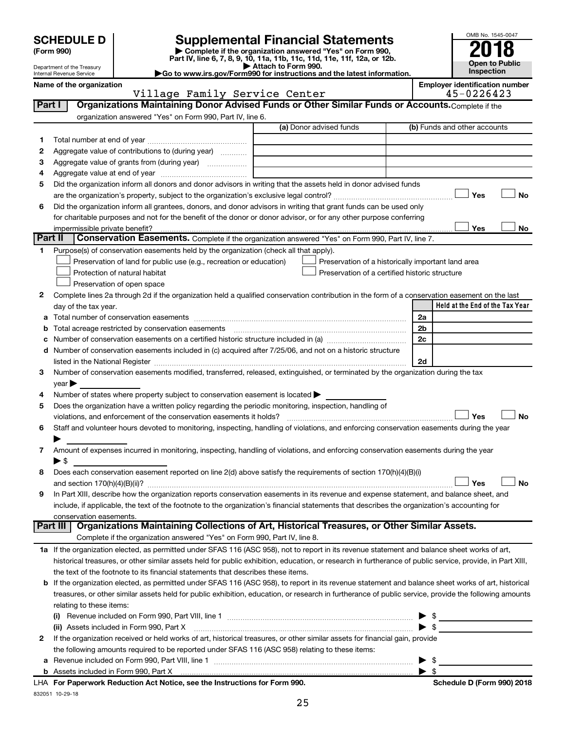# SCHEDULE D (Form 990)

Department of the Treasury
Internal Revenue Service

## Supplemental Financial Statements

▶ Complete if the organization answered "Yes" on Form 990, Part IV, line 6, 7, 8, 9, 10, 11a, 11b, 11c, 11d, 11e, 11f, 12a, or 12b.
▶ Attach to Form 990.
▶Go to www.irs.gov/Form990 for instructions and the latest information.

OMB No. 1545-0047

**2018**

**Open to Public Inspection**

**Name of the organization**
Village Family Service Center

**Employer identification number**
45-0226423

### Part I — Organizations Maintaining Donor Advised Funds or Other Similar Funds or Accounts.

Complete if the organization answered "Yes" on Form 990, Part IV, line 6.

| | | (a) Donor advised funds | (b) Funds and other accounts |
|---|---|---|---|
| 1 | Total number at end of year | | |
| 2 | Aggregate value of contributions to (during year) | | |
| 3 | Aggregate value of grants from (during year) | | |
| 4 | Aggregate value at end of year | | |

5 Did the organization inform all donors and donor advisors in writing that the assets held in donor advised funds are the organization's property, subject to the organization's exclusive legal control? ☐ Yes ☐ No

6 Did the organization inform all grantees, donors, and donor advisors in writing that grant funds can be used only for charitable purposes and not for the benefit of the donor or donor advisor, or for any other purpose conferring impermissible private benefit? ☐ Yes ☐ No

### Part II — Conservation Easements.

Complete if the organization answered "Yes" on Form 990, Part IV, line 7.

1 Purpose(s) of conservation easements held by the organization (check all that apply).

- ☐ Preservation of land for public use (e.g., recreation or education)
- ☐ Protection of natural habitat
- ☐ Preservation of open space
- ☐ Preservation of a historically important land area
- ☐ Preservation of a certified historic structure

2 Complete lines 2a through 2d if the organization held a qualified conservation contribution in the form of a conservation easement on the last day of the tax year.

| | | | Held at the End of the Tax Year |
|---|---|---|---|
| a | Total number of conservation easements | 2a | |
| b | Total acreage restricted by conservation easements | 2b | |
| c | Number of conservation easements on a certified historic structure included in (a) | 2c | |
| d | Number of conservation easements included in (c) acquired after 7/25/06, and not on a historic structure listed in the National Register | 2d | |

3 Number of conservation easements modified, transferred, released, extinguished, or terminated by the organization during the tax year ▶

4 Number of states where property subject to conservation easement is located ▶

5 Does the organization have a written policy regarding the periodic monitoring, inspection, handling of violations, and enforcement of the conservation easements it holds? ☐ Yes ☐ No

6 Staff and volunteer hours devoted to monitoring, inspecting, handling of violations, and enforcing conservation easements during the year ▶

7 Amount of expenses incurred in monitoring, inspecting, handling of violations, and enforcing conservation easements during the year ▶ $

8 Does each conservation easement reported on line 2(d) above satisfy the requirements of section 170(h)(4)(B)(i) and section 170(h)(4)(B)(ii)? ☐ Yes ☐ No

9 In Part XIII, describe how the organization reports conservation easements in its revenue and expense statement, and balance sheet, and include, if applicable, the text of the footnote to the organization's financial statements that describes the organization's accounting for conservation easements.

### Part III — Organizations Maintaining Collections of Art, Historical Treasures, or Other Similar Assets.

Complete if the organization answered "Yes" on Form 990, Part IV, line 8.

1a If the organization elected, as permitted under SFAS 116 (ASC 958), not to report in its revenue statement and balance sheet works of art, historical treasures, or other similar assets held for public exhibition, education, or research in furtherance of public service, provide, in Part XIII, the text of the footnote to its financial statements that describes these items.

b If the organization elected, as permitted under SFAS 116 (ASC 958), to report in its revenue statement and balance sheet works of art, historical treasures, or other similar assets held for public exhibition, education, or research in furtherance of public service, provide the following amounts relating to these items:

(i) Revenue included on Form 990, Part VIII, line 1 ▶ $

(ii) Assets included in Form 990, Part X ▶ $

2 If the organization received or held works of art, historical treasures, or other similar assets for financial gain, provide the following amounts required to be reported under SFAS 116 (ASC 958) relating to these items:

a Revenue included on Form 990, Part VIII, line 1 ▶ $

b Assets included in Form 990, Part X ▶ $

LHA **For Paperwork Reduction Act Notice, see the Instructions for Form 990.** **Schedule D (Form 990) 2018**

832051 10-29-18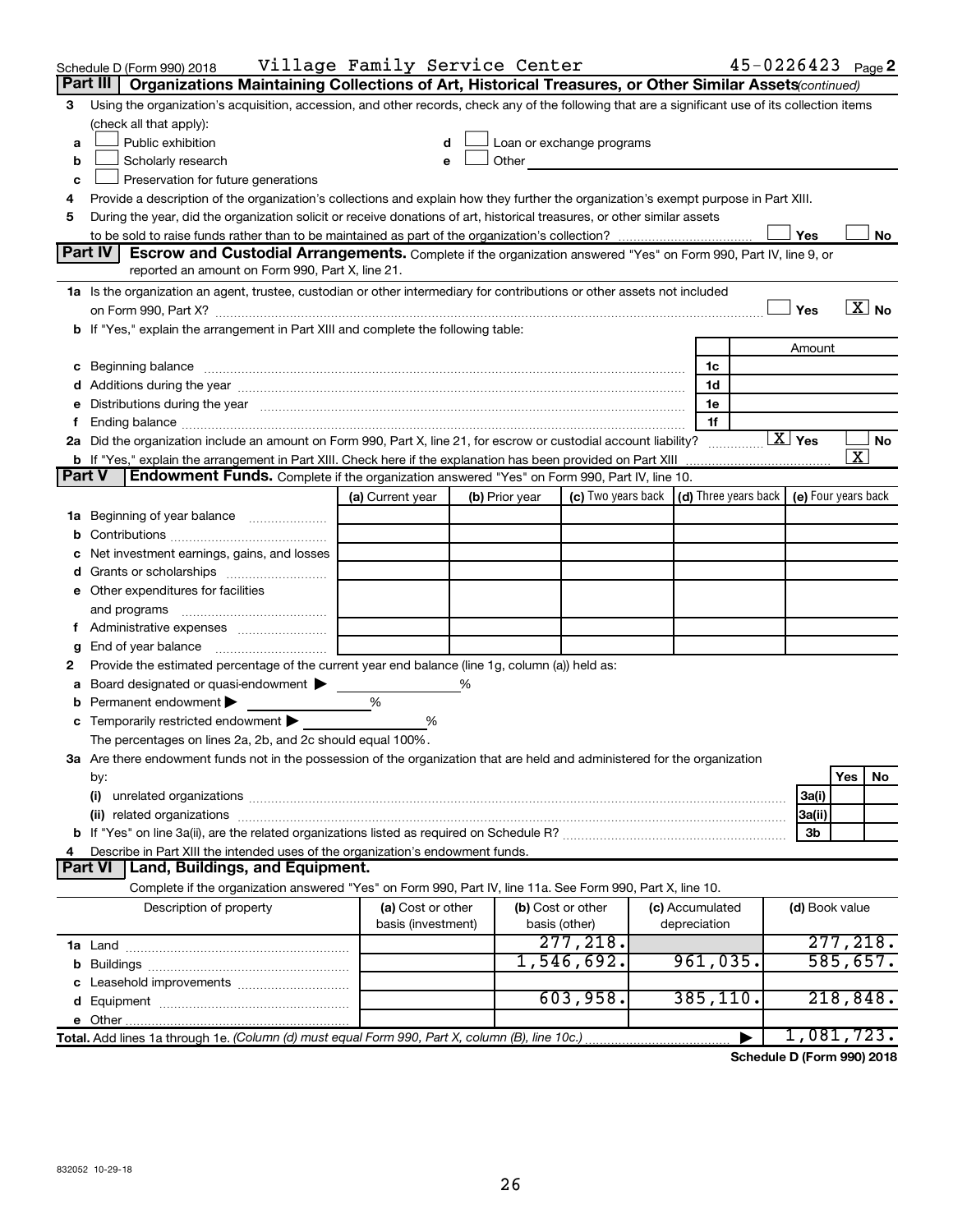Schedule D (Form 990) 2018 Village Family Service Center 45-0226423 Page **2**

## Part III | Organizations Maintaining Collections of Art, Historical Treasures, or Other Similar Assets *(continued)*

**3** Using the organization's acquisition, accession, and other records, check any of the following that are a significant use of its collection items (check all that apply):

- **a** ☐ Public exhibition
- **b** ☐ Scholarly research
- **c** ☐ Preservation for future generations
- **d** ☐ Loan or exchange programs
- **e** ☐ Other

**4** Provide a description of the organization's collections and explain how they further the organization's exempt purpose in Part XIII.

**5** During the year, did the organization solicit or receive donations of art, historical treasures, or other similar assets to be sold to raise funds rather than to be maintained as part of the organization's collection? ☐ Yes ☐ No

## Part IV | Escrow and Custodial Arrangements.

Complete if the organization answered "Yes" on Form 990, Part IV, line 9, or reported an amount on Form 990, Part X, line 21.

**1a** Is the organization an agent, trustee, custodian or other intermediary for contributions or other assets not included on Form 990, Part X? ☐ Yes ☒ No

**b** If "Yes," explain the arrangement in Part XIII and complete the following table:

| | | | Amount |
|---|---|---|---|
| **c** | Beginning balance | 1c | |
| **d** | Additions during the year | 1d | |
| **e** | Distributions during the year | 1e | |
| **f** | Ending balance | 1f | |

**2a** Did the organization include an amount on Form 990, Part X, line 21, for escrow or custodial account liability? ☒ Yes ☐ No

**b** If "Yes," explain the arrangement in Part XIII. Check here if the explanation has been provided on Part XIII ☒

## Part V | Endowment Funds.

Complete if the organization answered "Yes" on Form 990, Part IV, line 10.

| | (a) Current year | (b) Prior year | (c) Two years back | (d) Three years back | (e) Four years back |
|---|---|---|---|---|---|
| **1a** Beginning of year balance | | | | | |
| **b** Contributions | | | | | |
| **c** Net investment earnings, gains, and losses | | | | | |
| **d** Grants or scholarships | | | | | |
| **e** Other expenditures for facilities and programs | | | | | |
| **f** Administrative expenses | | | | | |
| **g** End of year balance | | | | | |

**2** Provide the estimated percentage of the current year end balance (line 1g, column (a)) held as:

- **a** Board designated or quasi-endowment ▶ %
- **b** Permanent endowment ▶ %
- **c** Temporarily restricted endowment ▶ %

The percentages on lines 2a, 2b, and 2c should equal 100%.

**3a** Are there endowment funds not in the possession of the organization that are held and administered for the organization by:

| | | Yes | No |
|---|---|---|---|
| (i) unrelated organizations | 3a(i) | | |
| (ii) related organizations | 3a(ii) | | |
| **b** If "Yes" on line 3a(ii), are the related organizations listed as required on Schedule R? | 3b | | |

**4** Describe in Part XIII the intended uses of the organization's endowment funds.

## Part VI | Land, Buildings, and Equipment.

Complete if the organization answered "Yes" on Form 990, Part IV, line 11a. See Form 990, Part X, line 10.

| Description of property | (a) Cost or other basis (investment) | (b) Cost or other basis (other) | (c) Accumulated depreciation | (d) Book value |
|---|---|---|---|---|
| **1a** Land | | 277,218. | | 277,218. |
| **b** Buildings | | 1,546,692. | 961,035. | 585,657. |
| **c** Leasehold improvements | | | | |
| **d** Equipment | | 603,958. | 385,110. | 218,848. |
| **e** Other | | | | |
| **Total.** Add lines 1a through 1e. *(Column (d) must equal Form 990, Part X, column (B), line 10c.)* ▶ | | | | 1,081,723. |

**Schedule D (Form 990) 2018**

832052 10-29-18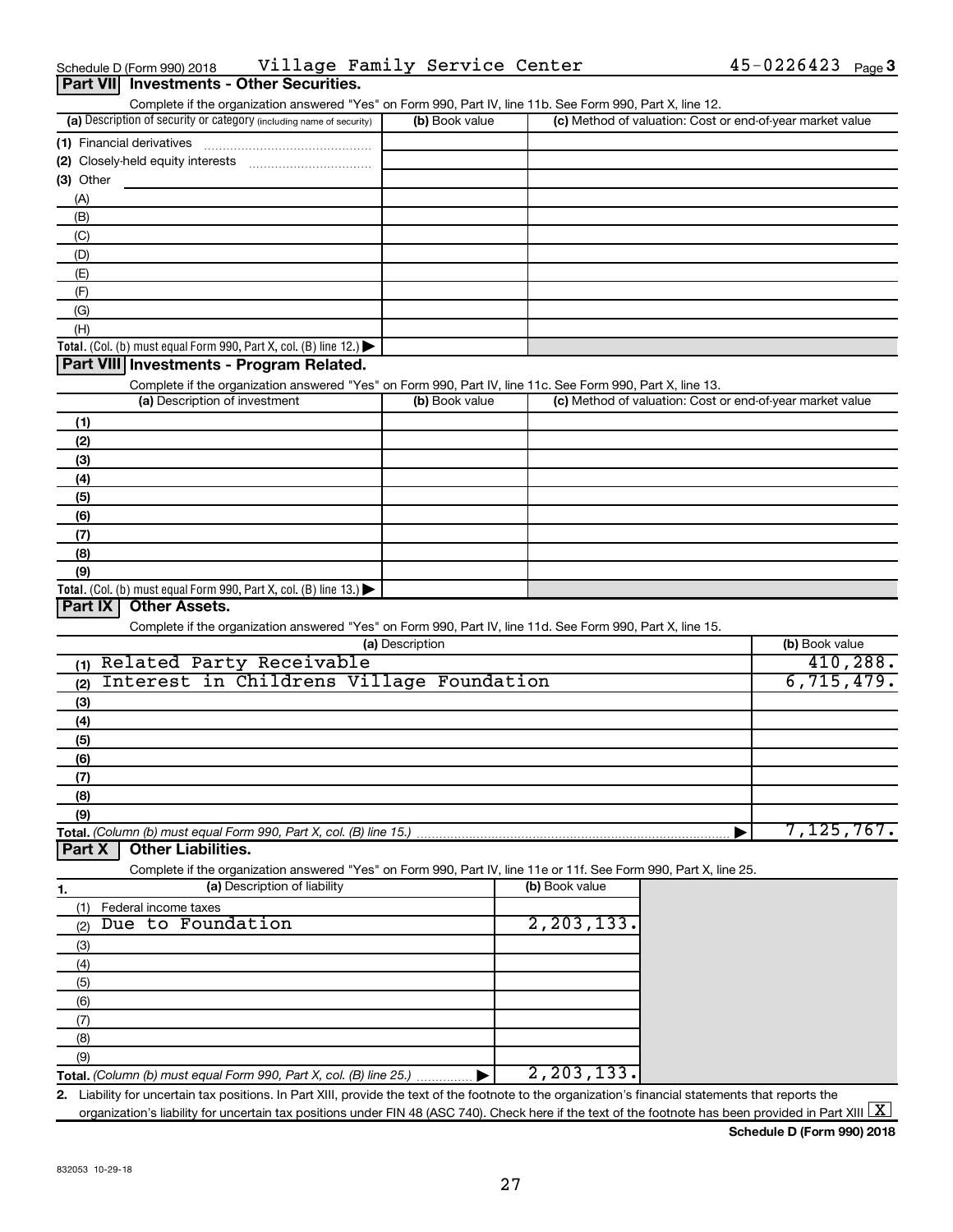Schedule D (Form 990) 2018 Village Family Service Center 45-0226423 Page 3

## Part VII Investments - Other Securities.

Complete if the organization answered "Yes" on Form 990, Part IV, line 11b. See Form 990, Part X, line 12.

| (a) Description of security or category (including name of security) | (b) Book value | (c) Method of valuation: Cost or end-of-year market value |
|---|---|---|
| (1) Financial derivatives | | |
| (2) Closely-held equity interests | | |
| (3) Other | | |
| (A) | | |
| (B) | | |
| (C) | | |
| (D) | | |
| (E) | | |
| (F) | | |
| (G) | | |
| (H) | | |
| **Total.** (Col. (b) must equal Form 990, Part X, col. (B) line 12.) ▶ | | |

## Part VIII Investments - Program Related.

Complete if the organization answered "Yes" on Form 990, Part IV, line 11c. See Form 990, Part X, line 13.

| (a) Description of investment | (b) Book value | (c) Method of valuation: Cost or end-of-year market value |
|---|---|---|
| (1) | | |
| (2) | | |
| (3) | | |
| (4) | | |
| (5) | | |
| (6) | | |
| (7) | | |
| (8) | | |
| (9) | | |
| **Total.** (Col. (b) must equal Form 990, Part X, col. (B) line 13.) ▶ | | |

## Part IX Other Assets.

Complete if the organization answered "Yes" on Form 990, Part IV, line 11d. See Form 990, Part X, line 15.

| (a) Description | (b) Book value |
|---|---|
| (1) Related Party Receivable | 410,288. |
| (2) Interest in Childrens Village Foundation | 6,715,479. |
| (3) | |
| (4) | |
| (5) | |
| (6) | |
| (7) | |
| (8) | |
| (9) | |
| **Total.** *(Column (b) must equal Form 990, Part X, col. (B) line 15.)* ▶ | 7,125,767. |

## Part X Other Liabilities.

Complete if the organization answered "Yes" on Form 990, Part IV, line 11e or 11f. See Form 990, Part X, line 25.

| 1. (a) Description of liability | (b) Book value |
|---|---|
| (1) Federal income taxes | |
| (2) Due to Foundation | 2,203,133. |
| (3) | |
| (4) | |
| (5) | |
| (6) | |
| (7) | |
| (8) | |
| (9) | |
| **Total.** *(Column (b) must equal Form 990, Part X, col. (B) line 25.)* ▶ | 2,203,133. |

2. Liability for uncertain tax positions. In Part XIII, provide the text of the footnote to the organization's financial statements that reports the organization's liability for uncertain tax positions under FIN 48 (ASC 740). Check here if the text of the footnote has been provided in Part XIII [X]

**Schedule D (Form 990) 2018**

832053 10-29-18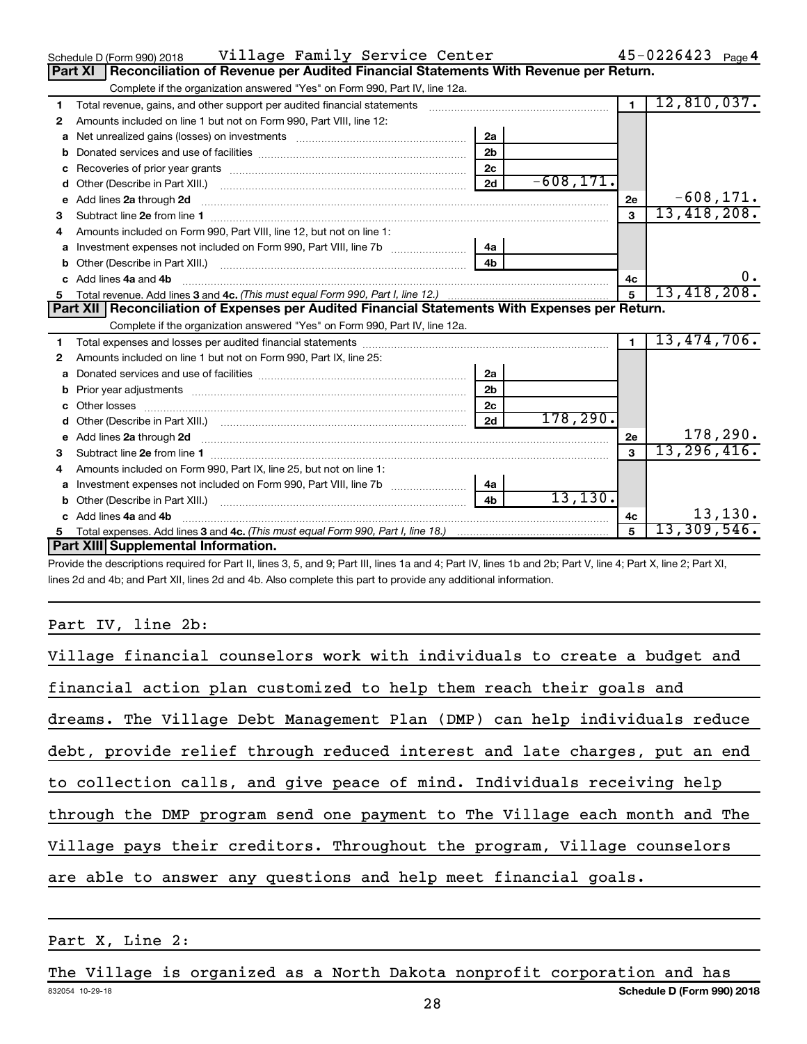Schedule D (Form 990) 2018 Village Family Service Center 45-0226423 Page 4

## Part XI Reconciliation of Revenue per Audited Financial Statements With Revenue per Return.

Complete if the organization answered "Yes" on Form 990, Part IV, line 12a.

| | | | | | |
|---|---|---|---|---|---|
| 1 | Total revenue, gains, and other support per audited financial statements | | | 1 | 12,810,037. |
| 2 | Amounts included on line 1 but not on Form 990, Part VIII, line 12: | | | | |
| a | Net unrealized gains (losses) on investments | 2a | | | |
| b | Donated services and use of facilities | 2b | | | |
| c | Recoveries of prior year grants | 2c | | | |
| d | Other (Describe in Part XIII.) | 2d | -608,171. | | |
| e | Add lines 2a through 2d | | | 2e | -608,171. |
| 3 | Subtract line 2e from line 1 | | | 3 | 13,418,208. |
| 4 | Amounts included on Form 990, Part VIII, line 12, but not on line 1: | | | | |
| a | Investment expenses not included on Form 990, Part VIII, line 7b | 4a | | | |
| b | Other (Describe in Part XIII.) | 4b | | | |
| c | Add lines 4a and 4b | | | 4c | 0. |
| 5 | Total revenue. Add lines 3 and 4c. *(This must equal Form 990, Part I, line 12.)* | | | 5 | 13,418,208. |

## Part XII Reconciliation of Expenses per Audited Financial Statements With Expenses per Return.

Complete if the organization answered "Yes" on Form 990, Part IV, line 12a.

| | | | | | |
|---|---|---|---|---|---|
| 1 | Total expenses and losses per audited financial statements | | | 1 | 13,474,706. |
| 2 | Amounts included on line 1 but not on Form 990, Part IX, line 25: | | | | |
| a | Donated services and use of facilities | 2a | | | |
| b | Prior year adjustments | 2b | | | |
| c | Other losses | 2c | | | |
| d | Other (Describe in Part XIII.) | 2d | 178,290. | | |
| e | Add lines 2a through 2d | | | 2e | 178,290. |
| 3 | Subtract line 2e from line 1 | | | 3 | 13,296,416. |
| 4 | Amounts included on Form 990, Part IX, line 25, but not on line 1: | | | | |
| a | Investment expenses not included on Form 990, Part VIII, line 7b | 4a | | | |
| b | Other (Describe in Part XIII.) | 4b | 13,130. | | |
| c | Add lines 4a and 4b | | | 4c | 13,130. |
| 5 | Total expenses. Add lines 3 and 4c. *(This must equal Form 990, Part I, line 18.)* | | | 5 | 13,309,546. |

## Part XIII Supplemental Information.

Provide the descriptions required for Part II, lines 3, 5, and 9; Part III, lines 1a and 4; Part IV, lines 1b and 2b; Part V, line 4; Part X, line 2; Part XI, lines 2d and 4b; and Part XII, lines 2d and 4b. Also complete this part to provide any additional information.

Part IV, line 2b:

Village financial counselors work with individuals to create a budget and financial action plan customized to help them reach their goals and dreams. The Village Debt Management Plan (DMP) can help individuals reduce debt, provide relief through reduced interest and late charges, put an end to collection calls, and give peace of mind. Individuals receiving help through the DMP program send one payment to The Village each month and The Village pays their creditors. Throughout the program, Village counselors are able to answer any questions and help meet financial goals.

Part X, Line 2:

The Village is organized as a North Dakota nonprofit corporation and has

832054 10-29-18 **Schedule D (Form 990) 2018**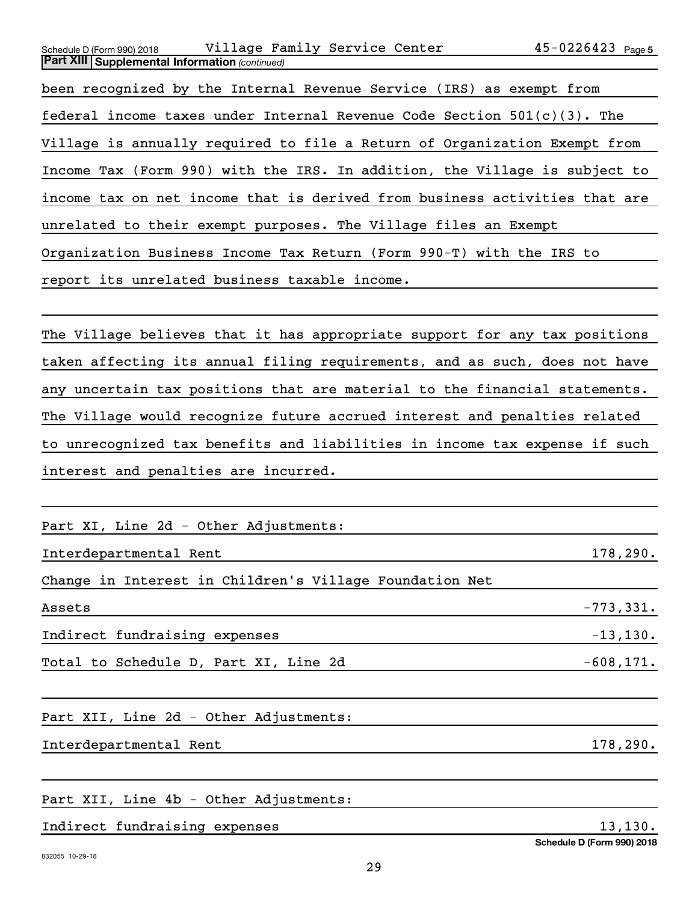**Part XIII Supplemental Information** *(continued)*

been recognized by the Internal Revenue Service (IRS) as exempt from federal income taxes under Internal Revenue Code Section 501(c)(3). The Village is annually required to file a Return of Organization Exempt from Income Tax (Form 990) with the IRS. In addition, the Village is subject to income tax on net income that is derived from business activities that are unrelated to their exempt purposes. The Village files an Exempt Organization Business Income Tax Return (Form 990-T) with the IRS to report its unrelated business taxable income.

The Village believes that it has appropriate support for any tax positions taken affecting its annual filing requirements, and as such, does not have any uncertain tax positions that are material to the financial statements. The Village would recognize future accrued interest and penalties related to unrecognized tax benefits and liabilities in income tax expense if such interest and penalties are incurred.

Part XI, Line 2d - Other Adjustments:

| | |
|---|---|
| Interdepartmental Rent | 178,290. |
| Change in Interest in Children's Village Foundation Net Assets | -773,331. |
| Indirect fundraising expenses | -13,130. |
| Total to Schedule D, Part XI, Line 2d | -608,171. |

Part XII, Line 2d - Other Adjustments:

| | |
|---|---|
| Interdepartmental Rent | 178,290. |

Part XII, Line 4b - Other Adjustments:

| | |
|---|---|
| Indirect fundraising expenses | 13,130. |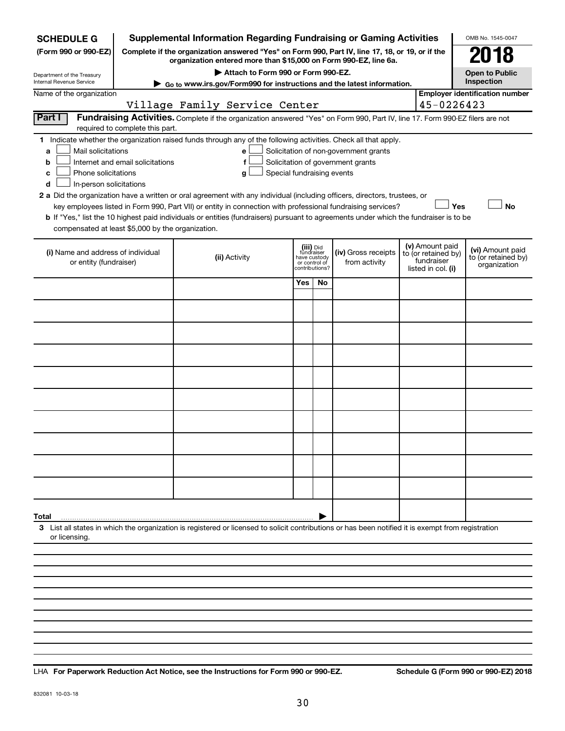**SCHEDULE G**
**(Form 990 or 990-EZ)**

Department of the Treasury
Internal Revenue Service

# Supplemental Information Regarding Fundraising or Gaming Activities

**Complete if the organization answered "Yes" on Form 990, Part IV, line 17, 18, or 19, or if the organization entered more than $15,000 on Form 990-EZ, line 6a.**

**▶ Attach to Form 990 or Form 990-EZ.**

**▶ Go to www.irs.gov/Form990 for instructions and the latest information.**

OMB No. 1545-0047

**2018**

**Open to Public Inspection**

Name of the organization: Village Family Service Center

**Employer identification number:** 45-0226423

**Part I** **Fundraising Activities.** Complete if the organization answered "Yes" on Form 990, Part IV, line 17. Form 990-EZ filers are not required to complete this part.

**1** Indicate whether the organization raised funds through any of the following activities. Check all that apply.

- **a** ☐ Mail solicitations
- **b** ☐ Internet and email solicitations
- **c** ☐ Phone solicitations
- **d** ☐ In-person solicitations
- **e** ☐ Solicitation of non-government grants
- **f** ☐ Solicitation of government grants
- **g** ☐ Special fundraising events

**2 a** Did the organization have a written or oral agreement with any individual (including officers, directors, trustees, or key employees listed in Form 990, Part VII) or entity in connection with professional fundraising services? ☐ **Yes** ☐ **No**

**b** If "Yes," list the 10 highest paid individuals or entities (fundraisers) pursuant to agreements under which the fundraiser is to be compensated at least $5,000 by the organization.

| (i) Name and address of individual or entity (fundraiser) | (ii) Activity | (iii) Did fundraiser have custody or control of contributions? | | (iv) Gross receipts from activity | (v) Amount paid to (or retained by) fundraiser listed in col. (i) | (vi) Amount paid to (or retained by) organization |
|---|---|---|---|---|---|---|
| | | Yes | No | | | |
| | | | | | | |
| | | | | | | |
| | | | | | | |
| | | | | | | |
| | | | | | | |
| | | | | | | |
| | | | | | | |
| | | | | | | |
| | | | | | | |
| | | | | | | |
| **Total** ▶ | | | | | | |

**3** List all states in which the organization is registered or licensed to solicit contributions or has been notified it is exempt from registration or licensing.

LHA **For Paperwork Reduction Act Notice, see the Instructions for Form 990 or 990-EZ.** **Schedule G (Form 990 or 990-EZ) 2018**

832081 10-03-18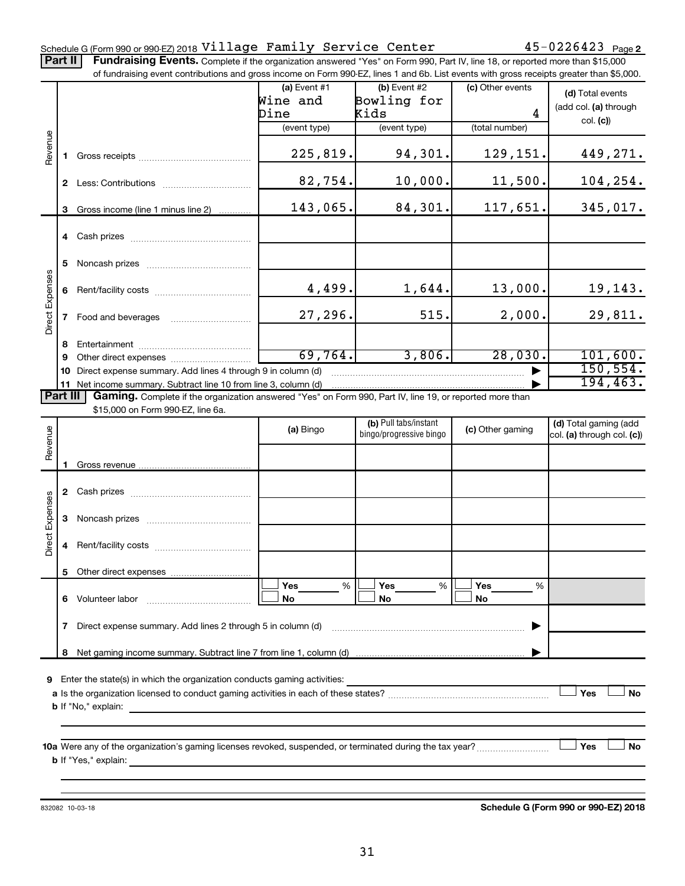Schedule G (Form 990 or 990-EZ) 2018 Village Family Service Center 45-0226423 Page 2

**Part II** **Fundraising Events.** Complete if the organization answered "Yes" on Form 990, Part IV, line 18, or reported more than $15,000 of fundraising event contributions and gross income on Form 990-EZ, lines 1 and 6b. List events with gross receipts greater than $5,000.

| | | (a) Event #1 Wine and Dine (event type) | (b) Event #2 Bowling for Kids (event type) | (c) Other events 4 (total number) | (d) Total events (add col. (a) through col. (c)) |
|---|---|---|---|---|---|
| Revenue | 1 Gross receipts | 225,819. | 94,301. | 129,151. | 449,271. |
| | 2 Less: Contributions | 82,754. | 10,000. | 11,500. | 104,254. |
| | 3 Gross income (line 1 minus line 2) | 143,065. | 84,301. | 117,651. | 345,017. |
| Direct Expenses | 4 Cash prizes | | | | |
| | 5 Noncash prizes | | | | |
| | 6 Rent/facility costs | 4,499. | 1,644. | 13,000. | 19,143. |
| | 7 Food and beverages | 27,296. | 515. | 2,000. | 29,811. |
| | 8 Entertainment | | | | |
| | 9 Other direct expenses | 69,764. | 3,806. | 28,030. | 101,600. |
| | 10 Direct expense summary. Add lines 4 through 9 in column (d) | | | ▶ | 150,554. |
| | 11 Net income summary. Subtract line 10 from line 3, column (d) | | | ▶ | 194,463. |

**Part III** **Gaming.** Complete if the organization answered "Yes" on Form 990, Part IV, line 19, or reported more than $15,000 on Form 990-EZ, line 6a.

| | | (a) Bingo | (b) Pull tabs/instant bingo/progressive bingo | (c) Other gaming | (d) Total gaming (add col. (a) through col. (c)) |
|---|---|---|---|---|---|
| Revenue | 1 Gross revenue | | | | |
| Direct Expenses | 2 Cash prizes | | | | |
| | 3 Noncash prizes | | | | |
| | 4 Rent/facility costs | | | | |
| | 5 Other direct expenses | | | | |
| | 6 Volunteer labor | ☐ Yes ___ % ☐ No | ☐ Yes ___ % ☐ No | ☐ Yes ___ % ☐ No | |
| | 7 Direct expense summary. Add lines 2 through 5 in column (d) | | | ▶ | |
| | 8 Net gaming income summary. Subtract line 7 from line 1, column (d) | | | ▶ | |

9 Enter the state(s) in which the organization conducts gaming activities: ____________

a Is the organization licensed to conduct gaming activities in each of these states? ☐ Yes ☐ No

b If "No," explain: ____________

10a Were any of the organization's gaming licenses revoked, suspended, or terminated during the tax year? ☐ Yes ☐ No

b If "Yes," explain: ____________

832082 10-03-18 **Schedule G (Form 990 or 990-EZ) 2018**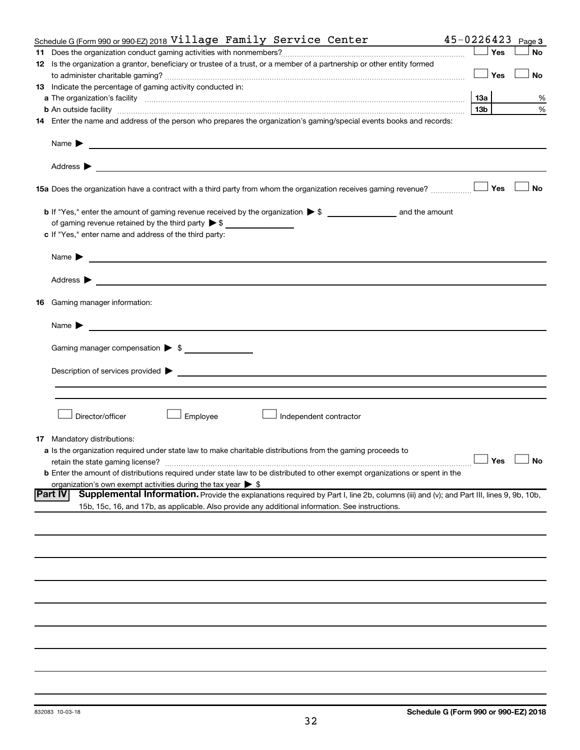Schedule G (Form 990 or 990-EZ) 2018 Village Family Service Center 45-0226423 Page 3

**11** Does the organization conduct gaming activities with nonmembers? ☐ Yes ☐ No

**12** Is the organization a grantor, beneficiary or trustee of a trust, or a member of a partnership or other entity formed to administer charitable gaming? ☐ Yes ☐ No

**13** Indicate the percentage of gaming activity conducted in:

**a** The organization's facility — 13a ______ %

**b** An outside facility — 13b ______ %

**14** Enter the name and address of the person who prepares the organization's gaming/special events books and records:

Name ▶

Address ▶

**15a** Does the organization have a contract with a third party from whom the organization receives gaming revenue? ☐ Yes ☐ No

**b** If "Yes," enter the amount of gaming revenue received by the organization ▶ $ ______ and the amount of gaming revenue retained by the third party ▶ $ ______

**c** If "Yes," enter name and address of the third party:

Name ▶

Address ▶

**16** Gaming manager information:

Name ▶

Gaming manager compensation ▶ $ ______

Description of services provided ▶

☐ Director/officer ☐ Employee ☐ Independent contractor

**17** Mandatory distributions:

**a** Is the organization required under state law to make charitable distributions from the gaming proceeds to retain the state gaming license? ☐ Yes ☐ No

**b** Enter the amount of distributions required under state law to be distributed to other exempt organizations or spent in the organization's own exempt activities during the tax year ▶ $

## Part IV Supplemental Information.

Provide the explanations required by Part I, line 2b, columns (iii) and (v); and Part III, lines 9, 9b, 10b, 15b, 15c, 16, and 17b, as applicable. Also provide any additional information. See instructions.

832083 10-03-18 Schedule G (Form 990 or 990-EZ) 2018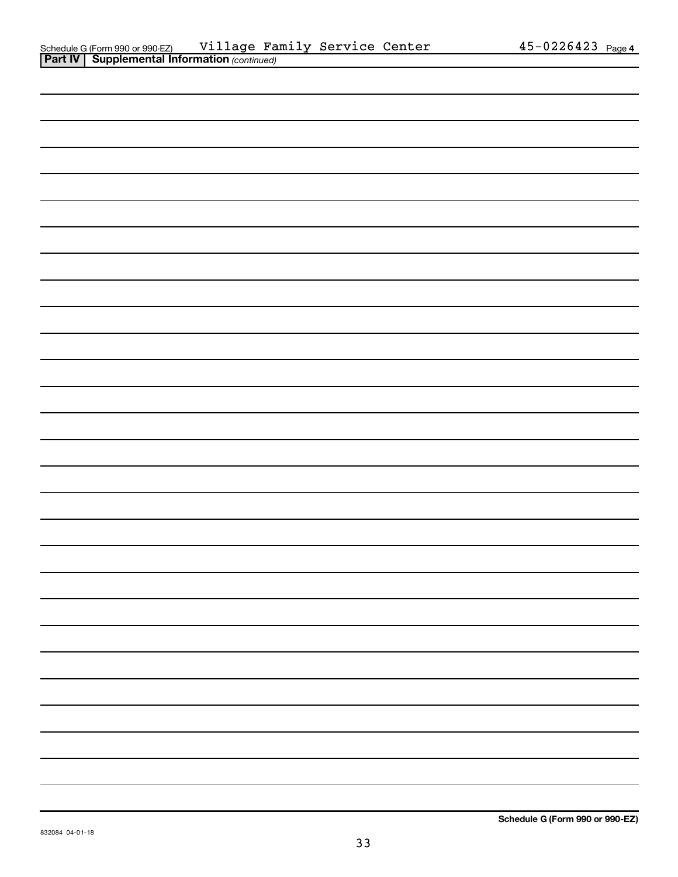Schedule G (Form 990 or 990-EZ) Village Family Service Center 45-0226423 Page 4

**Part IV | Supplemental Information** *(continued)*

**Schedule G (Form 990 or 990-EZ)**

832084 04-01-18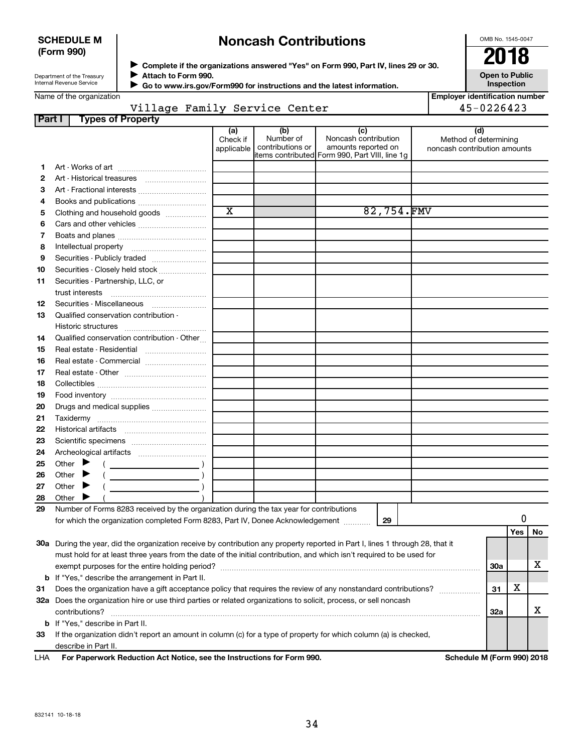**SCHEDULE M (Form 990)**

Department of the Treasury
Internal Revenue Service

# Noncash Contributions

▶ Complete if the organizations answered "Yes" on Form 990, Part IV, lines 29 or 30.
▶ Attach to Form 990.
▶ Go to www.irs.gov/Form990 for instructions and the latest information.

OMB No. 1545-0047

**2018**

**Open to Public Inspection**

Name of the organization: Village Family Service Center

Employer identification number: 45-0226423

## Part I Types of Property

| | | (a) Check if applicable | (b) Number of contributions or items contributed | (c) Noncash contribution amounts reported on Form 990, Part VIII, line 1g | (d) Method of determining noncash contribution amounts |
|---|---|---|---|---|---|
| 1 | Art - Works of art | | | | |
| 2 | Art - Historical treasures | | | | |
| 3 | Art - Fractional interests | | | | |
| 4 | Books and publications | | | | |
| 5 | Clothing and household goods | X | | 82,754. | FMV |
| 6 | Cars and other vehicles | | | | |
| 7 | Boats and planes | | | | |
| 8 | Intellectual property | | | | |
| 9 | Securities - Publicly traded | | | | |
| 10 | Securities - Closely held stock | | | | |
| 11 | Securities - Partnership, LLC, or trust interests | | | | |
| 12 | Securities - Miscellaneous | | | | |
| 13 | Qualified conservation contribution - Historic structures | | | | |
| 14 | Qualified conservation contribution - Other | | | | |
| 15 | Real estate - Residential | | | | |
| 16 | Real estate - Commercial | | | | |
| 17 | Real estate - Other | | | | |
| 18 | Collectibles | | | | |
| 19 | Food inventory | | | | |
| 20 | Drugs and medical supplies | | | | |
| 21 | Taxidermy | | | | |
| 22 | Historical artifacts | | | | |
| 23 | Scientific specimens | | | | |
| 24 | Archeological artifacts | | | | |
| 25 | Other ▶ ( ) | | | | |
| 26 | Other ▶ ( ) | | | | |
| 27 | Other ▶ ( ) | | | | |
| 28 | Other ▶ ( ) | | | | |

29 Number of Forms 8283 received by the organization during the tax year for contributions for which the organization completed Form 8283, Part IV, Donee Acknowledgement ..... **29** 0

| | | | Yes | No |
|---|---|---|---|---|
| 30a | During the year, did the organization receive by contribution any property reported in Part I, lines 1 through 28, that it must hold for at least three years from the date of the initial contribution, and which isn't required to be used for exempt purposes for the entire holding period? | 30a | | X |
| b | If "Yes," describe the arrangement in Part II. | | | |
| 31 | Does the organization have a gift acceptance policy that requires the review of any nonstandard contributions? | 31 | X | |
| 32a | Does the organization hire or use third parties or related organizations to solicit, process, or sell noncash contributions? | 32a | | X |
| b | If "Yes," describe in Part II. | | | |
| 33 | If the organization didn't report an amount in column (c) for a type of property for which column (a) is checked, describe in Part II. | | | |

LHA **For Paperwork Reduction Act Notice, see the Instructions for Form 990.** **Schedule M (Form 990) 2018**

832141 10-18-18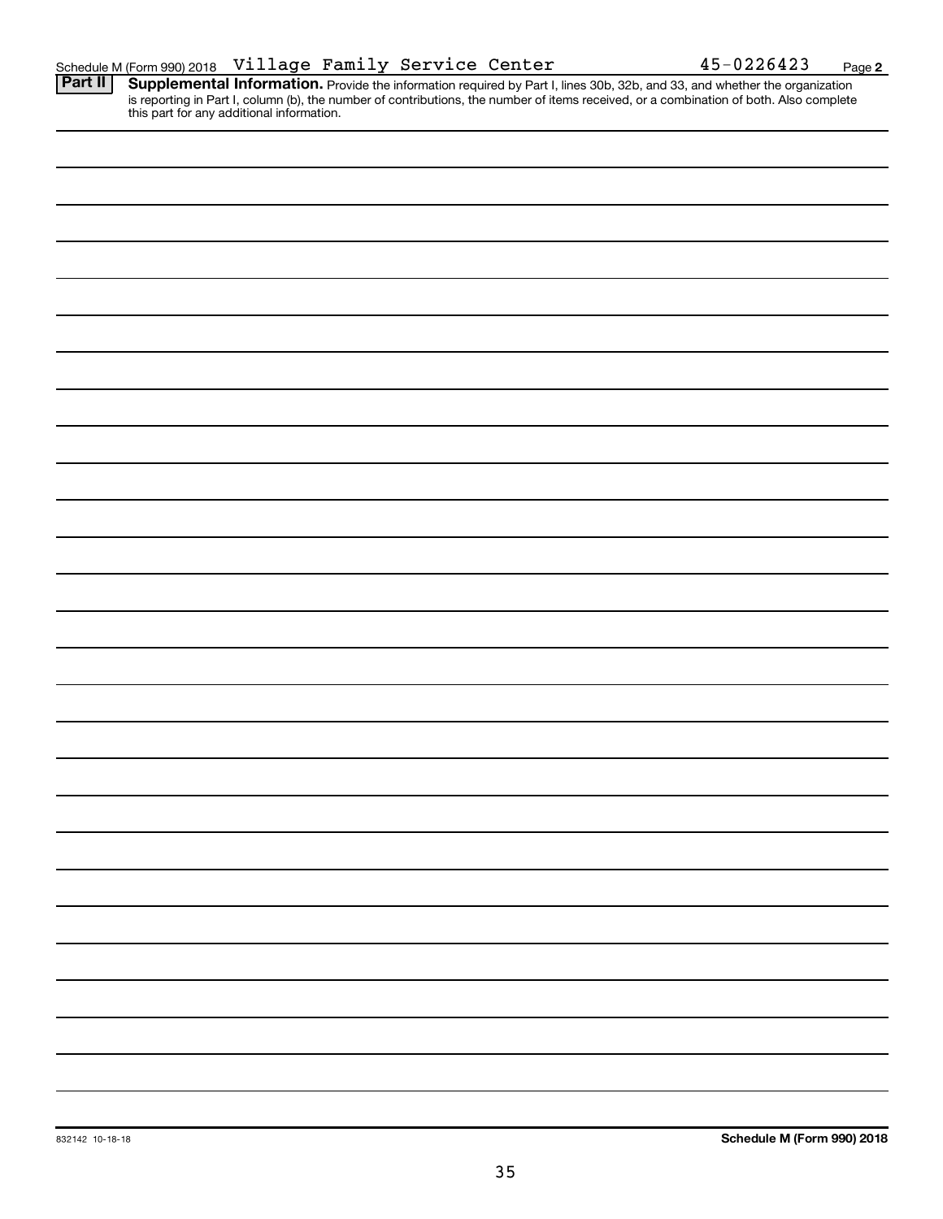Schedule M (Form 990) 2018 Village Family Service Center 45-0226423 Page **2**

**Part II** **Supplemental Information.** Provide the information required by Part I, lines 30b, 32b, and 33, and whether the organization is reporting in Part I, column (b), the number of contributions, the number of items received, or a combination of both. Also complete this part for any additional information.

832142 10-18-18 **Schedule M (Form 990) 2018**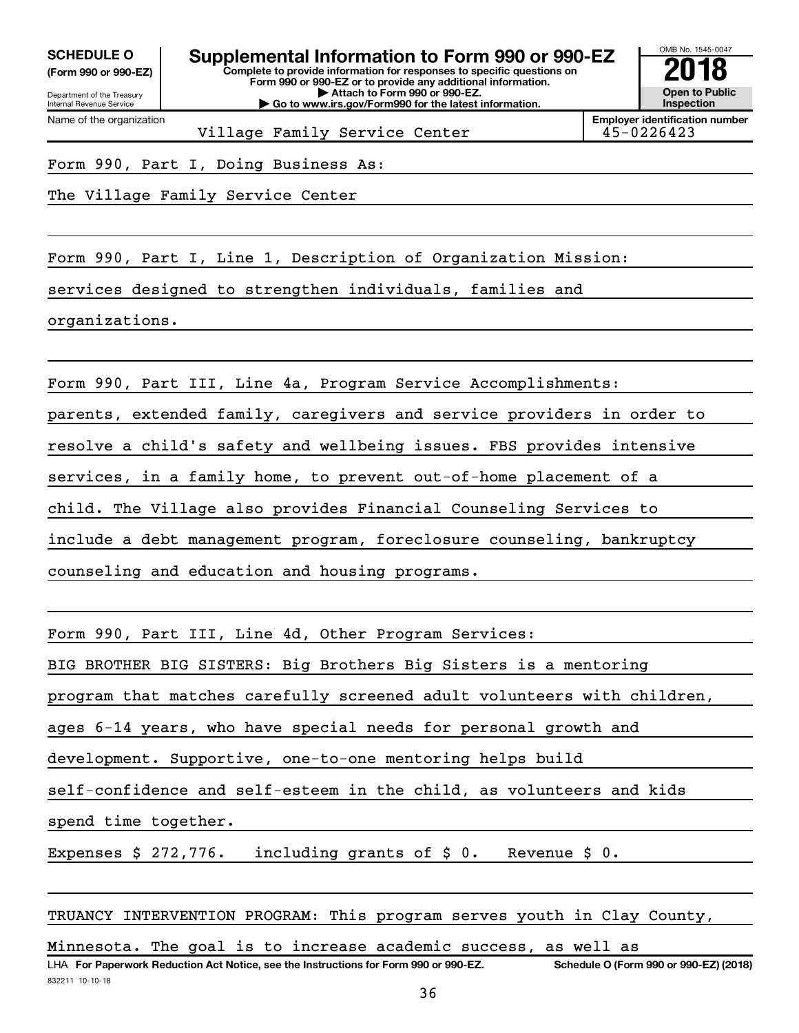**SCHEDULE O**
**(Form 990 or 990-EZ)**

Department of the Treasury
Internal Revenue Service

# Supplemental Information to Form 990 or 990-EZ

**Complete to provide information for responses to specific questions on Form 990 or 990-EZ or to provide any additional information.**
**▶ Attach to Form 990 or 990-EZ.**
**▶ Go to www.irs.gov/Form990 for the latest information.**

OMB No. 1545-0047

**2018**

**Open to Public Inspection**

| Name of the organization | Employer identification number |
|---|---|
| Village Family Service Center | 45-0226423 |

Form 990, Part I, Doing Business As:

The Village Family Service Center

Form 990, Part I, Line 1, Description of Organization Mission:

services designed to strengthen individuals, families and organizations.

Form 990, Part III, Line 4a, Program Service Accomplishments:

parents, extended family, caregivers and service providers in order to resolve a child's safety and wellbeing issues. FBS provides intensive services, in a family home, to prevent out-of-home placement of a child. The Village also provides Financial Counseling Services to include a debt management program, foreclosure counseling, bankruptcy counseling and education and housing programs.

Form 990, Part III, Line 4d, Other Program Services:

BIG BROTHER BIG SISTERS: Big Brothers Big Sisters is a mentoring program that matches carefully screened adult volunteers with children, ages 6-14 years, who have special needs for personal growth and development. Supportive, one-to-one mentoring helps build self-confidence and self-esteem in the child, as volunteers and kids spend time together.

Expenses $ 272,776. including grants of $ 0. Revenue $ 0.

TRUANCY INTERVENTION PROGRAM: This program serves youth in Clay County, Minnesota. The goal is to increase academic success, as well as

LHA **For Paperwork Reduction Act Notice, see the Instructions for Form 990 or 990-EZ.** **Schedule O (Form 990 or 990-EZ) (2018)**

832211 10-10-18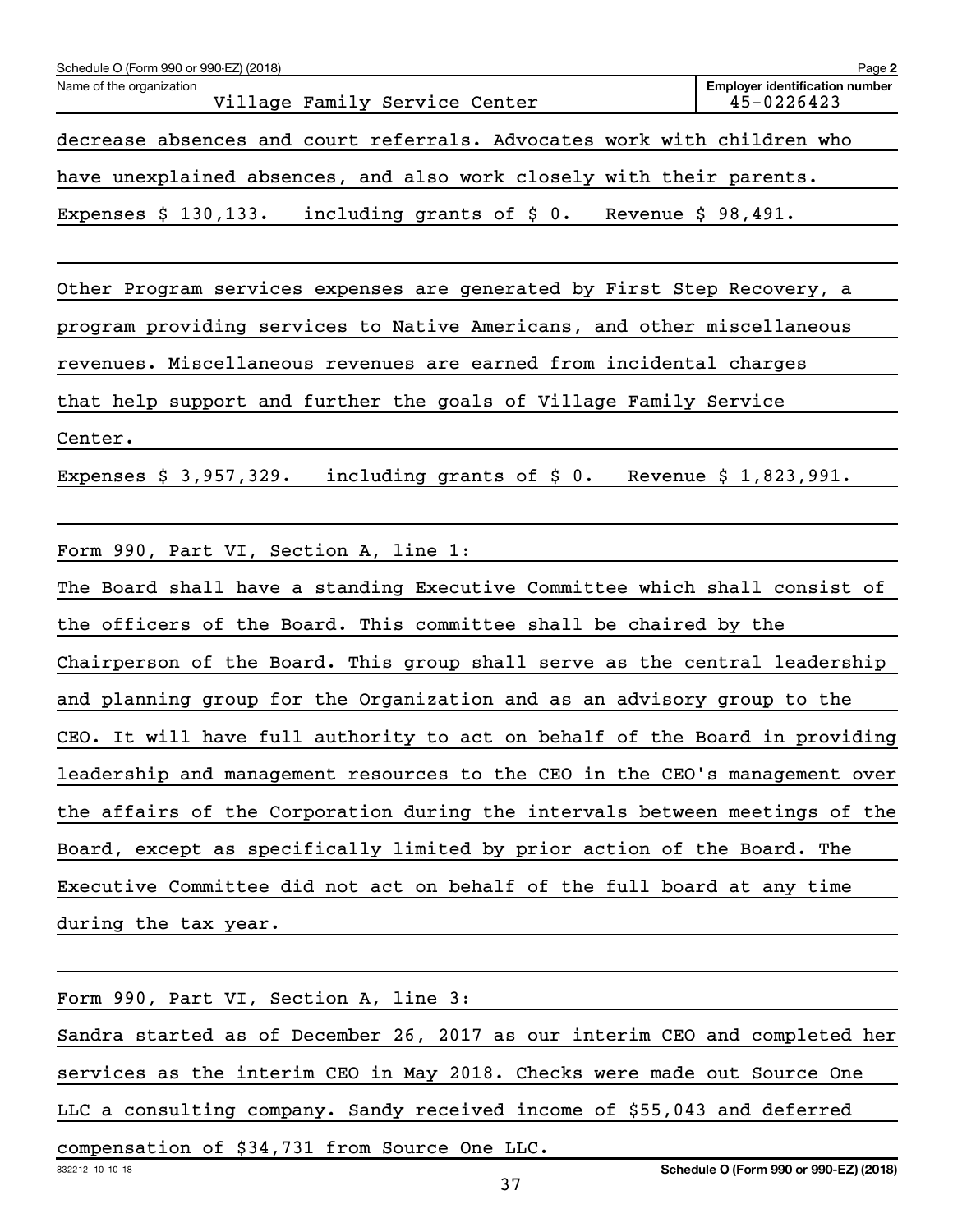Schedule O (Form 990 or 990-EZ) (2018)

Name of the organization: Village Family Service Center

Employer identification number: 45-0226423

decrease absences and court referrals. Advocates work with children who have unexplained absences, and also work closely with their parents.

Expenses $ 130,133. including grants of $ 0. Revenue $ 98,491.

Other Program services expenses are generated by First Step Recovery, a program providing services to Native Americans, and other miscellaneous revenues. Miscellaneous revenues are earned from incidental charges that help support and further the goals of Village Family Service Center.

Expenses $ 3,957,329. including grants of $ 0. Revenue $ 1,823,991.

Form 990, Part VI, Section A, line 1:

The Board shall have a standing Executive Committee which shall consist of the officers of the Board. This committee shall be chaired by the Chairperson of the Board. This group shall serve as the central leadership and planning group for the Organization and as an advisory group to the CEO. It will have full authority to act on behalf of the Board in providing leadership and management resources to the CEO in the CEO's management over the affairs of the Corporation during the intervals between meetings of the Board, except as specifically limited by prior action of the Board. The Executive Committee did not act on behalf of the full board at any time during the tax year.

Form 990, Part VI, Section A, line 3:

Sandra started as of December 26, 2017 as our interim CEO and completed her services as the interim CEO in May 2018. Checks were made out Source One LLC a consulting company. Sandy received income of $55,043 and deferred compensation of $34,731 from Source One LLC.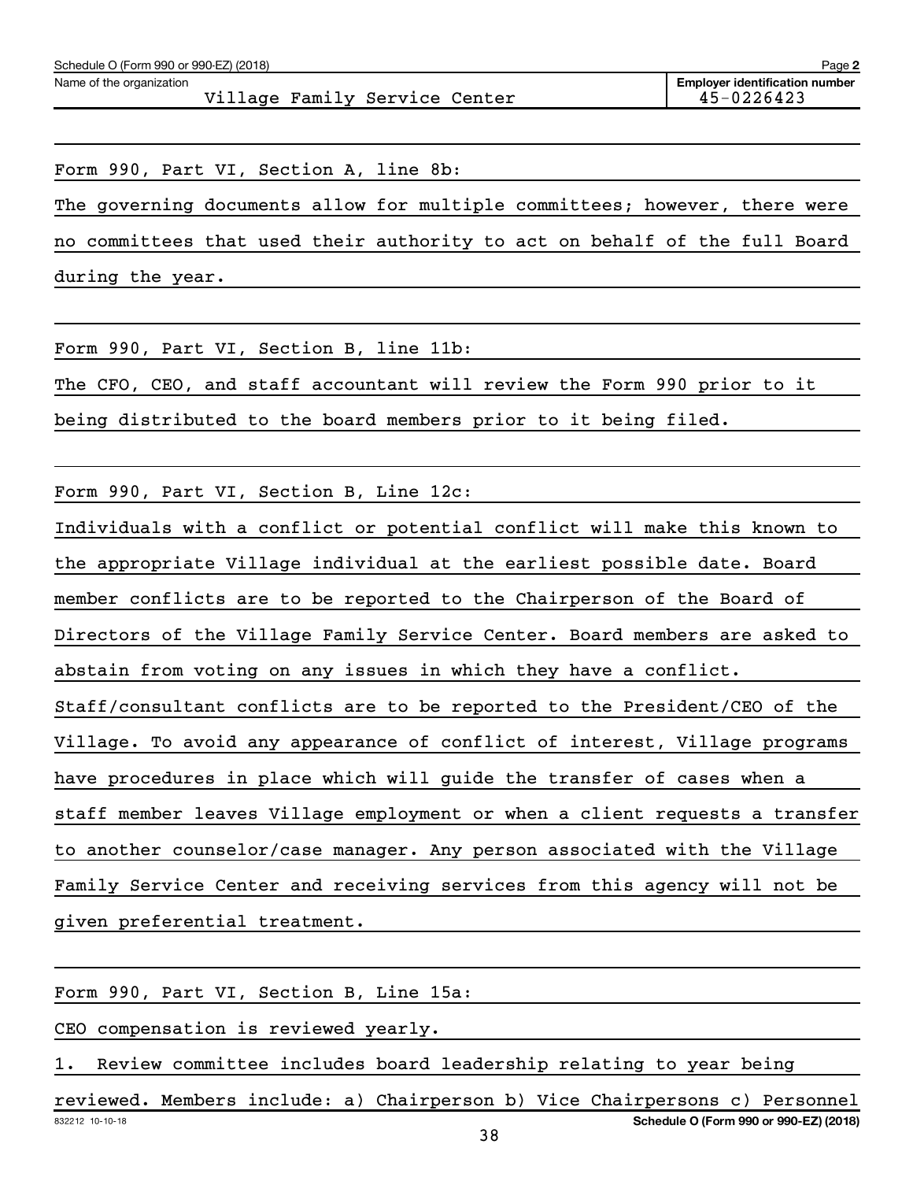Schedule O (Form 990 or 990-EZ) (2018)

Name of the organization: Village Family Service Center

Employer identification number: 45-0226423

Form 990, Part VI, Section A, line 8b:

The governing documents allow for multiple committees; however, there were no committees that used their authority to act on behalf of the full Board during the year.

Form 990, Part VI, Section B, line 11b:

The CFO, CEO, and staff accountant will review the Form 990 prior to it being distributed to the board members prior to it being filed.

Form 990, Part VI, Section B, Line 12c:

Individuals with a conflict or potential conflict will make this known to the appropriate Village individual at the earliest possible date. Board member conflicts are to be reported to the Chairperson of the Board of Directors of the Village Family Service Center. Board members are asked to abstain from voting on any issues in which they have a conflict. Staff/consultant conflicts are to be reported to the President/CEO of the Village. To avoid any appearance of conflict of interest, Village programs have procedures in place which will guide the transfer of cases when a staff member leaves Village employment or when a client requests a transfer to another counselor/case manager. Any person associated with the Village Family Service Center and receiving services from this agency will not be given preferential treatment.

Form 990, Part VI, Section B, Line 15a:

CEO compensation is reviewed yearly.

1. Review committee includes board leadership relating to year being reviewed. Members include: a) Chairperson b) Vice Chairpersons c) Personnel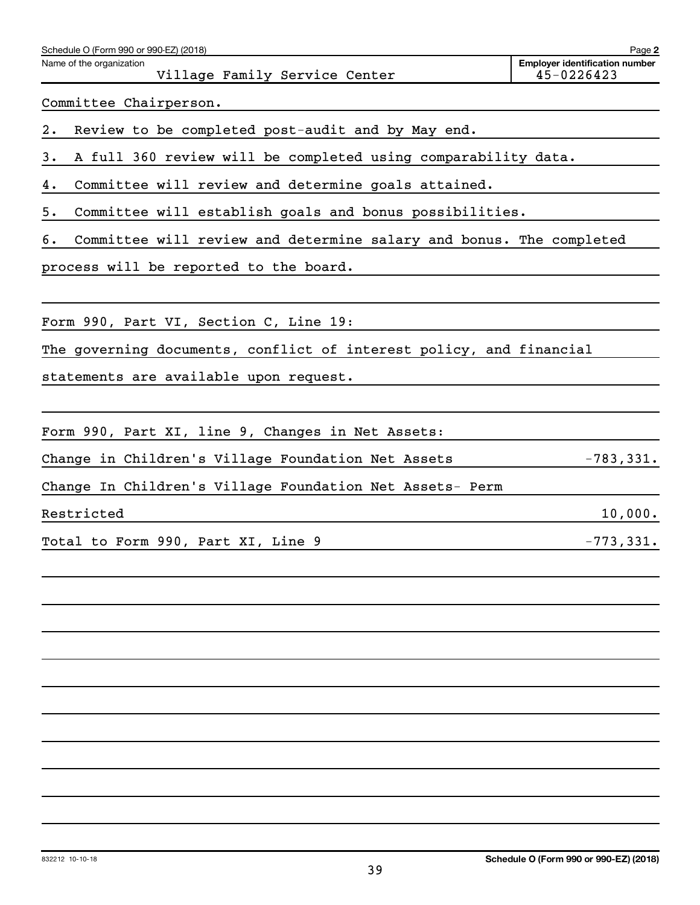Name of the organization: Village Family Service Center

Employer identification number: 45-0226423

Committee Chairperson.

2. Review to be completed post-audit and by May end.

3. A full 360 review will be completed using comparability data.

4. Committee will review and determine goals attained.

5. Committee will establish goals and bonus possibilities.

6. Committee will review and determine salary and bonus. The completed process will be reported to the board.

Form 990, Part VI, Section C, Line 19:

The governing documents, conflict of interest policy, and financial statements are available upon request.

Form 990, Part XI, line 9, Changes in Net Assets:

| | |
|---|---|
| Change in Children's Village Foundation Net Assets | -783,331. |
| Change In Children's Village Foundation Net Assets- Perm Restricted | 10,000. |
| Total to Form 990, Part XI, Line 9 | -773,331. |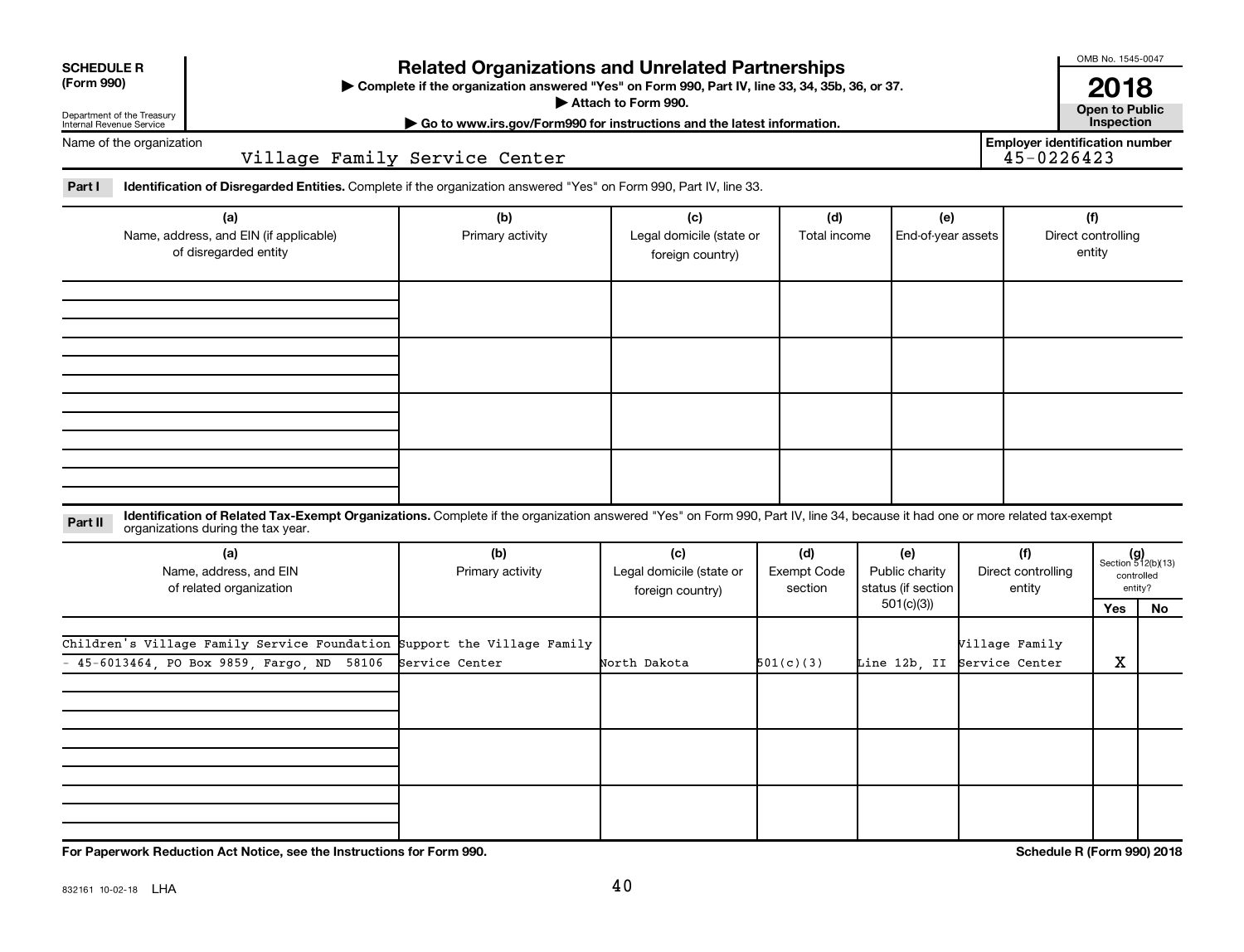**SCHEDULE R (Form 990)**

Department of the Treasury
Internal Revenue Service

# Related Organizations and Unrelated Partnerships

▶ Complete if the organization answered "Yes" on Form 990, Part IV, line 33, 34, 35b, 36, or 37.
▶ Attach to Form 990.
▶ Go to www.irs.gov/Form990 for instructions and the latest information.

OMB No. 1545-0047

**2018**

**Open to Public Inspection**

Name of the organization: Village Family Service Center

Employer identification number: 45-0226423

**Part I** **Identification of Disregarded Entities.** Complete if the organization answered "Yes" on Form 990, Part IV, line 33.

| (a) Name, address, and EIN (if applicable) of disregarded entity | (b) Primary activity | (c) Legal domicile (state or foreign country) | (d) Total income | (e) End-of-year assets | (f) Direct controlling entity |
|---|---|---|---|---|---|
| | | | | | |
| | | | | | |
| | | | | | |
| | | | | | |

**Part II** **Identification of Related Tax-Exempt Organizations.** Complete if the organization answered "Yes" on Form 990, Part IV, line 34, because it had one or more related tax-exempt organizations during the tax year.

| (a) Name, address, and EIN of related organization | (b) Primary activity | (c) Legal domicile (state or foreign country) | (d) Exempt Code section | (e) Public charity status (if section 501(c)(3)) | (f) Direct controlling entity | (g) Section 512(b)(13) controlled entity? Yes | No |
|---|---|---|---|---|---|---|---|
| Children's Village Family Service Foundation - 45-6013464, PO Box 9859, Fargo, ND 58106 | Support the Village Family Service Center | North Dakota | 501(c)(3) | Line 12b, II | Village Family Service Center | X | |
| | | | | | | | |
| | | | | | | | |
| | | | | | | | |

For Paperwork Reduction Act Notice, see the Instructions for Form 990. Schedule R (Form 990) 2018

832161 10-02-18 LHA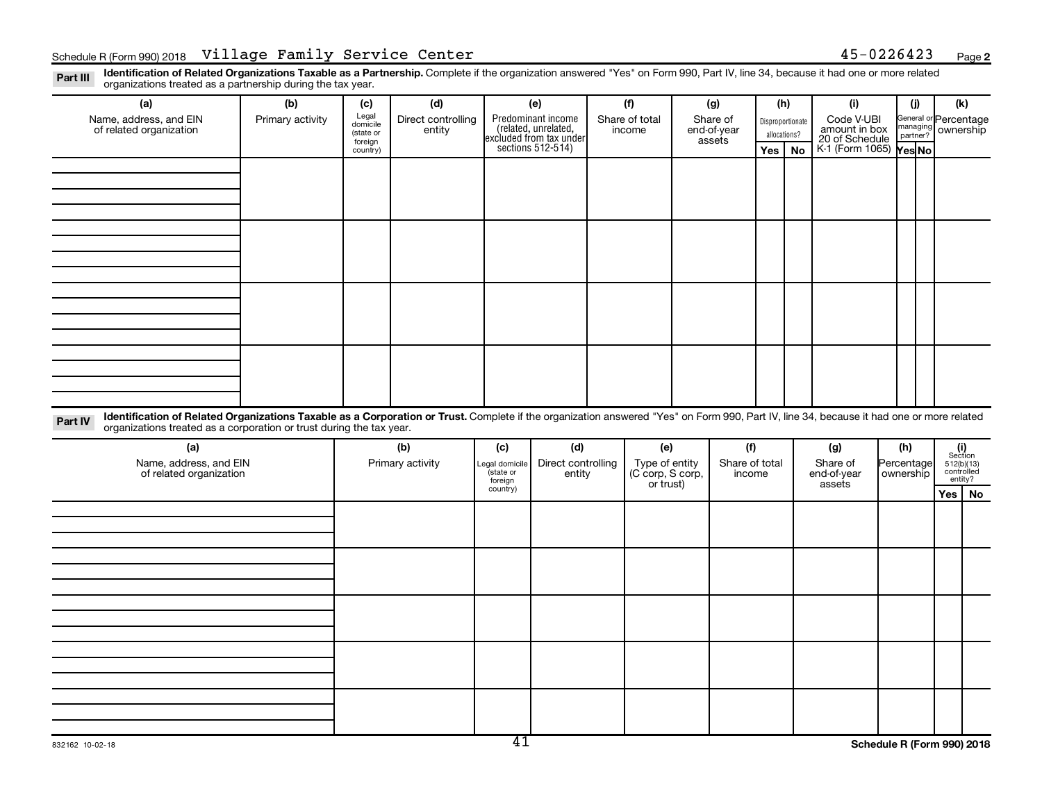Schedule R (Form 990) 2018 Village Family Service Center 45-0226423 Page **2**

**Part III** **Identification of Related Organizations Taxable as a Partnership.** Complete if the organization answered "Yes" on Form 990, Part IV, line 34, because it had one or more related organizations treated as a partnership during the tax year.

| (a) Name, address, and EIN of related organization | (b) Primary activity | (c) Legal domicile (state or foreign country) | (d) Direct controlling entity | (e) Predominant income (related, unrelated, excluded from tax under sections 512-514) | (f) Share of total income | (g) Share of end-of-year assets | (h) Disproportionate allocations? Yes | No | (i) Code V-UBI amount in box 20 of Schedule K-1 (Form 1065) | (j) General or managing partner? Yes | No | (k) Percentage ownership |
|---|---|---|---|---|---|---|---|---|---|---|---|---|
| | | | | | | | | | | | | |
| | | | | | | | | | | | | |
| | | | | | | | | | | | | |
| | | | | | | | | | | | | |

**Part IV** **Identification of Related Organizations Taxable as a Corporation or Trust.** Complete if the organization answered "Yes" on Form 990, Part IV, line 34, because it had one or more related organizations treated as a corporation or trust during the tax year.

| (a) Name, address, and EIN of related organization | (b) Primary activity | (c) Legal domicile (state or foreign country) | (d) Direct controlling entity | (e) Type of entity (C corp, S corp, or trust) | (f) Share of total income | (g) Share of end-of-year assets | (h) Percentage ownership | (i) Section 512(b)(13) controlled entity? Yes | No |
|---|---|---|---|---|---|---|---|---|---|
| | | | | | | | | | |
| | | | | | | | | | |
| | | | | | | | | | |
| | | | | | | | | | |
| | | | | | | | | | |

832162 10-02-18 **Schedule R (Form 990) 2018**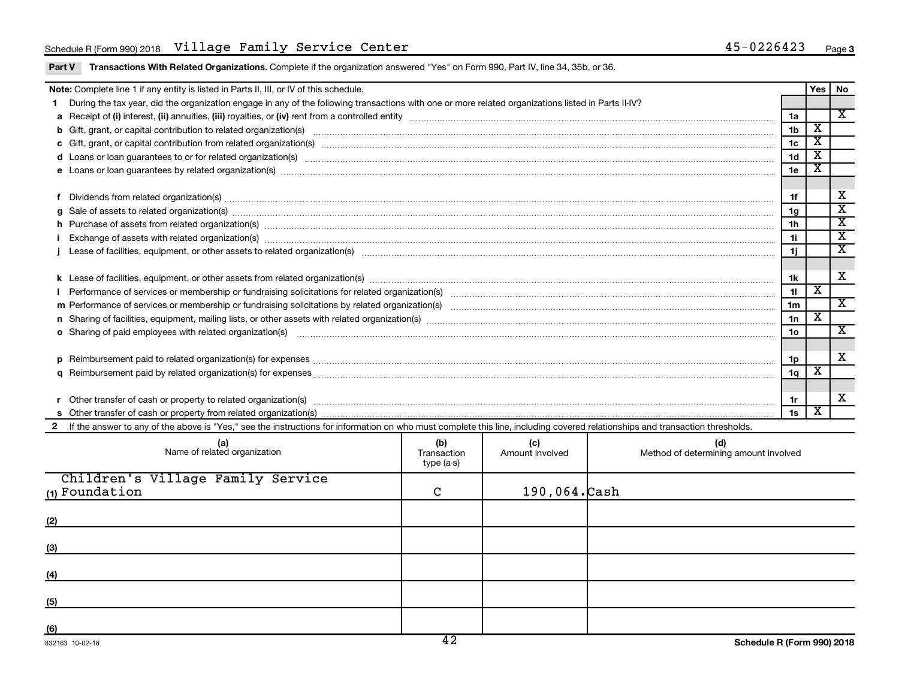Schedule R (Form 990) 2018 Village Family Service Center 45-0226423

**Part V Transactions With Related Organizations.** Complete if the organization answered "Yes" on Form 990, Part IV, line 34, 35b, or 36.

| **Note:** Complete line 1 if any entity is listed in Parts II, III, or IV of this schedule. | | Yes | No |
|---|---|---|---|
| **1** During the tax year, did the organization engage in any of the following transactions with one or more related organizations listed in Parts II-IV? | | | |
| **a** Receipt of **(i)** interest, **(ii)** annuities, **(iii)** royalties, or **(iv)** rent from a controlled entity | 1a | | X |
| **b** Gift, grant, or capital contribution to related organization(s) | 1b | X | |
| **c** Gift, grant, or capital contribution from related organization(s) | 1c | X | |
| **d** Loans or loan guarantees to or for related organization(s) | 1d | X | |
| **e** Loans or loan guarantees by related organization(s) | 1e | X | |
| **f** Dividends from related organization(s) | 1f | | X |
| **g** Sale of assets to related organization(s) | 1g | | X |
| **h** Purchase of assets from related organization(s) | 1h | | X |
| **i** Exchange of assets with related organization(s) | 1i | | X |
| **j** Lease of facilities, equipment, or other assets to related organization(s) | 1j | | X |
| **k** Lease of facilities, equipment, or other assets from related organization(s) | 1k | | X |
| **l** Performance of services or membership or fundraising solicitations for related organization(s) | 1l | X | |
| **m** Performance of services or membership or fundraising solicitations by related organization(s) | 1m | | X |
| **n** Sharing of facilities, equipment, mailing lists, or other assets with related organization(s) | 1n | X | |
| **o** Sharing of paid employees with related organization(s) | 1o | | X |
| **p** Reimbursement paid to related organization(s) for expenses | 1p | | X |
| **q** Reimbursement paid by related organization(s) for expenses | 1q | X | |
| **r** Other transfer of cash or property to related organization(s) | 1r | | X |
| **s** Other transfer of cash or property from related organization(s) | 1s | X | |

**2** If the answer to any of the above is "Yes," see the instructions for information on who must complete this line, including covered relationships and transaction thresholds.

| (a) Name of related organization | (b) Transaction type (a-s) | (c) Amount involved | (d) Method of determining amount involved |
|---|---|---|---|
| (1) Children's Village Family Service Foundation | C | 190,064. | Cash |
| (2) | | | |
| (3) | | | |
| (4) | | | |
| (5) | | | |
| (6) | | | |

832163 10-02-18 Schedule R (Form 990) 2018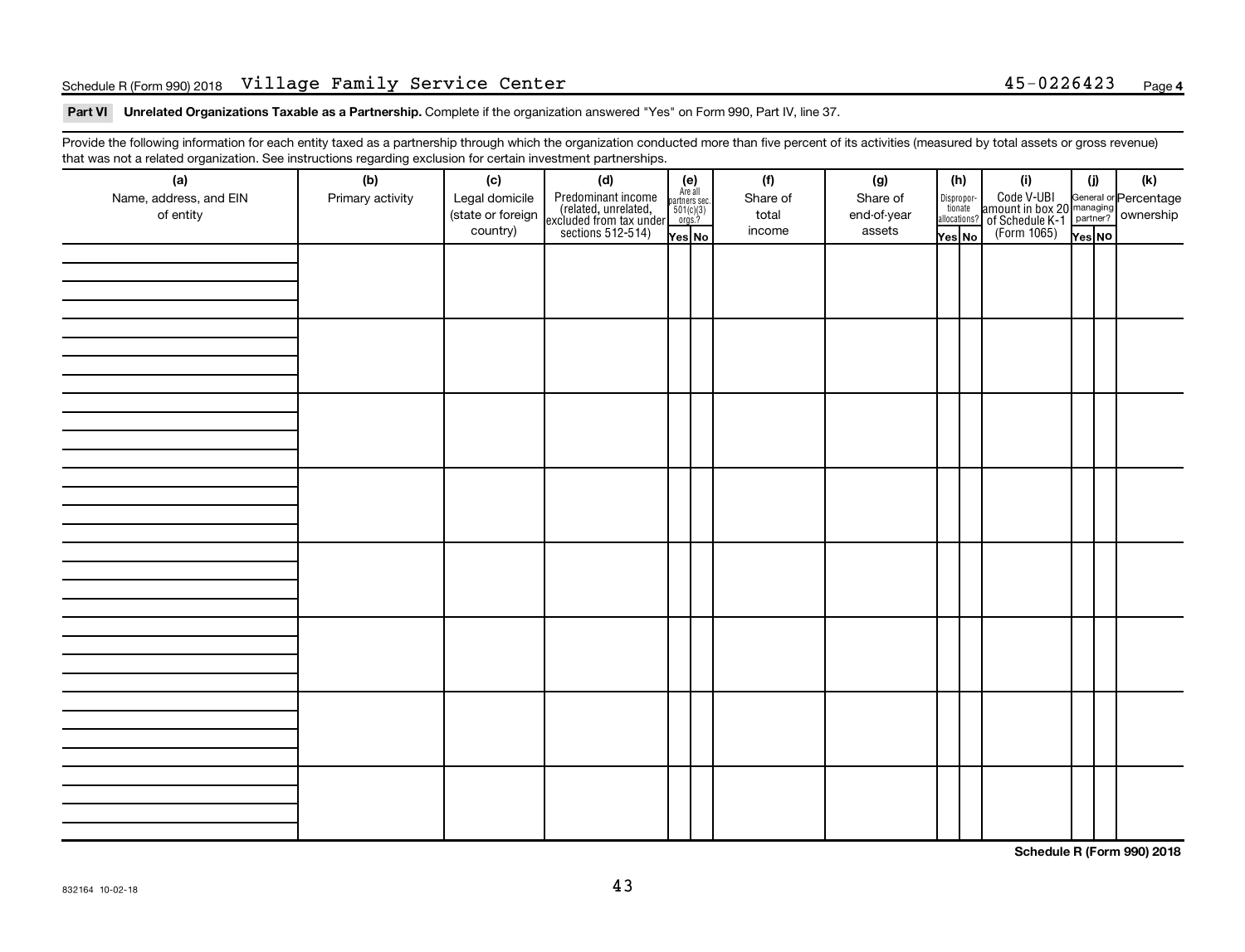Schedule R (Form 990) 2018 Village Family Service Center 45-0226423 Page 4

**Part VI Unrelated Organizations Taxable as a Partnership.** Complete if the organization answered "Yes" on Form 990, Part IV, line 37.

Provide the following information for each entity taxed as a partnership through which the organization conducted more than five percent of its activities (measured by total assets or gross revenue) that was not a related organization. See instructions regarding exclusion for certain investment partnerships.

| (a) Name, address, and EIN of entity | (b) Primary activity | (c) Legal domicile (state or foreign country) | (d) Predominant income (related, unrelated, excluded from tax under sections 512-514) | (e) Are all partners sec. 501(c)(3) orgs.? Yes | No | (f) Share of total income | (g) Share of end-of-year assets | (h) Disproportionate allocations? Yes | No | (i) Code V-UBI amount in box 20 of Schedule K-1 (Form 1065) | (j) General or managing partner? Yes | No | (k) Percentage ownership |
|---|---|---|---|---|---|---|---|---|---|---|---|---|---|
| | | | | | | | | | | | | | |
| | | | | | | | | | | | | | |
| | | | | | | | | | | | | | |
| | | | | | | | | | | | | | |
| | | | | | | | | | | | | | |
| | | | | | | | | | | | | | |
| | | | | | | | | | | | | | |
| | | | | | | | | | | | | | |

Schedule R (Form 990) 2018

832164 10-02-18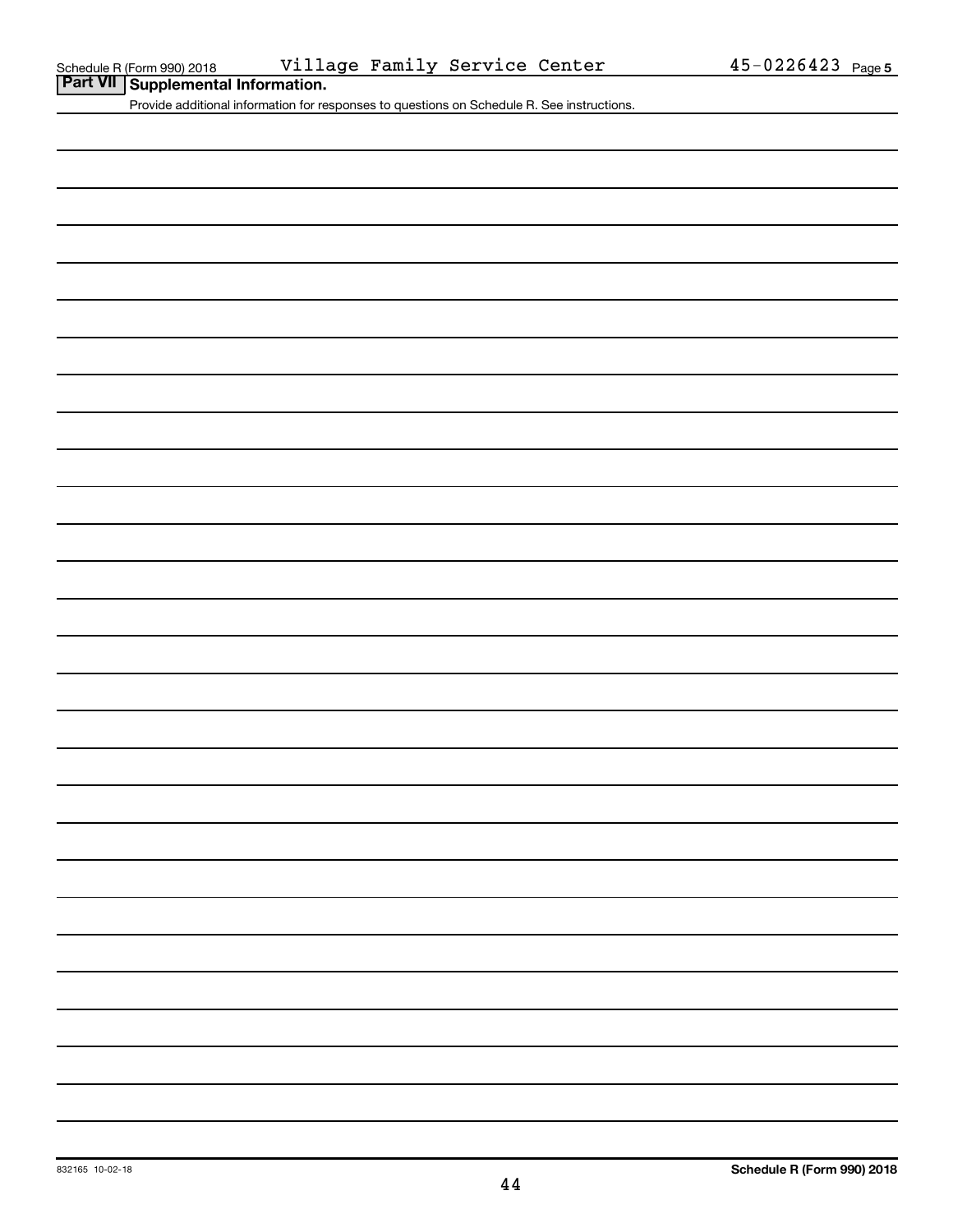Schedule R (Form 990) 2018 Village Family Service Center 45-0226423 Page 5

## Part VII Supplemental Information.

Provide additional information for responses to questions on Schedule R. See instructions.

832165 10-02-18

**Schedule R (Form 990) 2018**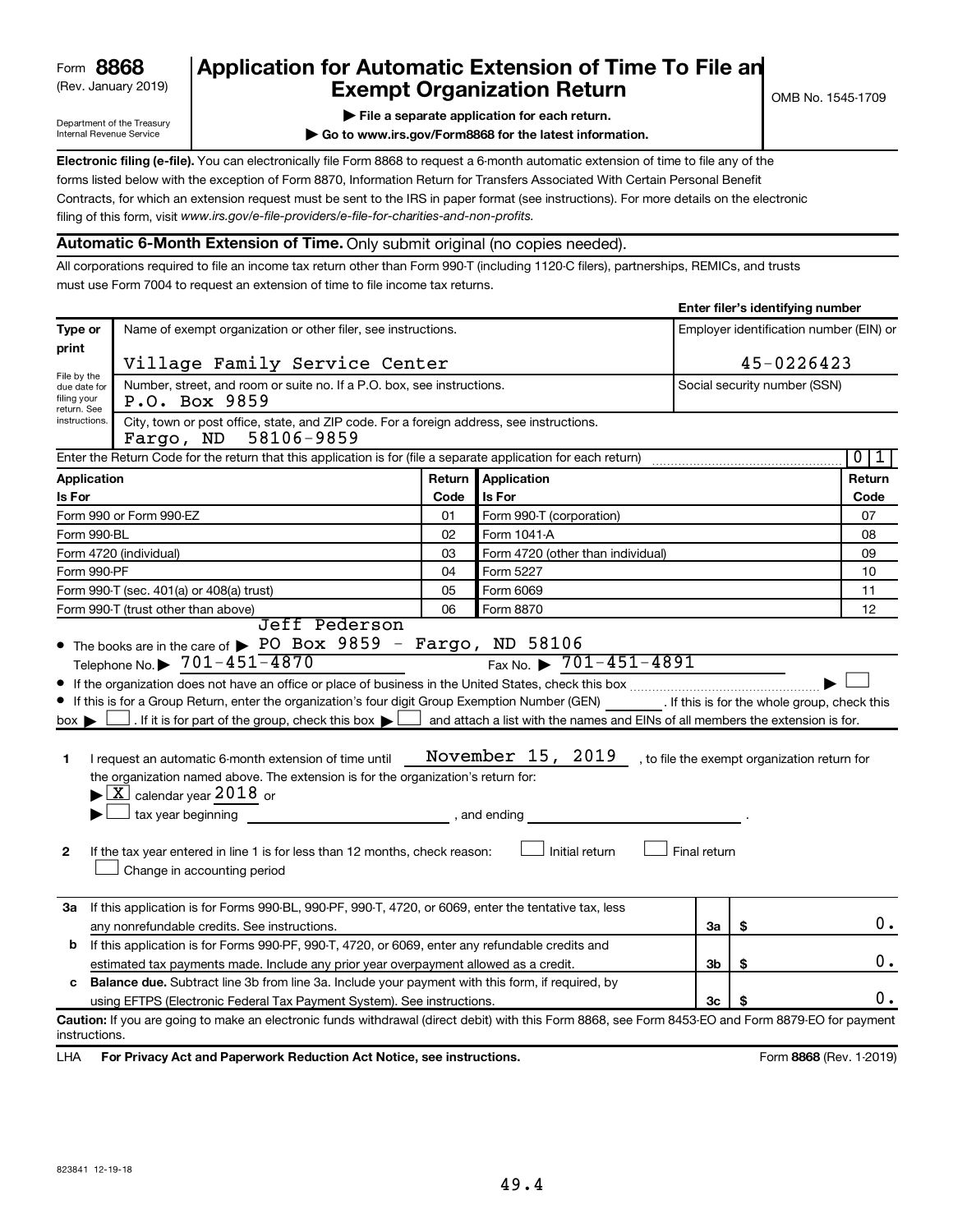Form **8868**
(Rev. January 2019)

Department of the Treasury
Internal Revenue Service

# Application for Automatic Extension of Time To File an Exempt Organization Return

▶ **File a separate application for each return.**

▶ **Go to www.irs.gov/Form8868 for the latest information.**

OMB No. 1545-1709

**Electronic filing (e-file).** You can electronically file Form 8868 to request a 6-month automatic extension of time to file any of the forms listed below with the exception of Form 8870, Information Return for Transfers Associated With Certain Personal Benefit Contracts, for which an extension request must be sent to the IRS in paper format (see instructions). For more details on the electronic filing of this form, visit *www.irs.gov/e-file-providers/e-file-for-charities-and-non-profits.*

## Automatic 6-Month Extension of Time. Only submit original (no copies needed).

All corporations required to file an income tax return other than Form 990-T (including 1120-C filers), partnerships, REMICs, and trusts must use Form 7004 to request an extension of time to file income tax returns.

**Enter filer's identifying number**

| | | |
|---|---|---|
| **Type or print** | Name of exempt organization or other filer, see instructions. Village Family Service Center | Employer identification number (EIN) or 45-0226423 |
| File by the due date for filing your return. See instructions. | Number, street, and room or suite no. If a P.O. box, see instructions. P.O. Box 9859 | Social security number (SSN) |
| | City, town or post office, state, and ZIP code. For a foreign address, see instructions. Fargo, ND 58106-9859 | |

Enter the Return Code for the return that this application is for (file a separate application for each return) 0 1

| **Application Is For** | **Return Code** | **Application Is For** | **Return Code** |
|---|---|---|---|
| Form 990 or Form 990-EZ | 01 | Form 990-T (corporation) | 07 |
| Form 990-BL | 02 | Form 1041-A | 08 |
| Form 4720 (individual) | 03 | Form 4720 (other than individual) | 09 |
| Form 990-PF | 04 | Form 5227 | 10 |
| Form 990-T (sec. 401(a) or 408(a) trust) | 05 | Form 6069 | 11 |
| Form 990-T (trust other than above) | 06 | Form 8870 | 12 |

- The books are in the care of ▶ Jeff Pederson PO Box 9859 - Fargo, ND 58106
  Telephone No. ▶ 701-451-4870 Fax No. ▶ 701-451-4891
- If the organization does not have an office or place of business in the United States, check this box ▶ ☐
- If this is for a Group Return, enter the organization's four digit Group Exemption Number (GEN) ________ . If this is for the whole group, check this box ▶ ☐ . If it is for part of the group, check this box ▶ ☐ and attach a list with the names and EINs of all members the extension is for.

**1** I request an automatic 6-month extension of time until November 15, 2019 , to file the exempt organization return for the organization named above. The extension is for the organization's return for:
▶ ☒ calendar year 2018 or
▶ ☐ tax year beginning ____________ , and ending ____________ .

**2** If the tax year entered in line 1 is for less than 12 months, check reason: ☐ Initial return ☐ Final return ☐ Change in accounting period

| | | | |
|---|---|---|---|
| **3a** | If this application is for Forms 990-BL, 990-PF, 990-T, 4720, or 6069, enter the tentative tax, less any nonrefundable credits. See instructions. | **3a** | $ 0. |
| **b** | If this application is for Forms 990-PF, 990-T, 4720, or 6069, enter any refundable credits and estimated tax payments made. Include any prior year overpayment allowed as a credit. | **3b** | $ 0. |
| **c** | **Balance due.** Subtract line 3b from line 3a. Include your payment with this form, if required, by using EFTPS (Electronic Federal Tax Payment System). See instructions. | **3c** | $ 0. |

**Caution:** If you are going to make an electronic funds withdrawal (direct debit) with this Form 8868, see Form 8453-EO and Form 8879-EO for payment instructions.

LHA **For Privacy Act and Paperwork Reduction Act Notice, see instructions.** Form **8868** (Rev. 1-2019)

823841 12-19-18

49.4